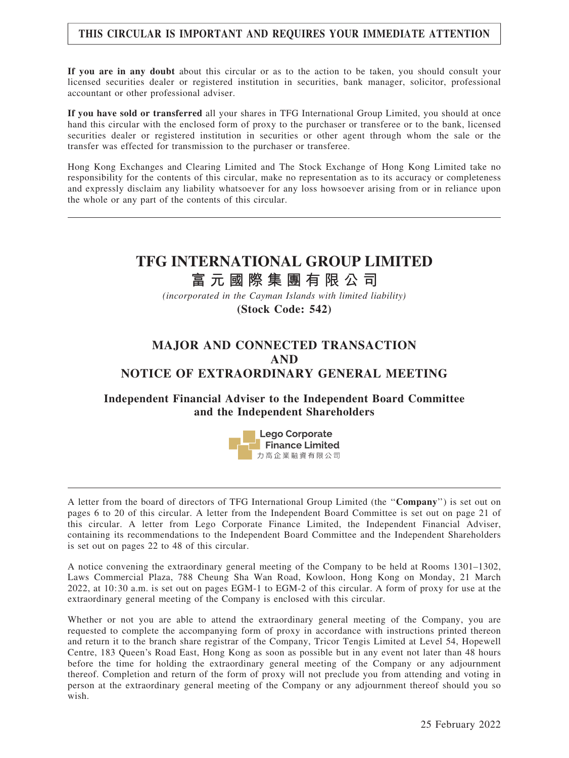**THIS CIRCULAR IS IMPORTANT AND REQUIRES YOUR IMMEDIATE ATTENTION**

**If you are in any doubt** about this circular or as to the action to be taken, you should consult your licensed securities dealer or registered institution in securities, bank manager, solicitor, professional accountant or other professional adviser.

**If you have sold or transferred** all your shares in TFG International Group Limited, you should at once hand this circular with the enclosed form of proxy to the purchaser or transferee or to the bank, licensed securities dealer or registered institution in securities or other agent through whom the sale or the transfer was effected for transmission to the purchaser or transferee.

Hong Kong Exchanges and Clearing Limited and The Stock Exchange of Hong Kong Limited take no responsibility for the contents of this circular, make no representation as to its accuracy or completeness and expressly disclaim any liability whatsoever for any loss howsoever arising from or in reliance upon the whole or any part of the contents of this circular.

# TFG INTERNATIONAL GROUP LIMITED
# 富元國際集團有限公司

*(incorporated in the Cayman Islands with limited liability)*

**(Stock Code: 542)**

## MAJOR AND CONNECTED TRANSACTION AND NOTICE OF EXTRAORDINARY GENERAL MEETING

**Independent Financial Adviser to the Independent Board Committee and the Independent Shareholders**

Lego Corporate Finance Limited
力高企業融資有限公司

A letter from the board of directors of TFG International Group Limited (the "**Company**") is set out on pages 6 to 20 of this circular. A letter from the Independent Board Committee is set out on page 21 of this circular. A letter from Lego Corporate Finance Limited, the Independent Financial Adviser, containing its recommendations to the Independent Board Committee and the Independent Shareholders is set out on pages 22 to 48 of this circular.

A notice convening the extraordinary general meeting of the Company to be held at Rooms 1301–1302, Laws Commercial Plaza, 788 Cheung Sha Wan Road, Kowloon, Hong Kong on Monday, 21 March 2022, at 10:30 a.m. is set out on pages EGM-1 to EGM-2 of this circular. A form of proxy for use at the extraordinary general meeting of the Company is enclosed with this circular.

Whether or not you are able to attend the extraordinary general meeting of the Company, you are requested to complete the accompanying form of proxy in accordance with instructions printed thereon and return it to the branch share registrar of the Company, Tricor Tengis Limited at Level 54, Hopewell Centre, 183 Queen's Road East, Hong Kong as soon as possible but in any event not later than 48 hours before the time for holding the extraordinary general meeting of the Company or any adjournment thereof. Completion and return of the form of proxy will not preclude you from attending and voting in person at the extraordinary general meeting of the Company or any adjournment thereof should you so wish.

25 February 2022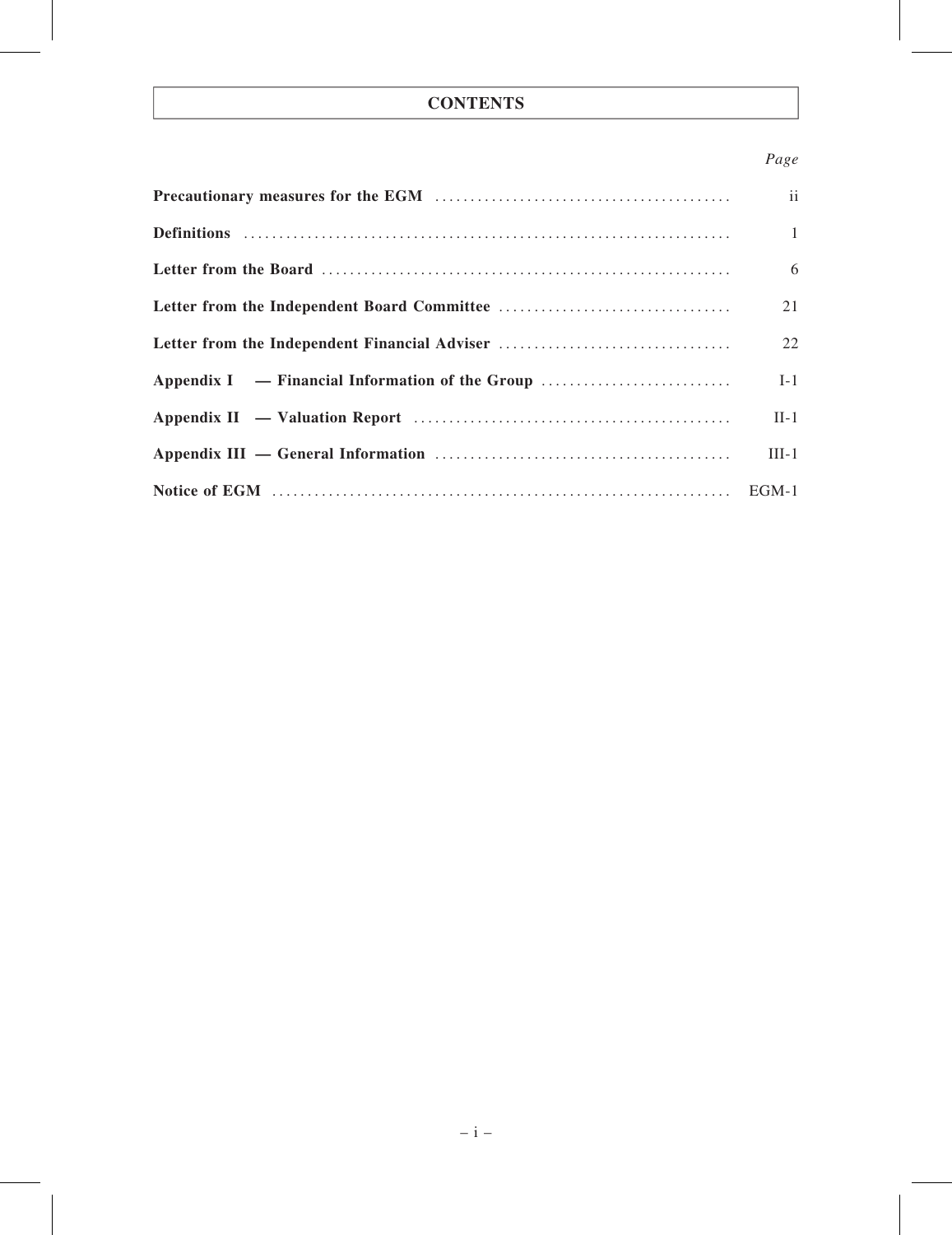# CONTENTS

| | Page |
|---|---|
| **Precautionary measures for the EGM** | ii |
| **Definitions** | 1 |
| **Letter from the Board** | 6 |
| **Letter from the Independent Board Committee** | 21 |
| **Letter from the Independent Financial Adviser** | 22 |
| **Appendix I — Financial Information of the Group** | I-1 |
| **Appendix II — Valuation Report** | II-1 |
| **Appendix III — General Information** | III-1 |
| **Notice of EGM** | EGM-1 |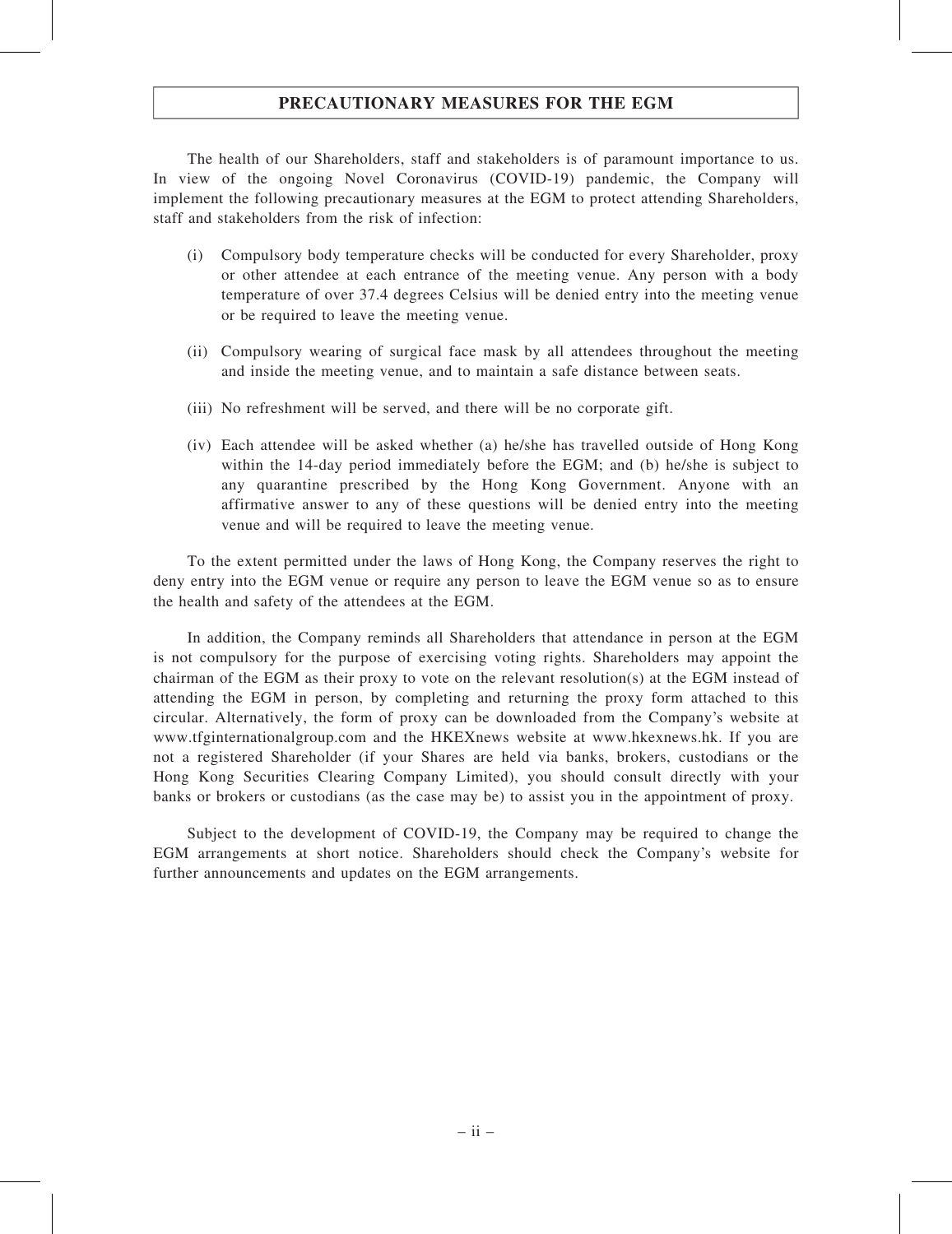## PRECAUTIONARY MEASURES FOR THE EGM

The health of our Shareholders, staff and stakeholders is of paramount importance to us. In view of the ongoing Novel Coronavirus (COVID-19) pandemic, the Company will implement the following precautionary measures at the EGM to protect attending Shareholders, staff and stakeholders from the risk of infection:

(i) Compulsory body temperature checks will be conducted for every Shareholder, proxy or other attendee at each entrance of the meeting venue. Any person with a body temperature of over 37.4 degrees Celsius will be denied entry into the meeting venue or be required to leave the meeting venue.

(ii) Compulsory wearing of surgical face mask by all attendees throughout the meeting and inside the meeting venue, and to maintain a safe distance between seats.

(iii) No refreshment will be served, and there will be no corporate gift.

(iv) Each attendee will be asked whether (a) he/she has travelled outside of Hong Kong within the 14-day period immediately before the EGM; and (b) he/she is subject to any quarantine prescribed by the Hong Kong Government. Anyone with an affirmative answer to any of these questions will be denied entry into the meeting venue and will be required to leave the meeting venue.

To the extent permitted under the laws of Hong Kong, the Company reserves the right to deny entry into the EGM venue or require any person to leave the EGM venue so as to ensure the health and safety of the attendees at the EGM.

In addition, the Company reminds all Shareholders that attendance in person at the EGM is not compulsory for the purpose of exercising voting rights. Shareholders may appoint the chairman of the EGM as their proxy to vote on the relevant resolution(s) at the EGM instead of attending the EGM in person, by completing and returning the proxy form attached to this circular. Alternatively, the form of proxy can be downloaded from the Company's website at www.tfginternationalgroup.com and the HKEXnews website at www.hkexnews.hk. If you are not a registered Shareholder (if your Shares are held via banks, brokers, custodians or the Hong Kong Securities Clearing Company Limited), you should consult directly with your banks or brokers or custodians (as the case may be) to assist you in the appointment of proxy.

Subject to the development of COVID-19, the Company may be required to change the EGM arrangements at short notice. Shareholders should check the Company's website for further announcements and updates on the EGM arrangements.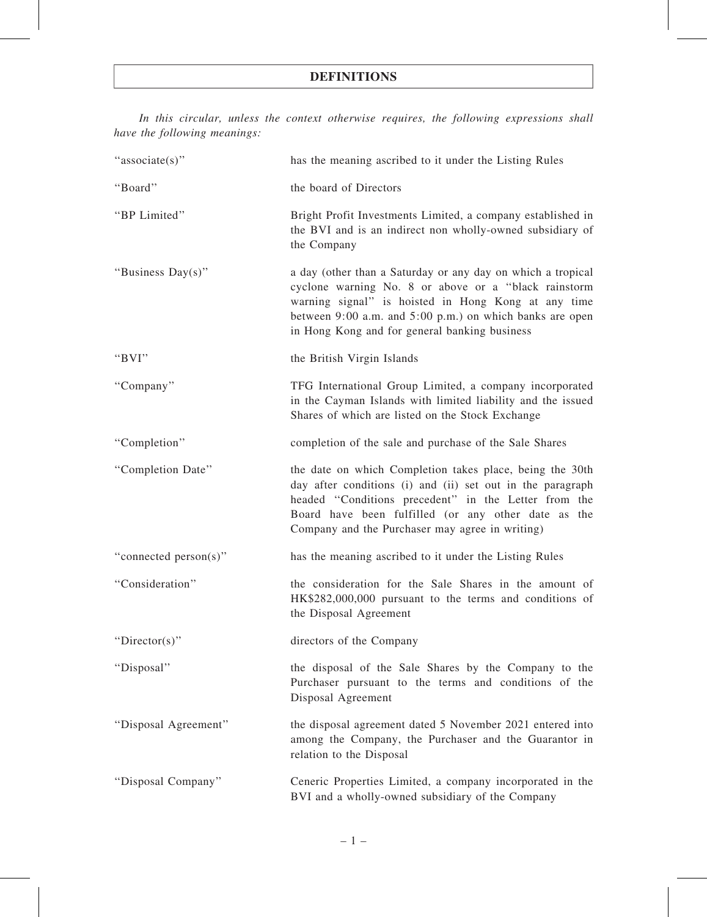# DEFINITIONS

*In this circular, unless the context otherwise requires, the following expressions shall have the following meanings:*

| | |
|---|---|
| "associate(s)" | has the meaning ascribed to it under the Listing Rules |
| "Board" | the board of Directors |
| "BP Limited" | Bright Profit Investments Limited, a company established in the BVI and is an indirect non wholly-owned subsidiary of the Company |
| "Business Day(s)" | a day (other than a Saturday or any day on which a tropical cyclone warning No. 8 or above or a "black rainstorm warning signal" is hoisted in Hong Kong at any time between 9:00 a.m. and 5:00 p.m.) on which banks are open in Hong Kong and for general banking business |
| "BVI" | the British Virgin Islands |
| "Company" | TFG International Group Limited, a company incorporated in the Cayman Islands with limited liability and the issued Shares of which are listed on the Stock Exchange |
| "Completion" | completion of the sale and purchase of the Sale Shares |
| "Completion Date" | the date on which Completion takes place, being the 30th day after conditions (i) and (ii) set out in the paragraph headed "Conditions precedent" in the Letter from the Board have been fulfilled (or any other date as the Company and the Purchaser may agree in writing) |
| "connected person(s)" | has the meaning ascribed to it under the Listing Rules |
| "Consideration" | the consideration for the Sale Shares in the amount of HK$282,000,000 pursuant to the terms and conditions of the Disposal Agreement |
| "Director(s)" | directors of the Company |
| "Disposal" | the disposal of the Sale Shares by the Company to the Purchaser pursuant to the terms and conditions of the Disposal Agreement |
| "Disposal Agreement" | the disposal agreement dated 5 November 2021 entered into among the Company, the Purchaser and the Guarantor in relation to the Disposal |
| "Disposal Company" | Ceneric Properties Limited, a company incorporated in the BVI and a wholly-owned subsidiary of the Company |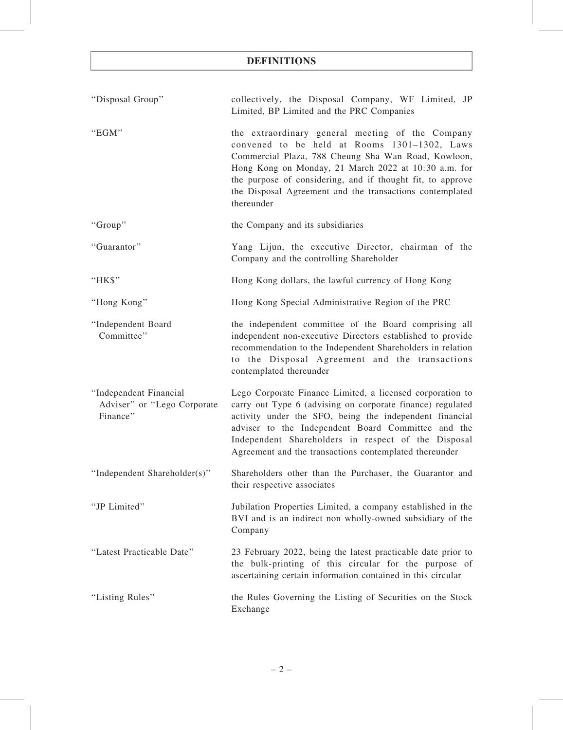# DEFINITIONS

| | |
|---|---|
| "Disposal Group" | collectively, the Disposal Company, WF Limited, JP Limited, BP Limited and the PRC Companies |
| "EGM" | the extraordinary general meeting of the Company convened to be held at Rooms 1301–1302, Laws Commercial Plaza, 788 Cheung Sha Wan Road, Kowloon, Hong Kong on Monday, 21 March 2022 at 10:30 a.m. for the purpose of considering, and if thought fit, to approve the Disposal Agreement and the transactions contemplated thereunder |
| "Group" | the Company and its subsidiaries |
| "Guarantor" | Yang Lijun, the executive Director, chairman of the Company and the controlling Shareholder |
| "HK$" | Hong Kong dollars, the lawful currency of Hong Kong |
| "Hong Kong" | Hong Kong Special Administrative Region of the PRC |
| "Independent Board Committee" | the independent committee of the Board comprising all independent non-executive Directors established to provide recommendation to the Independent Shareholders in relation to the Disposal Agreement and the transactions contemplated thereunder |
| "Independent Financial Adviser" or "Lego Corporate Finance" | Lego Corporate Finance Limited, a licensed corporation to carry out Type 6 (advising on corporate finance) regulated activity under the SFO, being the independent financial adviser to the Independent Board Committee and the Independent Shareholders in respect of the Disposal Agreement and the transactions contemplated thereunder |
| "Independent Shareholder(s)" | Shareholders other than the Purchaser, the Guarantor and their respective associates |
| "JP Limited" | Jubilation Properties Limited, a company established in the BVI and is an indirect non wholly-owned subsidiary of the Company |
| "Latest Practicable Date" | 23 February 2022, being the latest practicable date prior to the bulk-printing of this circular for the purpose of ascertaining certain information contained in this circular |
| "Listing Rules" | the Rules Governing the Listing of Securities on the Stock Exchange |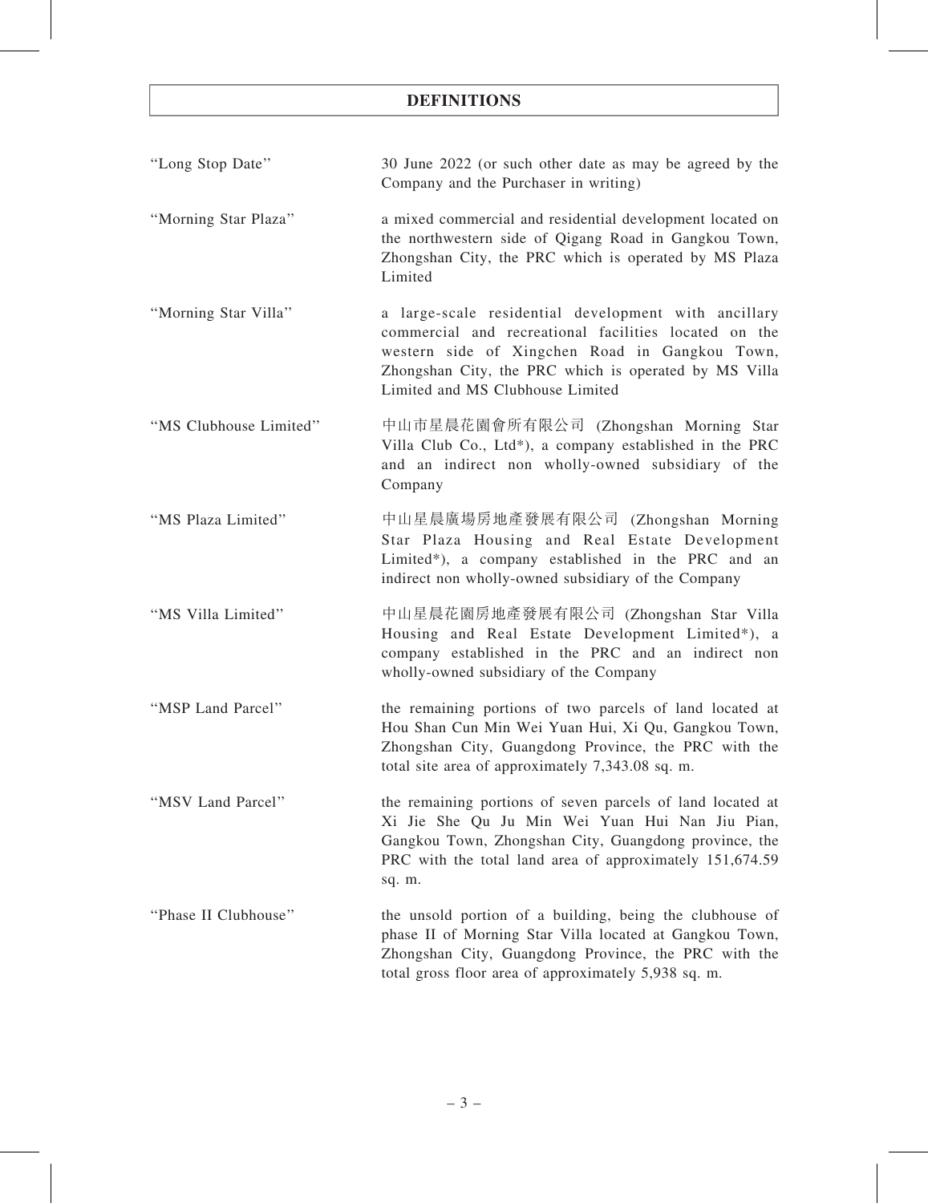## DEFINITIONS

| | |
|---|---|
| "Long Stop Date" | 30 June 2022 (or such other date as may be agreed by the Company and the Purchaser in writing) |
| "Morning Star Plaza" | a mixed commercial and residential development located on the northwestern side of Qigang Road in Gangkou Town, Zhongshan City, the PRC which is operated by MS Plaza Limited |
| "Morning Star Villa" | a large-scale residential development with ancillary commercial and recreational facilities located on the western side of Xingchen Road in Gangkou Town, Zhongshan City, the PRC which is operated by MS Villa Limited and MS Clubhouse Limited |
| "MS Clubhouse Limited" | 中山市星晨花園會所有限公司 (Zhongshan Morning Star Villa Club Co., Ltd*), a company established in the PRC and an indirect non wholly-owned subsidiary of the Company |
| "MS Plaza Limited" | 中山星晨廣場房地產發展有限公司 (Zhongshan Morning Star Plaza Housing and Real Estate Development Limited*), a company established in the PRC and an indirect non wholly-owned subsidiary of the Company |
| "MS Villa Limited" | 中山星晨花園房地產發展有限公司 (Zhongshan Star Villa Housing and Real Estate Development Limited*), a company established in the PRC and an indirect non wholly-owned subsidiary of the Company |
| "MSP Land Parcel" | the remaining portions of two parcels of land located at Hou Shan Cun Min Wei Yuan Hui, Xi Qu, Gangkou Town, Zhongshan City, Guangdong Province, the PRC with the total site area of approximately 7,343.08 sq. m. |
| "MSV Land Parcel" | the remaining portions of seven parcels of land located at Xi Jie She Qu Ju Min Wei Yuan Hui Nan Jiu Pian, Gangkou Town, Zhongshan City, Guangdong province, the PRC with the total land area of approximately 151,674.59 sq. m. |
| "Phase II Clubhouse" | the unsold portion of a building, being the clubhouse of phase II of Morning Star Villa located at Gangkou Town, Zhongshan City, Guangdong Province, the PRC with the total gross floor area of approximately 5,938 sq. m. |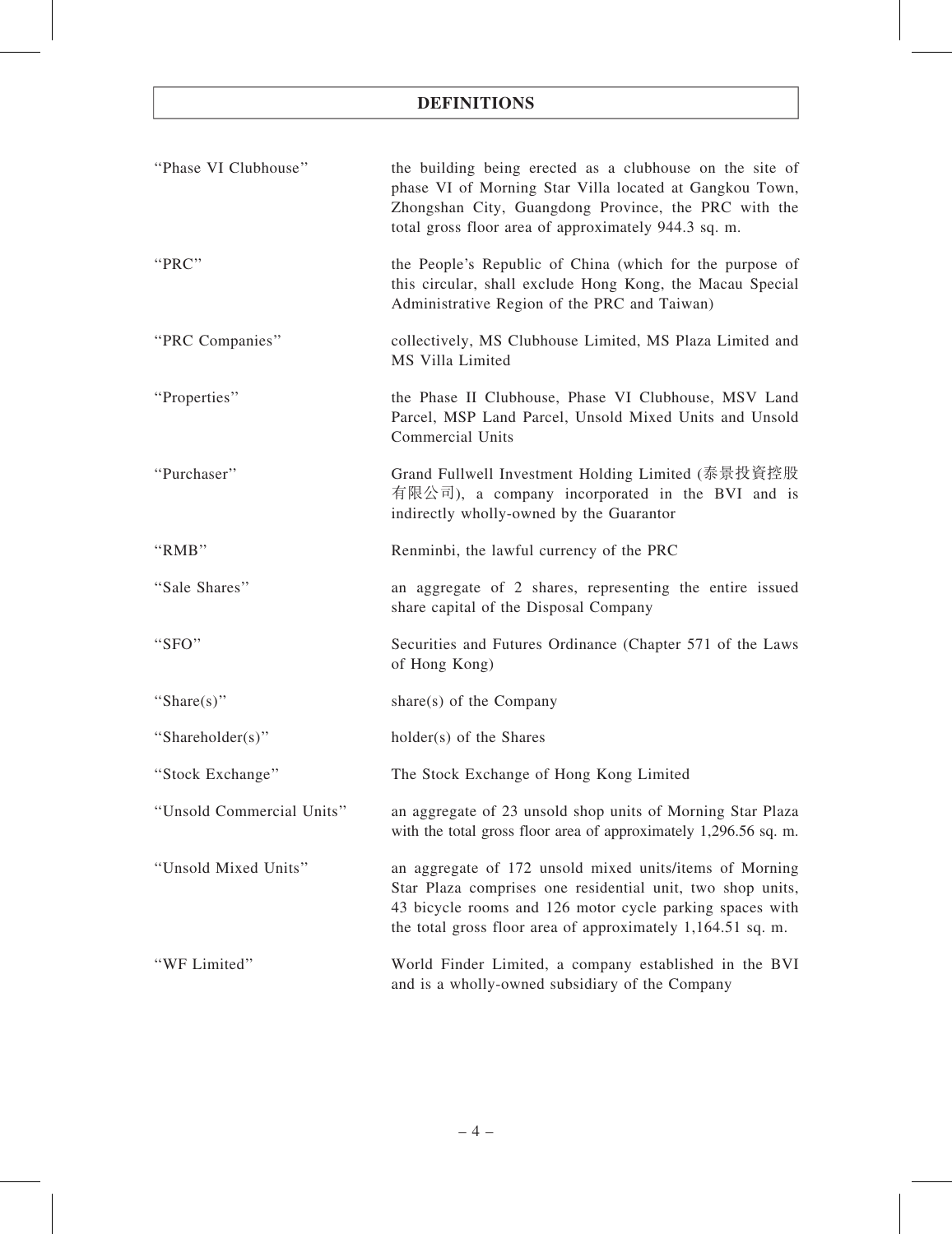# DEFINITIONS

| | |
|---|---|
| "Phase VI Clubhouse" | the building being erected as a clubhouse on the site of phase VI of Morning Star Villa located at Gangkou Town, Zhongshan City, Guangdong Province, the PRC with the total gross floor area of approximately 944.3 sq. m. |
| "PRC" | the People's Republic of China (which for the purpose of this circular, shall exclude Hong Kong, the Macau Special Administrative Region of the PRC and Taiwan) |
| "PRC Companies" | collectively, MS Clubhouse Limited, MS Plaza Limited and MS Villa Limited |
| "Properties" | the Phase II Clubhouse, Phase VI Clubhouse, MSV Land Parcel, MSP Land Parcel, Unsold Mixed Units and Unsold Commercial Units |
| "Purchaser" | Grand Fullwell Investment Holding Limited (泰景投資控股有限公司), a company incorporated in the BVI and is indirectly wholly-owned by the Guarantor |
| "RMB" | Renminbi, the lawful currency of the PRC |
| "Sale Shares" | an aggregate of 2 shares, representing the entire issued share capital of the Disposal Company |
| "SFO" | Securities and Futures Ordinance (Chapter 571 of the Laws of Hong Kong) |
| "Share(s)" | share(s) of the Company |
| "Shareholder(s)" | holder(s) of the Shares |
| "Stock Exchange" | The Stock Exchange of Hong Kong Limited |
| "Unsold Commercial Units" | an aggregate of 23 unsold shop units of Morning Star Plaza with the total gross floor area of approximately 1,296.56 sq. m. |
| "Unsold Mixed Units" | an aggregate of 172 unsold mixed units/items of Morning Star Plaza comprises one residential unit, two shop units, 43 bicycle rooms and 126 motor cycle parking spaces with the total gross floor area of approximately 1,164.51 sq. m. |
| "WF Limited" | World Finder Limited, a company established in the BVI and is a wholly-owned subsidiary of the Company |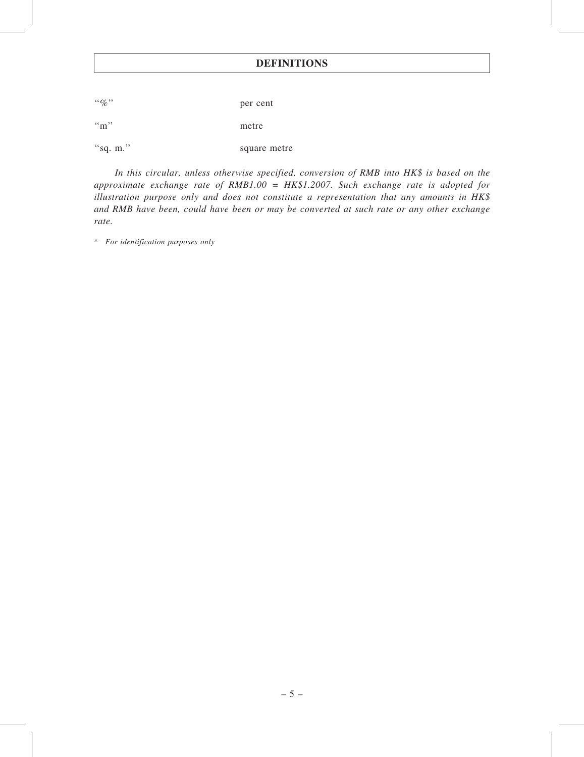## DEFINITIONS

| | |
|---|---|
| "%" | per cent |
| "m" | metre |
| "sq. m." | square metre |

*In this circular, unless otherwise specified, conversion of RMB into HK$ is based on the approximate exchange rate of RMB1.00 = HK$1.2007. Such exchange rate is adopted for illustration purpose only and does not constitute a representation that any amounts in HK$ and RMB have been, could have been or may be converted at such rate or any other exchange rate.*

\* *For identification purposes only*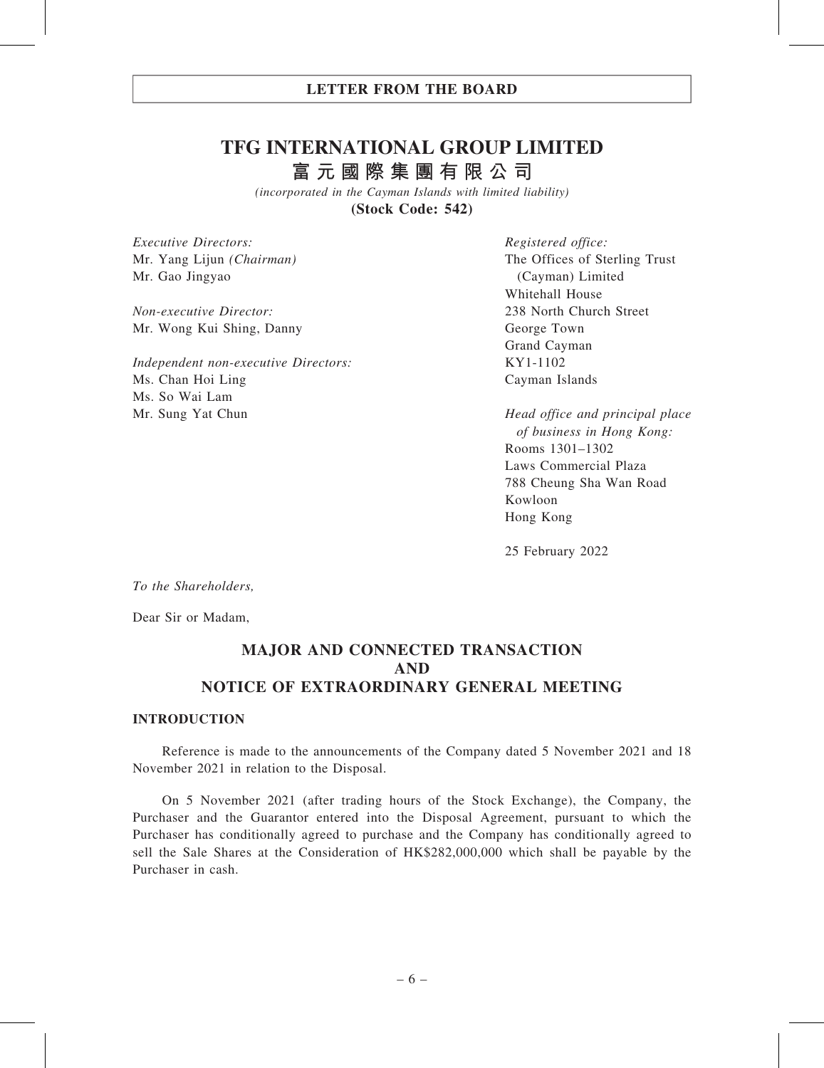# TFG INTERNATIONAL GROUP LIMITED

# 富元國際集團有限公司

*(incorporated in the Cayman Islands with limited liability)*

**(Stock Code: 542)**

*Executive Directors:*
Mr. Yang Lijun *(Chairman)*
Mr. Gao Jingyao

*Non-executive Director:*
Mr. Wong Kui Shing, Danny

*Independent non-executive Directors:*
Ms. Chan Hoi Ling
Ms. So Wai Lam
Mr. Sung Yat Chun

*Registered office:*
The Offices of Sterling Trust (Cayman) Limited
Whitehall House
238 North Church Street
George Town
Grand Cayman
KY1-1102
Cayman Islands

*Head office and principal place of business in Hong Kong:*
Rooms 1301–1302
Laws Commercial Plaza
788 Cheung Sha Wan Road
Kowloon
Hong Kong

25 February 2022

*To the Shareholders,*

Dear Sir or Madam,

## MAJOR AND CONNECTED TRANSACTION AND NOTICE OF EXTRAORDINARY GENERAL MEETING

### INTRODUCTION

Reference is made to the announcements of the Company dated 5 November 2021 and 18 November 2021 in relation to the Disposal.

On 5 November 2021 (after trading hours of the Stock Exchange), the Company, the Purchaser and the Guarantor entered into the Disposal Agreement, pursuant to which the Purchaser has conditionally agreed to purchase and the Company has conditionally agreed to sell the Sale Shares at the Consideration of HK$282,000,000 which shall be payable by the Purchaser in cash.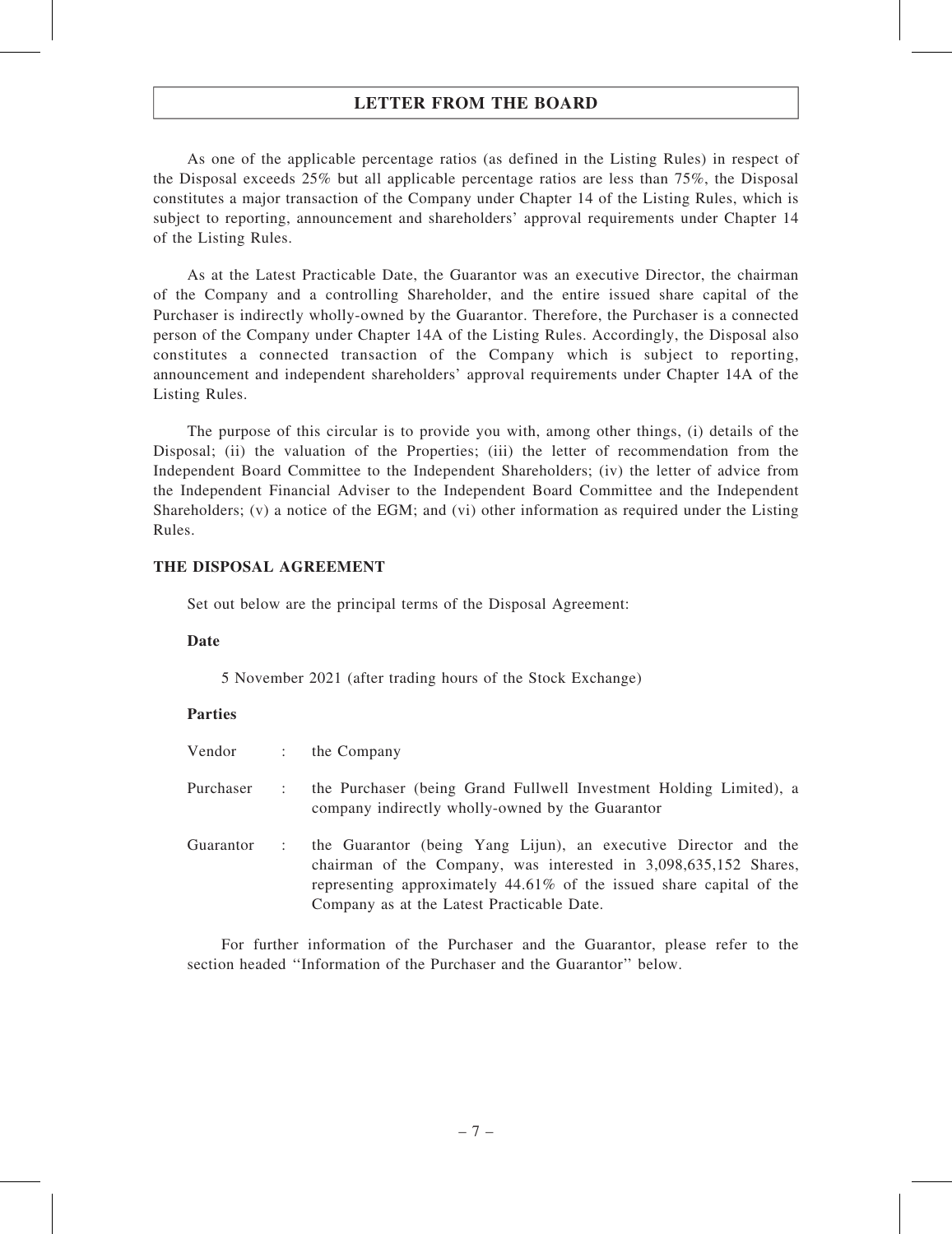As one of the applicable percentage ratios (as defined in the Listing Rules) in respect of the Disposal exceeds 25% but all applicable percentage ratios are less than 75%, the Disposal constitutes a major transaction of the Company under Chapter 14 of the Listing Rules, which is subject to reporting, announcement and shareholders' approval requirements under Chapter 14 of the Listing Rules.

As at the Latest Practicable Date, the Guarantor was an executive Director, the chairman of the Company and a controlling Shareholder, and the entire issued share capital of the Purchaser is indirectly wholly-owned by the Guarantor. Therefore, the Purchaser is a connected person of the Company under Chapter 14A of the Listing Rules. Accordingly, the Disposal also constitutes a connected transaction of the Company which is subject to reporting, announcement and independent shareholders' approval requirements under Chapter 14A of the Listing Rules.

The purpose of this circular is to provide you with, among other things, (i) details of the Disposal; (ii) the valuation of the Properties; (iii) the letter of recommendation from the Independent Board Committee to the Independent Shareholders; (iv) the letter of advice from the Independent Financial Adviser to the Independent Board Committee and the Independent Shareholders; (v) a notice of the EGM; and (vi) other information as required under the Listing Rules.

## THE DISPOSAL AGREEMENT

Set out below are the principal terms of the Disposal Agreement:

### Date

5 November 2021 (after trading hours of the Stock Exchange)

### Parties

| | | |
|---|---|---|
| Vendor | : | the Company |
| Purchaser | : | the Purchaser (being Grand Fullwell Investment Holding Limited), a company indirectly wholly-owned by the Guarantor |
| Guarantor | : | the Guarantor (being Yang Lijun), an executive Director and the chairman of the Company, was interested in 3,098,635,152 Shares, representing approximately 44.61% of the issued share capital of the Company as at the Latest Practicable Date. |

For further information of the Purchaser and the Guarantor, please refer to the section headed ''Information of the Purchaser and the Guarantor'' below.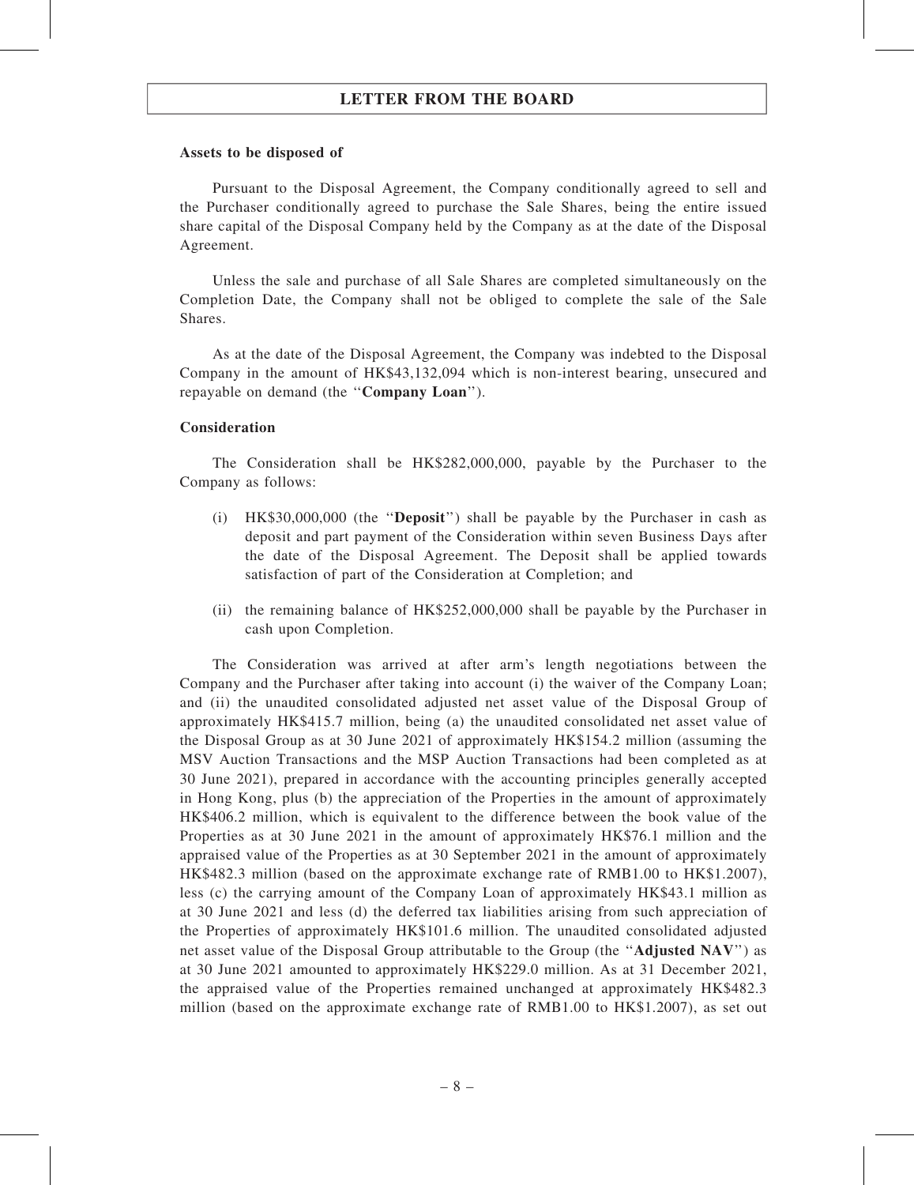### Assets to be disposed of

Pursuant to the Disposal Agreement, the Company conditionally agreed to sell and the Purchaser conditionally agreed to purchase the Sale Shares, being the entire issued share capital of the Disposal Company held by the Company as at the date of the Disposal Agreement.

Unless the sale and purchase of all Sale Shares are completed simultaneously on the Completion Date, the Company shall not be obliged to complete the sale of the Sale Shares.

As at the date of the Disposal Agreement, the Company was indebted to the Disposal Company in the amount of HK$43,132,094 which is non-interest bearing, unsecured and repayable on demand (the ''**Company Loan**'').

### Consideration

The Consideration shall be HK$282,000,000, payable by the Purchaser to the Company as follows:

(i) HK$30,000,000 (the ''**Deposit**'') shall be payable by the Purchaser in cash as deposit and part payment of the Consideration within seven Business Days after the date of the Disposal Agreement. The Deposit shall be applied towards satisfaction of part of the Consideration at Completion; and

(ii) the remaining balance of HK$252,000,000 shall be payable by the Purchaser in cash upon Completion.

The Consideration was arrived at after arm's length negotiations between the Company and the Purchaser after taking into account (i) the waiver of the Company Loan; and (ii) the unaudited consolidated adjusted net asset value of the Disposal Group of approximately HK$415.7 million, being (a) the unaudited consolidated net asset value of the Disposal Group as at 30 June 2021 of approximately HK$154.2 million (assuming the MSV Auction Transactions and the MSP Auction Transactions had been completed as at 30 June 2021), prepared in accordance with the accounting principles generally accepted in Hong Kong, plus (b) the appreciation of the Properties in the amount of approximately HK$406.2 million, which is equivalent to the difference between the book value of the Properties as at 30 June 2021 in the amount of approximately HK$76.1 million and the appraised value of the Properties as at 30 September 2021 in the amount of approximately HK$482.3 million (based on the approximate exchange rate of RMB1.00 to HK$1.2007), less (c) the carrying amount of the Company Loan of approximately HK$43.1 million as at 30 June 2021 and less (d) the deferred tax liabilities arising from such appreciation of the Properties of approximately HK$101.6 million. The unaudited consolidated adjusted net asset value of the Disposal Group attributable to the Group (the ''**Adjusted NAV**'') as at 30 June 2021 amounted to approximately HK$229.0 million. As at 31 December 2021, the appraised value of the Properties remained unchanged at approximately HK$482.3 million (based on the approximate exchange rate of RMB1.00 to HK$1.2007), as set out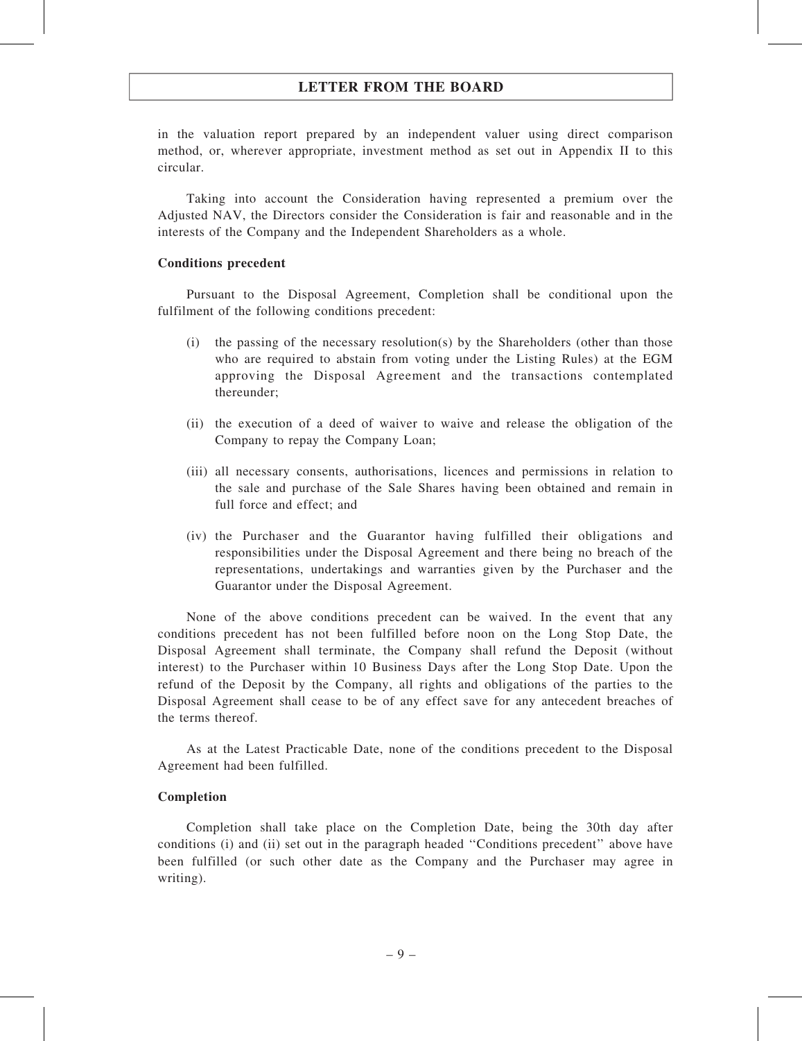in the valuation report prepared by an independent valuer using direct comparison method, or, wherever appropriate, investment method as set out in Appendix II to this circular.

Taking into account the Consideration having represented a premium over the Adjusted NAV, the Directors consider the Consideration is fair and reasonable and in the interests of the Company and the Independent Shareholders as a whole.

**Conditions precedent**

Pursuant to the Disposal Agreement, Completion shall be conditional upon the fulfilment of the following conditions precedent:

(i) the passing of the necessary resolution(s) by the Shareholders (other than those who are required to abstain from voting under the Listing Rules) at the EGM approving the Disposal Agreement and the transactions contemplated thereunder;

(ii) the execution of a deed of waiver to waive and release the obligation of the Company to repay the Company Loan;

(iii) all necessary consents, authorisations, licences and permissions in relation to the sale and purchase of the Sale Shares having been obtained and remain in full force and effect; and

(iv) the Purchaser and the Guarantor having fulfilled their obligations and responsibilities under the Disposal Agreement and there being no breach of the representations, undertakings and warranties given by the Purchaser and the Guarantor under the Disposal Agreement.

None of the above conditions precedent can be waived. In the event that any conditions precedent has not been fulfilled before noon on the Long Stop Date, the Disposal Agreement shall terminate, the Company shall refund the Deposit (without interest) to the Purchaser within 10 Business Days after the Long Stop Date. Upon the refund of the Deposit by the Company, all rights and obligations of the parties to the Disposal Agreement shall cease to be of any effect save for any antecedent breaches of the terms thereof.

As at the Latest Practicable Date, none of the conditions precedent to the Disposal Agreement had been fulfilled.

**Completion**

Completion shall take place on the Completion Date, being the 30th day after conditions (i) and (ii) set out in the paragraph headed "Conditions precedent" above have been fulfilled (or such other date as the Company and the Purchaser may agree in writing).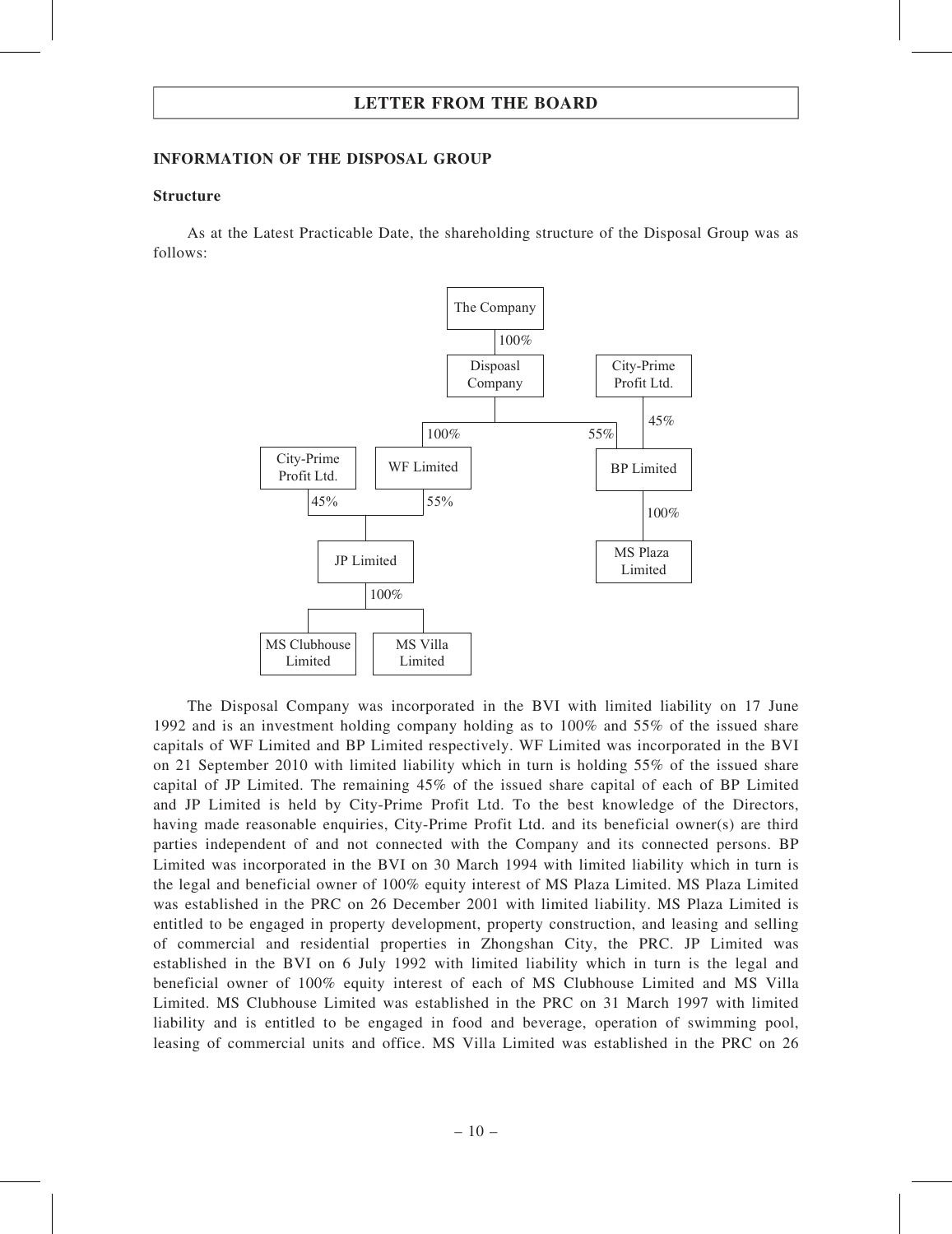## INFORMATION OF THE DISPOSAL GROUP

### Structure

As at the Latest Practicable Date, the shareholding structure of the Disposal Group was as follows:

```
                              The Company
                                   | 100%
                              Dispoasl Company                City-Prime Profit Ltd.
                                   |                                  |
                      100% --------+-------- 55%                      | 45%
                       |                      |                       |
City-Prime Profit Ltd.   WF Limited           +------ BP Limited -----+
        | 45%            | 55%                             | 100%
        +------ JP Limited                            MS Plaza Limited
                   | 100%
        +----------+----------+
MS Clubhouse Limited    MS Villa Limited
```

The Disposal Company was incorporated in the BVI with limited liability on 17 June 1992 and is an investment holding company holding as to 100% and 55% of the issued share capitals of WF Limited and BP Limited respectively. WF Limited was incorporated in the BVI on 21 September 2010 with limited liability which in turn is holding 55% of the issued share capital of JP Limited. The remaining 45% of the issued share capital of each of BP Limited and JP Limited is held by City-Prime Profit Ltd. To the best knowledge of the Directors, having made reasonable enquiries, City-Prime Profit Ltd. and its beneficial owner(s) are third parties independent of and not connected with the Company and its connected persons. BP Limited was incorporated in the BVI on 30 March 1994 with limited liability which in turn is the legal and beneficial owner of 100% equity interest of MS Plaza Limited. MS Plaza Limited was established in the PRC on 26 December 2001 with limited liability. MS Plaza Limited is entitled to be engaged in property development, property construction, and leasing and selling of commercial and residential properties in Zhongshan City, the PRC. JP Limited was established in the BVI on 6 July 1992 with limited liability which in turn is the legal and beneficial owner of 100% equity interest of each of MS Clubhouse Limited and MS Villa Limited. MS Clubhouse Limited was established in the PRC on 31 March 1997 with limited liability and is entitled to be engaged in food and beverage, operation of swimming pool, leasing of commercial units and office. MS Villa Limited was established in the PRC on 26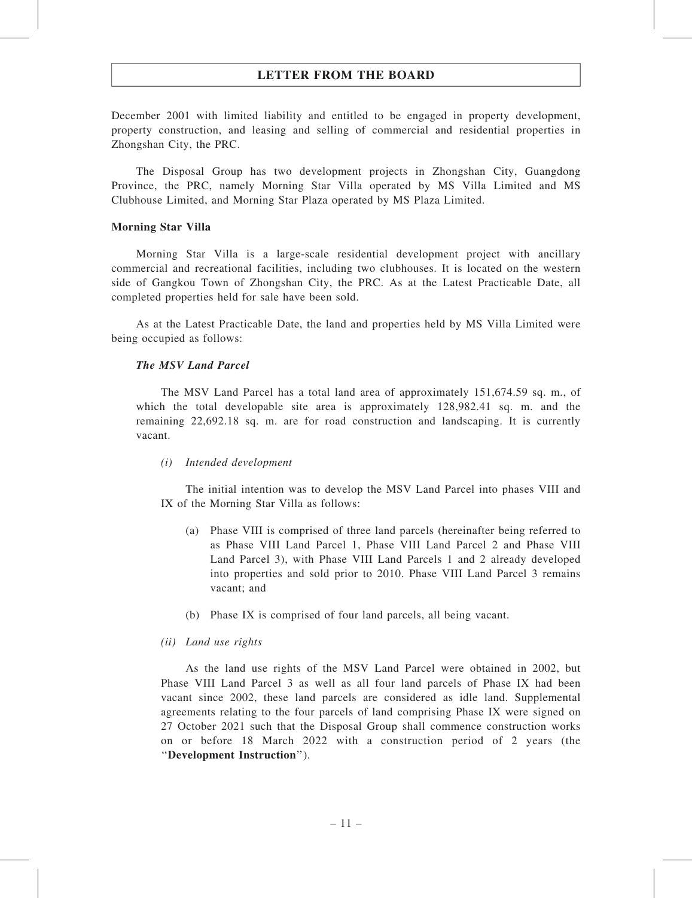December 2001 with limited liability and entitled to be engaged in property development, property construction, and leasing and selling of commercial and residential properties in Zhongshan City, the PRC.

The Disposal Group has two development projects in Zhongshan City, Guangdong Province, the PRC, namely Morning Star Villa operated by MS Villa Limited and MS Clubhouse Limited, and Morning Star Plaza operated by MS Plaza Limited.

**Morning Star Villa**

Morning Star Villa is a large-scale residential development project with ancillary commercial and recreational facilities, including two clubhouses. It is located on the western side of Gangkou Town of Zhongshan City, the PRC. As at the Latest Practicable Date, all completed properties held for sale have been sold.

As at the Latest Practicable Date, the land and properties held by MS Villa Limited were being occupied as follows:

***The MSV Land Parcel***

The MSV Land Parcel has a total land area of approximately 151,674.59 sq. m., of which the total developable site area is approximately 128,982.41 sq. m. and the remaining 22,692.18 sq. m. are for road construction and landscaping. It is currently vacant.

*(i) Intended development*

The initial intention was to develop the MSV Land Parcel into phases VIII and IX of the Morning Star Villa as follows:

(a) Phase VIII is comprised of three land parcels (hereinafter being referred to as Phase VIII Land Parcel 1, Phase VIII Land Parcel 2 and Phase VIII Land Parcel 3), with Phase VIII Land Parcels 1 and 2 already developed into properties and sold prior to 2010. Phase VIII Land Parcel 3 remains vacant; and

(b) Phase IX is comprised of four land parcels, all being vacant.

*(ii) Land use rights*

As the land use rights of the MSV Land Parcel were obtained in 2002, but Phase VIII Land Parcel 3 as well as all four land parcels of Phase IX had been vacant since 2002, these land parcels are considered as idle land. Supplemental agreements relating to the four parcels of land comprising Phase IX were signed on 27 October 2021 such that the Disposal Group shall commence construction works on or before 18 March 2022 with a construction period of 2 years (the "**Development Instruction**").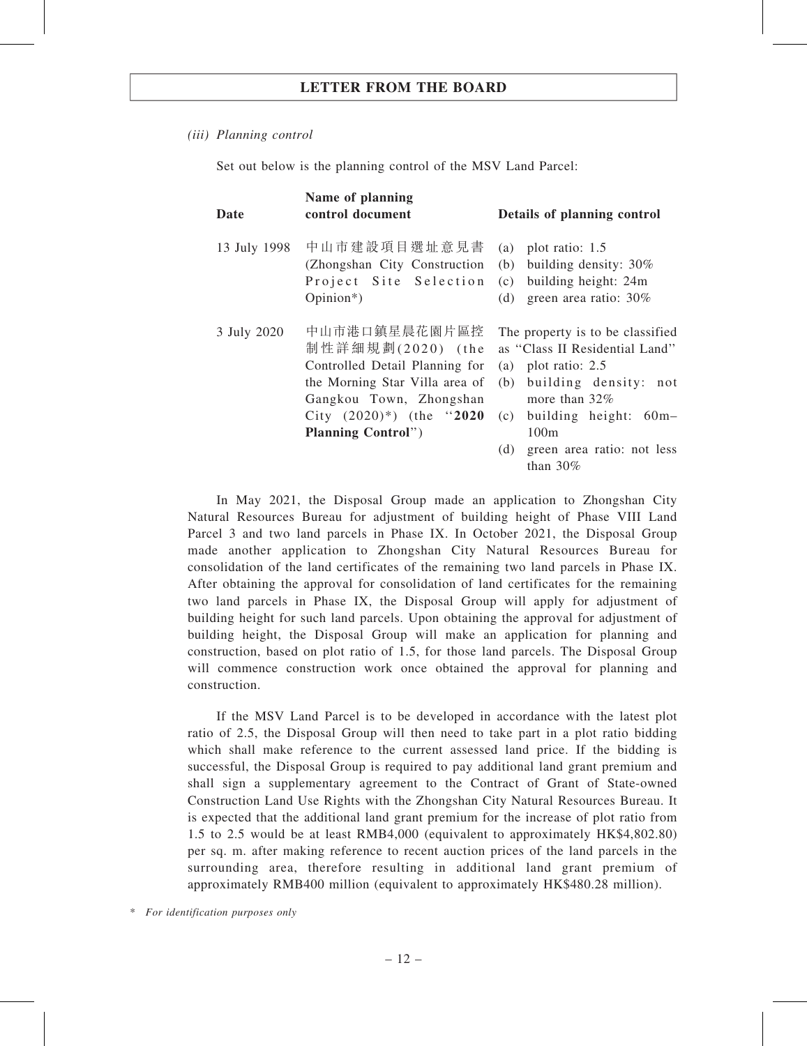*(iii) Planning control*

Set out below is the planning control of the MSV Land Parcel:

| Date | Name of planning control document | Details of planning control |
|---|---|---|
| 13 July 1998 | 中山市建設項目選址意見書 (Zhongshan City Construction Project Site Selection Opinion*) | (a) plot ratio: 1.5<br>(b) building density: 30%<br>(c) building height: 24m<br>(d) green area ratio: 30% |
| 3 July 2020 | 中山市港口鎮星晨花園片區控制性詳細規劃(2020) (the Controlled Detail Planning for the Morning Star Villa area of Gangkou Town, Zhongshan City (2020)*) (the "**2020 Planning Control**") | The property is to be classified as "Class II Residential Land"<br>(a) plot ratio: 2.5<br>(b) building density: not more than 32%<br>(c) building height: 60m–100m<br>(d) green area ratio: not less than 30% |

In May 2021, the Disposal Group made an application to Zhongshan City Natural Resources Bureau for adjustment of building height of Phase VIII Land Parcel 3 and two land parcels in Phase IX. In October 2021, the Disposal Group made another application to Zhongshan City Natural Resources Bureau for consolidation of the land certificates of the remaining two land parcels in Phase IX. After obtaining the approval for consolidation of land certificates for the remaining two land parcels in Phase IX, the Disposal Group will apply for adjustment of building height for such land parcels. Upon obtaining the approval for adjustment of building height, the Disposal Group will make an application for planning and construction, based on plot ratio of 1.5, for those land parcels. The Disposal Group will commence construction work once obtained the approval for planning and construction.

If the MSV Land Parcel is to be developed in accordance with the latest plot ratio of 2.5, the Disposal Group will then need to take part in a plot ratio bidding which shall make reference to the current assessed land price. If the bidding is successful, the Disposal Group is required to pay additional land grant premium and shall sign a supplementary agreement to the Contract of Grant of State-owned Construction Land Use Rights with the Zhongshan City Natural Resources Bureau. It is expected that the additional land grant premium for the increase of plot ratio from 1.5 to 2.5 would be at least RMB4,000 (equivalent to approximately HK$4,802.80) per sq. m. after making reference to recent auction prices of the land parcels in the surrounding area, therefore resulting in additional land grant premium of approximately RMB400 million (equivalent to approximately HK$480.28 million).

\* *For identification purposes only*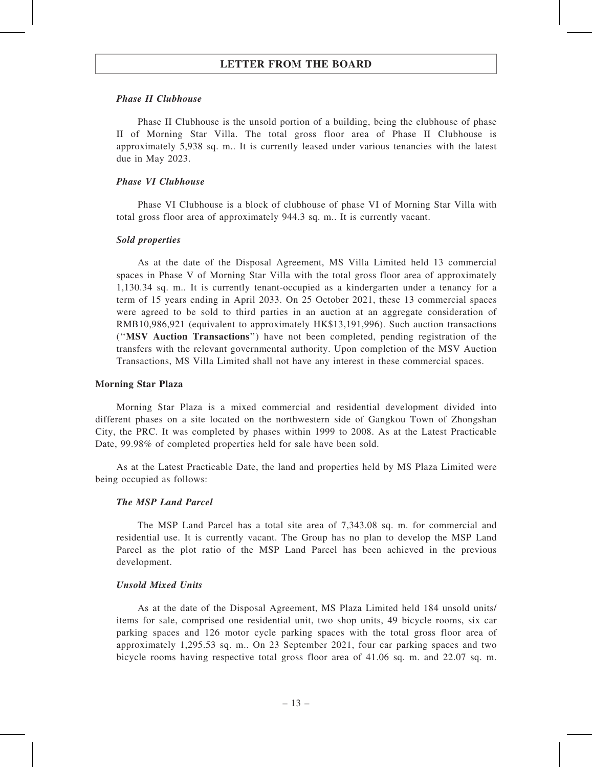*Phase II Clubhouse*

Phase II Clubhouse is the unsold portion of a building, being the clubhouse of phase II of Morning Star Villa. The total gross floor area of Phase II Clubhouse is approximately 5,938 sq. m.. It is currently leased under various tenancies with the latest due in May 2023.

*Phase VI Clubhouse*

Phase VI Clubhouse is a block of clubhouse of phase VI of Morning Star Villa with total gross floor area of approximately 944.3 sq. m.. It is currently vacant.

*Sold properties*

As at the date of the Disposal Agreement, MS Villa Limited held 13 commercial spaces in Phase V of Morning Star Villa with the total gross floor area of approximately 1,130.34 sq. m.. It is currently tenant-occupied as a kindergarten under a tenancy for a term of 15 years ending in April 2033. On 25 October 2021, these 13 commercial spaces were agreed to be sold to third parties in an auction at an aggregate consideration of RMB10,986,921 (equivalent to approximately HK$13,191,996). Such auction transactions (''**MSV Auction Transactions**'') have not been completed, pending registration of the transfers with the relevant governmental authority. Upon completion of the MSV Auction Transactions, MS Villa Limited shall not have any interest in these commercial spaces.

**Morning Star Plaza**

Morning Star Plaza is a mixed commercial and residential development divided into different phases on a site located on the northwestern side of Gangkou Town of Zhongshan City, the PRC. It was completed by phases within 1999 to 2008. As at the Latest Practicable Date, 99.98% of completed properties held for sale have been sold.

As at the Latest Practicable Date, the land and properties held by MS Plaza Limited were being occupied as follows:

*The MSP Land Parcel*

The MSP Land Parcel has a total site area of 7,343.08 sq. m. for commercial and residential use. It is currently vacant. The Group has no plan to develop the MSP Land Parcel as the plot ratio of the MSP Land Parcel has been achieved in the previous development.

*Unsold Mixed Units*

As at the date of the Disposal Agreement, MS Plaza Limited held 184 unsold units/items for sale, comprised one residential unit, two shop units, 49 bicycle rooms, six car parking spaces and 126 motor cycle parking spaces with the total gross floor area of approximately 1,295.53 sq. m.. On 23 September 2021, four car parking spaces and two bicycle rooms having respective total gross floor area of 41.06 sq. m. and 22.07 sq. m.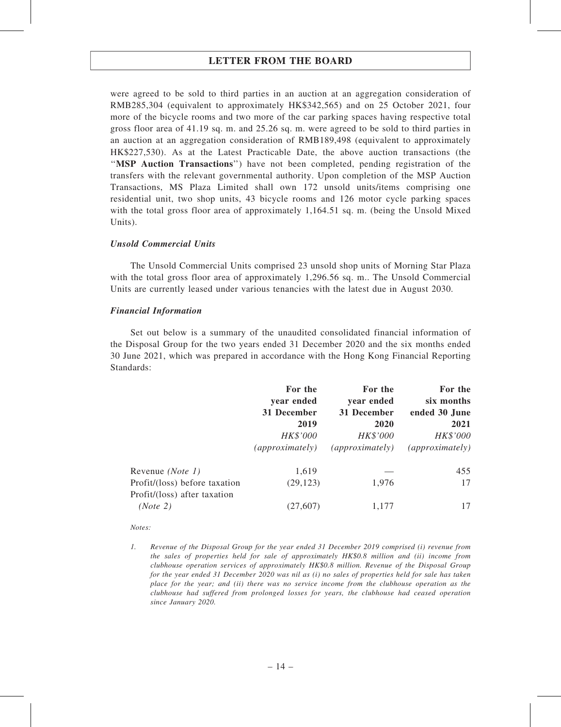were agreed to be sold to third parties in an auction at an aggregation consideration of RMB285,304 (equivalent to approximately HK$342,565) and on 25 October 2021, four more of the bicycle rooms and two more of the car parking spaces having respective total gross floor area of 41.19 sq. m. and 25.26 sq. m. were agreed to be sold to third parties in an auction at an aggregation consideration of RMB189,498 (equivalent to approximately HK$227,530). As at the Latest Practicable Date, the above auction transactions (the "**MSP Auction Transactions**") have not been completed, pending registration of the transfers with the relevant governmental authority. Upon completion of the MSP Auction Transactions, MS Plaza Limited shall own 172 unsold units/items comprising one residential unit, two shop units, 43 bicycle rooms and 126 motor cycle parking spaces with the total gross floor area of approximately 1,164.51 sq. m. (being the Unsold Mixed Units).

***Unsold Commercial Units***

The Unsold Commercial Units comprised 23 unsold shop units of Morning Star Plaza with the total gross floor area of approximately 1,296.56 sq. m.. The Unsold Commercial Units are currently leased under various tenancies with the latest due in August 2030.

***Financial Information***

Set out below is a summary of the unaudited consolidated financial information of the Disposal Group for the two years ended 31 December 2020 and the six months ended 30 June 2021, which was prepared in accordance with the Hong Kong Financial Reporting Standards:

| | For the year ended 31 December 2019 | For the year ended 31 December 2020 | For the six months ended 30 June 2021 |
|---|---|---|---|
| | *HK$'000* | *HK$'000* | *HK$'000* |
| | *(approximately)* | *(approximately)* | *(approximately)* |
| Revenue *(Note 1)* | 1,619 | — | 455 |
| Profit/(loss) before taxation | (29,123) | 1,976 | 17 |
| Profit/(loss) after taxation *(Note 2)* | (27,607) | 1,177 | 17 |

*Notes:*

1. *Revenue of the Disposal Group for the year ended 31 December 2019 comprised (i) revenue from the sales of properties held for sale of approximately HK$0.8 million and (ii) income from clubhouse operation services of approximately HK$0.8 million. Revenue of the Disposal Group for the year ended 31 December 2020 was nil as (i) no sales of properties held for sale has taken place for the year; and (ii) there was no service income from the clubhouse operation as the clubhouse had suffered from prolonged losses for years, the clubhouse had ceased operation since January 2020.*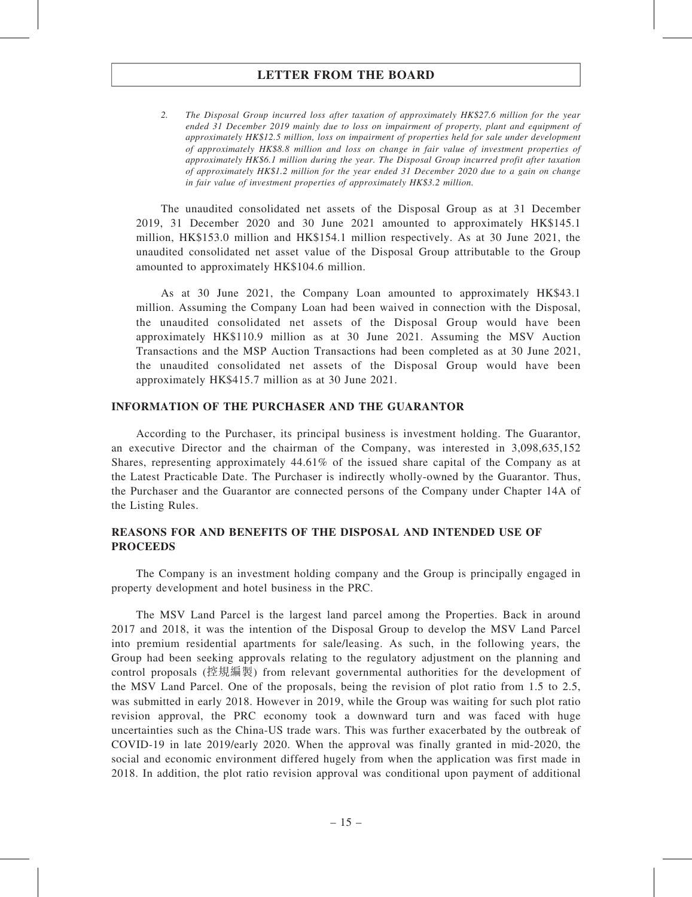2. *The Disposal Group incurred loss after taxation of approximately HK$27.6 million for the year ended 31 December 2019 mainly due to loss on impairment of property, plant and equipment of approximately HK$12.5 million, loss on impairment of properties held for sale under development of approximately HK$8.8 million and loss on change in fair value of investment properties of approximately HK$6.1 million during the year. The Disposal Group incurred profit after taxation of approximately HK$1.2 million for the year ended 31 December 2020 due to a gain on change in fair value of investment properties of approximately HK$3.2 million.*

The unaudited consolidated net assets of the Disposal Group as at 31 December 2019, 31 December 2020 and 30 June 2021 amounted to approximately HK$145.1 million, HK$153.0 million and HK$154.1 million respectively. As at 30 June 2021, the unaudited consolidated net asset value of the Disposal Group attributable to the Group amounted to approximately HK$104.6 million.

As at 30 June 2021, the Company Loan amounted to approximately HK$43.1 million. Assuming the Company Loan had been waived in connection with the Disposal, the unaudited consolidated net assets of the Disposal Group would have been approximately HK$110.9 million as at 30 June 2021. Assuming the MSV Auction Transactions and the MSP Auction Transactions had been completed as at 30 June 2021, the unaudited consolidated net assets of the Disposal Group would have been approximately HK$415.7 million as at 30 June 2021.

## INFORMATION OF THE PURCHASER AND THE GUARANTOR

According to the Purchaser, its principal business is investment holding. The Guarantor, an executive Director and the chairman of the Company, was interested in 3,098,635,152 Shares, representing approximately 44.61% of the issued share capital of the Company as at the Latest Practicable Date. The Purchaser is indirectly wholly-owned by the Guarantor. Thus, the Purchaser and the Guarantor are connected persons of the Company under Chapter 14A of the Listing Rules.

## REASONS FOR AND BENEFITS OF THE DISPOSAL AND INTENDED USE OF PROCEEDS

The Company is an investment holding company and the Group is principally engaged in property development and hotel business in the PRC.

The MSV Land Parcel is the largest land parcel among the Properties. Back in around 2017 and 2018, it was the intention of the Disposal Group to develop the MSV Land Parcel into premium residential apartments for sale/leasing. As such, in the following years, the Group had been seeking approvals relating to the regulatory adjustment on the planning and control proposals (控規編製) from relevant governmental authorities for the development of the MSV Land Parcel. One of the proposals, being the revision of plot ratio from 1.5 to 2.5, was submitted in early 2018. However in 2019, while the Group was waiting for such plot ratio revision approval, the PRC economy took a downward turn and was faced with huge uncertainties such as the China-US trade wars. This was further exacerbated by the outbreak of COVID-19 in late 2019/early 2020. When the approval was finally granted in mid-2020, the social and economic environment differed hugely from when the application was first made in 2018. In addition, the plot ratio revision approval was conditional upon payment of additional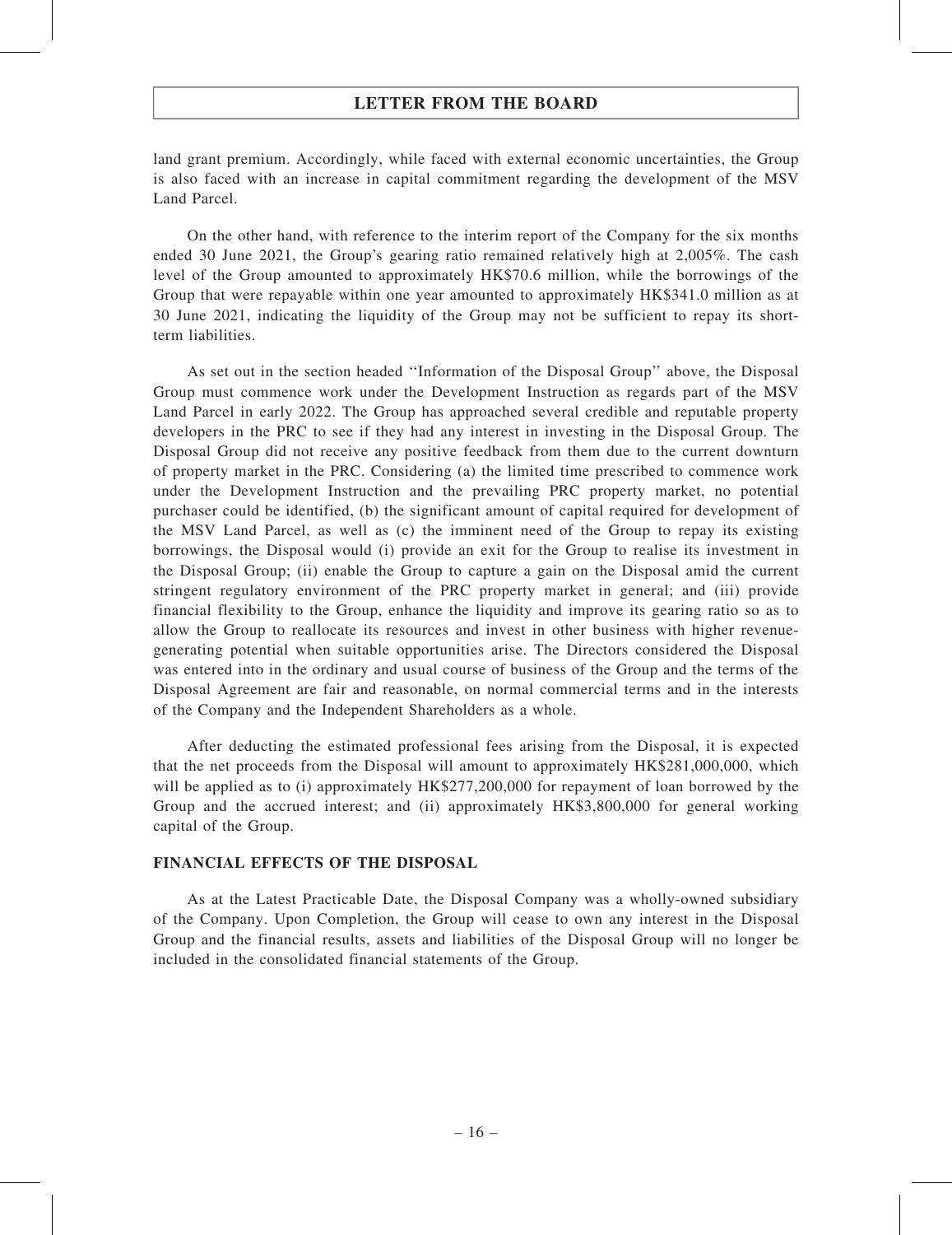land grant premium. Accordingly, while faced with external economic uncertainties, the Group is also faced with an increase in capital commitment regarding the development of the MSV Land Parcel.

On the other hand, with reference to the interim report of the Company for the six months ended 30 June 2021, the Group's gearing ratio remained relatively high at 2,005%. The cash level of the Group amounted to approximately HK$70.6 million, while the borrowings of the Group that were repayable within one year amounted to approximately HK$341.0 million as at 30 June 2021, indicating the liquidity of the Group may not be sufficient to repay its short-term liabilities.

As set out in the section headed ''Information of the Disposal Group'' above, the Disposal Group must commence work under the Development Instruction as regards part of the MSV Land Parcel in early 2022. The Group has approached several credible and reputable property developers in the PRC to see if they had any interest in investing in the Disposal Group. The Disposal Group did not receive any positive feedback from them due to the current downturn of property market in the PRC. Considering (a) the limited time prescribed to commence work under the Development Instruction and the prevailing PRC property market, no potential purchaser could be identified, (b) the significant amount of capital required for development of the MSV Land Parcel, as well as (c) the imminent need of the Group to repay its existing borrowings, the Disposal would (i) provide an exit for the Group to realise its investment in the Disposal Group; (ii) enable the Group to capture a gain on the Disposal amid the current stringent regulatory environment of the PRC property market in general; and (iii) provide financial flexibility to the Group, enhance the liquidity and improve its gearing ratio so as to allow the Group to reallocate its resources and invest in other business with higher revenue-generating potential when suitable opportunities arise. The Directors considered the Disposal was entered into in the ordinary and usual course of business of the Group and the terms of the Disposal Agreement are fair and reasonable, on normal commercial terms and in the interests of the Company and the Independent Shareholders as a whole.

After deducting the estimated professional fees arising from the Disposal, it is expected that the net proceeds from the Disposal will amount to approximately HK$281,000,000, which will be applied as to (i) approximately HK$277,200,000 for repayment of loan borrowed by the Group and the accrued interest; and (ii) approximately HK$3,800,000 for general working capital of the Group.

## FINANCIAL EFFECTS OF THE DISPOSAL

As at the Latest Practicable Date, the Disposal Company was a wholly-owned subsidiary of the Company. Upon Completion, the Group will cease to own any interest in the Disposal Group and the financial results, assets and liabilities of the Disposal Group will no longer be included in the consolidated financial statements of the Group.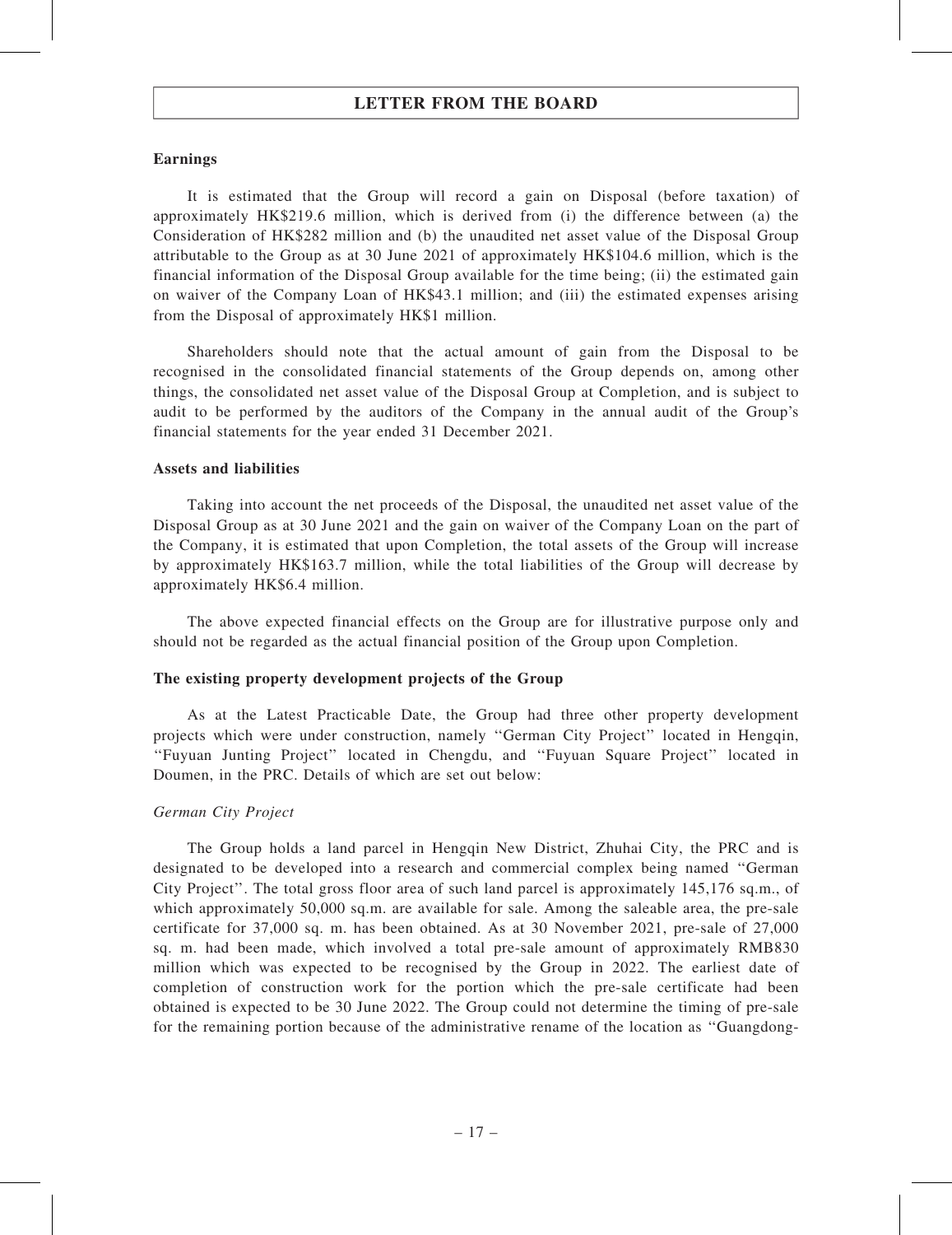**Earnings**

It is estimated that the Group will record a gain on Disposal (before taxation) of approximately HK$219.6 million, which is derived from (i) the difference between (a) the Consideration of HK$282 million and (b) the unaudited net asset value of the Disposal Group attributable to the Group as at 30 June 2021 of approximately HK$104.6 million, which is the financial information of the Disposal Group available for the time being; (ii) the estimated gain on waiver of the Company Loan of HK$43.1 million; and (iii) the estimated expenses arising from the Disposal of approximately HK$1 million.

Shareholders should note that the actual amount of gain from the Disposal to be recognised in the consolidated financial statements of the Group depends on, among other things, the consolidated net asset value of the Disposal Group at Completion, and is subject to audit to be performed by the auditors of the Company in the annual audit of the Group's financial statements for the year ended 31 December 2021.

**Assets and liabilities**

Taking into account the net proceeds of the Disposal, the unaudited net asset value of the Disposal Group as at 30 June 2021 and the gain on waiver of the Company Loan on the part of the Company, it is estimated that upon Completion, the total assets of the Group will increase by approximately HK$163.7 million, while the total liabilities of the Group will decrease by approximately HK$6.4 million.

The above expected financial effects on the Group are for illustrative purpose only and should not be regarded as the actual financial position of the Group upon Completion.

**The existing property development projects of the Group**

As at the Latest Practicable Date, the Group had three other property development projects which were under construction, namely ''German City Project'' located in Hengqin, ''Fuyuan Junting Project'' located in Chengdu, and ''Fuyuan Square Project'' located in Doumen, in the PRC. Details of which are set out below:

*German City Project*

The Group holds a land parcel in Hengqin New District, Zhuhai City, the PRC and is designated to be developed into a research and commercial complex being named ''German City Project''. The total gross floor area of such land parcel is approximately 145,176 sq.m., of which approximately 50,000 sq.m. are available for sale. Among the saleable area, the pre-sale certificate for 37,000 sq. m. has been obtained. As at 30 November 2021, pre-sale of 27,000 sq. m. had been made, which involved a total pre-sale amount of approximately RMB830 million which was expected to be recognised by the Group in 2022. The earliest date of completion of construction work for the portion which the pre-sale certificate had been obtained is expected to be 30 June 2022. The Group could not determine the timing of pre-sale for the remaining portion because of the administrative rename of the location as ''Guangdong-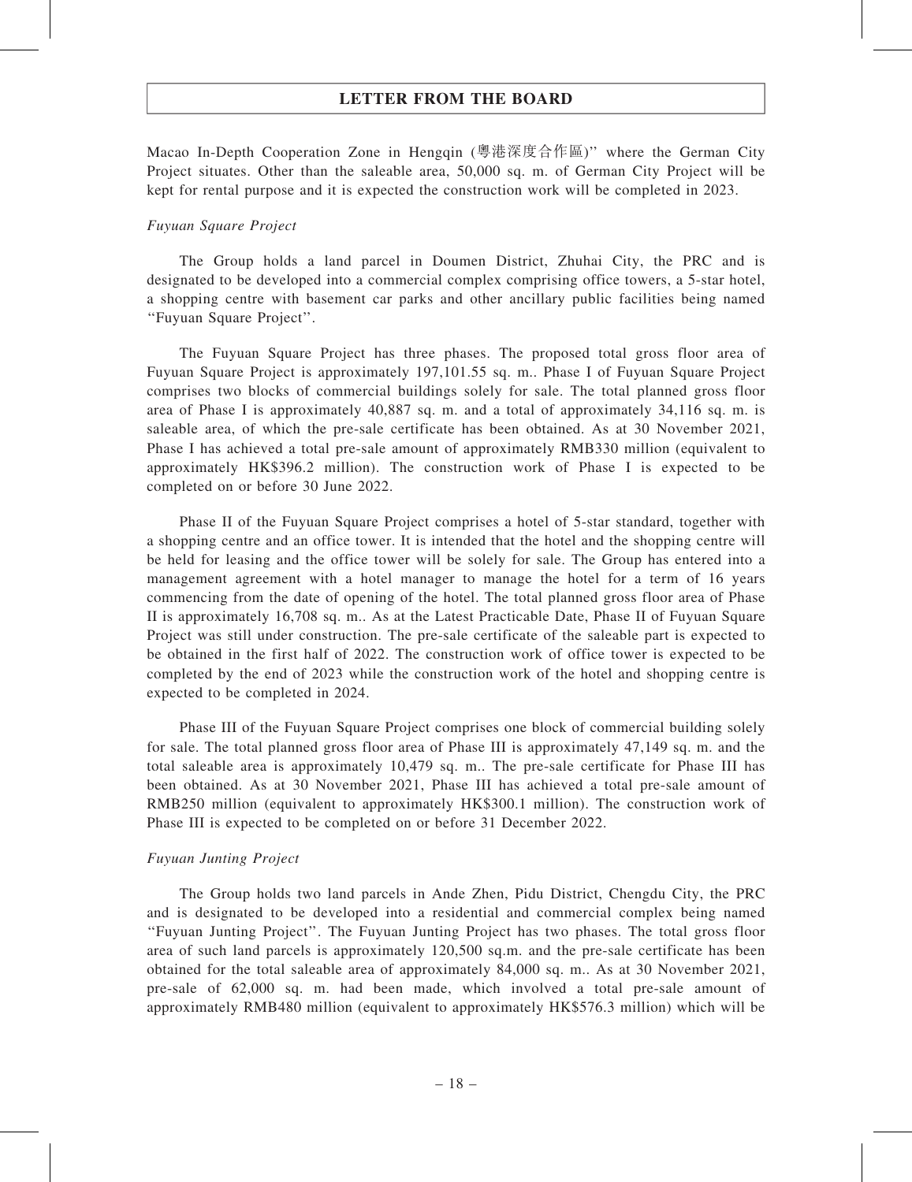Macao In-Depth Cooperation Zone in Hengqin (粵港深度合作區)" where the German City Project situates. Other than the saleable area, 50,000 sq. m. of German City Project will be kept for rental purpose and it is expected the construction work will be completed in 2023.

*Fuyuan Square Project*

The Group holds a land parcel in Doumen District, Zhuhai City, the PRC and is designated to be developed into a commercial complex comprising office towers, a 5-star hotel, a shopping centre with basement car parks and other ancillary public facilities being named "Fuyuan Square Project".

The Fuyuan Square Project has three phases. The proposed total gross floor area of Fuyuan Square Project is approximately 197,101.55 sq. m.. Phase I of Fuyuan Square Project comprises two blocks of commercial buildings solely for sale. The total planned gross floor area of Phase I is approximately 40,887 sq. m. and a total of approximately 34,116 sq. m. is saleable area, of which the pre-sale certificate has been obtained. As at 30 November 2021, Phase I has achieved a total pre-sale amount of approximately RMB330 million (equivalent to approximately HK$396.2 million). The construction work of Phase I is expected to be completed on or before 30 June 2022.

Phase II of the Fuyuan Square Project comprises a hotel of 5-star standard, together with a shopping centre and an office tower. It is intended that the hotel and the shopping centre will be held for leasing and the office tower will be solely for sale. The Group has entered into a management agreement with a hotel manager to manage the hotel for a term of 16 years commencing from the date of opening of the hotel. The total planned gross floor area of Phase II is approximately 16,708 sq. m.. As at the Latest Practicable Date, Phase II of Fuyuan Square Project was still under construction. The pre-sale certificate of the saleable part is expected to be obtained in the first half of 2022. The construction work of office tower is expected to be completed by the end of 2023 while the construction work of the hotel and shopping centre is expected to be completed in 2024.

Phase III of the Fuyuan Square Project comprises one block of commercial building solely for sale. The total planned gross floor area of Phase III is approximately 47,149 sq. m. and the total saleable area is approximately 10,479 sq. m.. The pre-sale certificate for Phase III has been obtained. As at 30 November 2021, Phase III has achieved a total pre-sale amount of RMB250 million (equivalent to approximately HK$300.1 million). The construction work of Phase III is expected to be completed on or before 31 December 2022.

*Fuyuan Junting Project*

The Group holds two land parcels in Ande Zhen, Pidu District, Chengdu City, the PRC and is designated to be developed into a residential and commercial complex being named "Fuyuan Junting Project". The Fuyuan Junting Project has two phases. The total gross floor area of such land parcels is approximately 120,500 sq.m. and the pre-sale certificate has been obtained for the total saleable area of approximately 84,000 sq. m.. As at 30 November 2021, pre-sale of 62,000 sq. m. had been made, which involved a total pre-sale amount of approximately RMB480 million (equivalent to approximately HK$576.3 million) which will be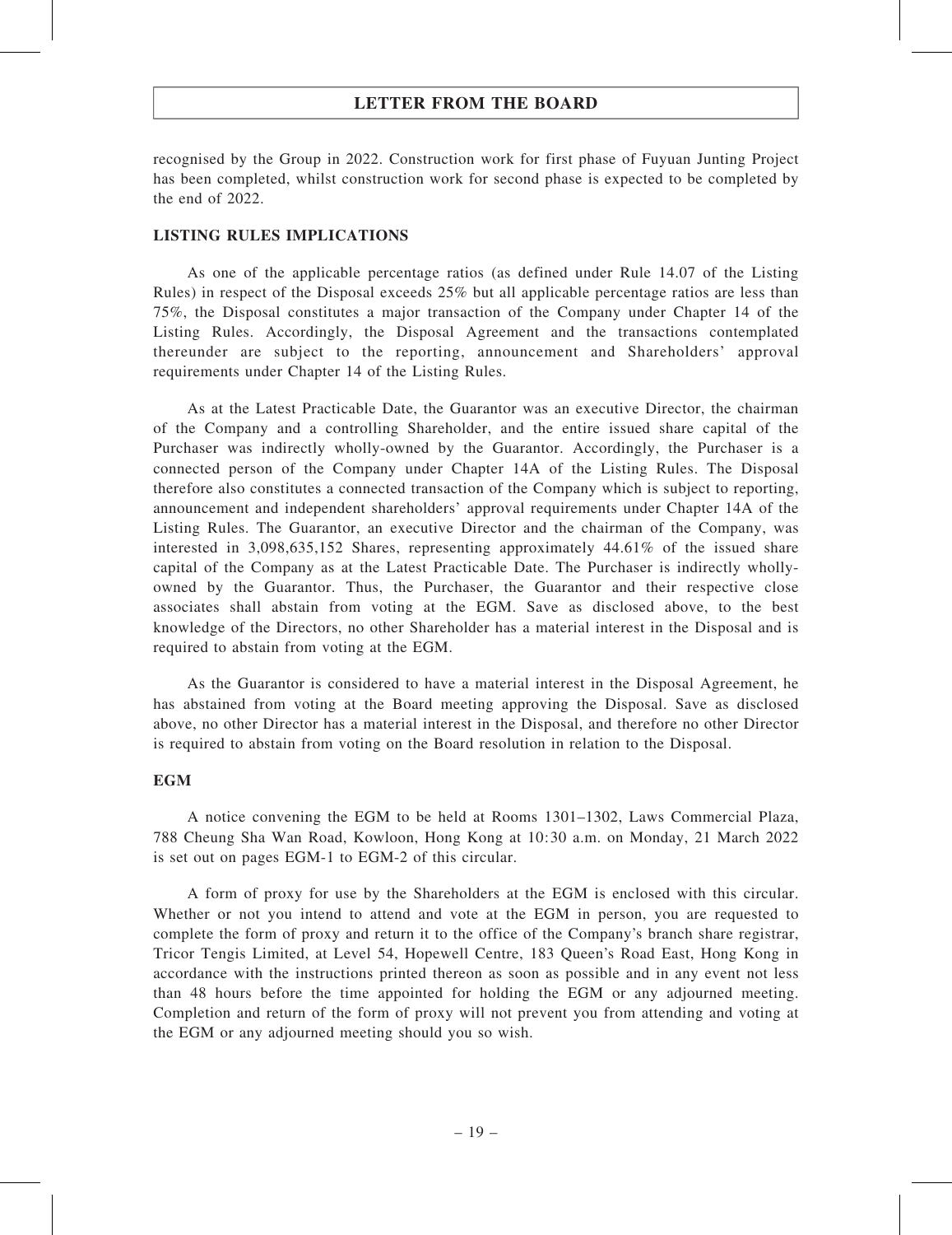recognised by the Group in 2022. Construction work for first phase of Fuyuan Junting Project has been completed, whilst construction work for second phase is expected to be completed by the end of 2022.

**LISTING RULES IMPLICATIONS**

As one of the applicable percentage ratios (as defined under Rule 14.07 of the Listing Rules) in respect of the Disposal exceeds 25% but all applicable percentage ratios are less than 75%, the Disposal constitutes a major transaction of the Company under Chapter 14 of the Listing Rules. Accordingly, the Disposal Agreement and the transactions contemplated thereunder are subject to the reporting, announcement and Shareholders' approval requirements under Chapter 14 of the Listing Rules.

As at the Latest Practicable Date, the Guarantor was an executive Director, the chairman of the Company and a controlling Shareholder, and the entire issued share capital of the Purchaser was indirectly wholly-owned by the Guarantor. Accordingly, the Purchaser is a connected person of the Company under Chapter 14A of the Listing Rules. The Disposal therefore also constitutes a connected transaction of the Company which is subject to reporting, announcement and independent shareholders' approval requirements under Chapter 14A of the Listing Rules. The Guarantor, an executive Director and the chairman of the Company, was interested in 3,098,635,152 Shares, representing approximately 44.61% of the issued share capital of the Company as at the Latest Practicable Date. The Purchaser is indirectly wholly-owned by the Guarantor. Thus, the Purchaser, the Guarantor and their respective close associates shall abstain from voting at the EGM. Save as disclosed above, to the best knowledge of the Directors, no other Shareholder has a material interest in the Disposal and is required to abstain from voting at the EGM.

As the Guarantor is considered to have a material interest in the Disposal Agreement, he has abstained from voting at the Board meeting approving the Disposal. Save as disclosed above, no other Director has a material interest in the Disposal, and therefore no other Director is required to abstain from voting on the Board resolution in relation to the Disposal.

**EGM**

A notice convening the EGM to be held at Rooms 1301–1302, Laws Commercial Plaza, 788 Cheung Sha Wan Road, Kowloon, Hong Kong at 10:30 a.m. on Monday, 21 March 2022 is set out on pages EGM-1 to EGM-2 of this circular.

A form of proxy for use by the Shareholders at the EGM is enclosed with this circular. Whether or not you intend to attend and vote at the EGM in person, you are requested to complete the form of proxy and return it to the office of the Company's branch share registrar, Tricor Tengis Limited, at Level 54, Hopewell Centre, 183 Queen's Road East, Hong Kong in accordance with the instructions printed thereon as soon as possible and in any event not less than 48 hours before the time appointed for holding the EGM or any adjourned meeting. Completion and return of the form of proxy will not prevent you from attending and voting at the EGM or any adjourned meeting should you so wish.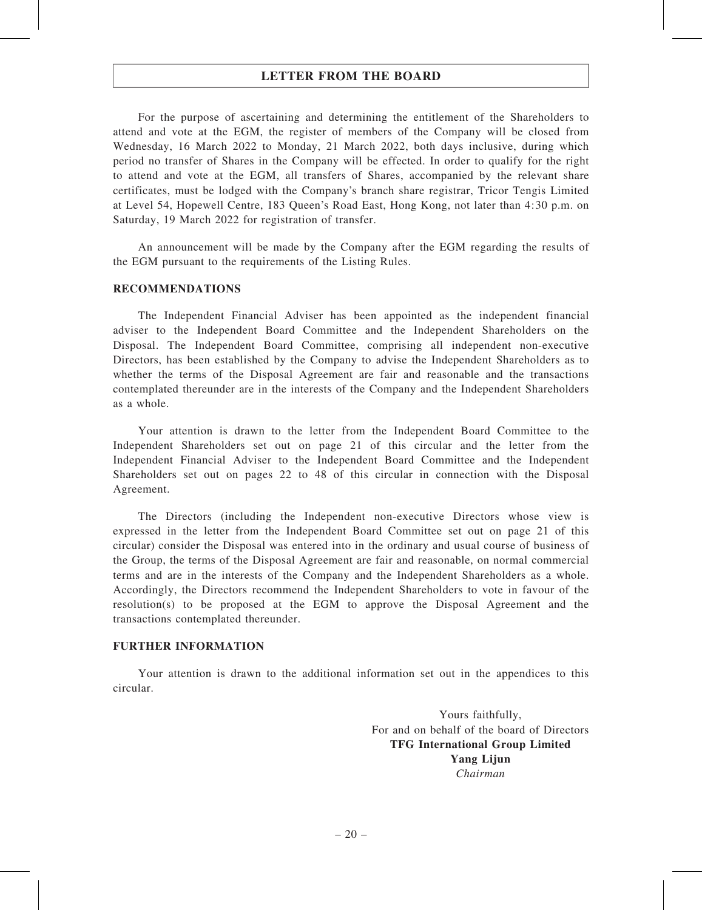## LETTER FROM THE BOARD

For the purpose of ascertaining and determining the entitlement of the Shareholders to attend and vote at the EGM, the register of members of the Company will be closed from Wednesday, 16 March 2022 to Monday, 21 March 2022, both days inclusive, during which period no transfer of Shares in the Company will be effected. In order to qualify for the right to attend and vote at the EGM, all transfers of Shares, accompanied by the relevant share certificates, must be lodged with the Company's branch share registrar, Tricor Tengis Limited at Level 54, Hopewell Centre, 183 Queen's Road East, Hong Kong, not later than 4:30 p.m. on Saturday, 19 March 2022 for registration of transfer.

An announcement will be made by the Company after the EGM regarding the results of the EGM pursuant to the requirements of the Listing Rules.

### RECOMMENDATIONS

The Independent Financial Adviser has been appointed as the independent financial adviser to the Independent Board Committee and the Independent Shareholders on the Disposal. The Independent Board Committee, comprising all independent non-executive Directors, has been established by the Company to advise the Independent Shareholders as to whether the terms of the Disposal Agreement are fair and reasonable and the transactions contemplated thereunder are in the interests of the Company and the Independent Shareholders as a whole.

Your attention is drawn to the letter from the Independent Board Committee to the Independent Shareholders set out on page 21 of this circular and the letter from the Independent Financial Adviser to the Independent Board Committee and the Independent Shareholders set out on pages 22 to 48 of this circular in connection with the Disposal Agreement.

The Directors (including the Independent non-executive Directors whose view is expressed in the letter from the Independent Board Committee set out on page 21 of this circular) consider the Disposal was entered into in the ordinary and usual course of business of the Group, the terms of the Disposal Agreement are fair and reasonable, on normal commercial terms and are in the interests of the Company and the Independent Shareholders as a whole. Accordingly, the Directors recommend the Independent Shareholders to vote in favour of the resolution(s) to be proposed at the EGM to approve the Disposal Agreement and the transactions contemplated thereunder.

### FURTHER INFORMATION

Your attention is drawn to the additional information set out in the appendices to this circular.

Yours faithfully,
For and on behalf of the board of Directors
**TFG International Group Limited**
**Yang Lijun**
*Chairman*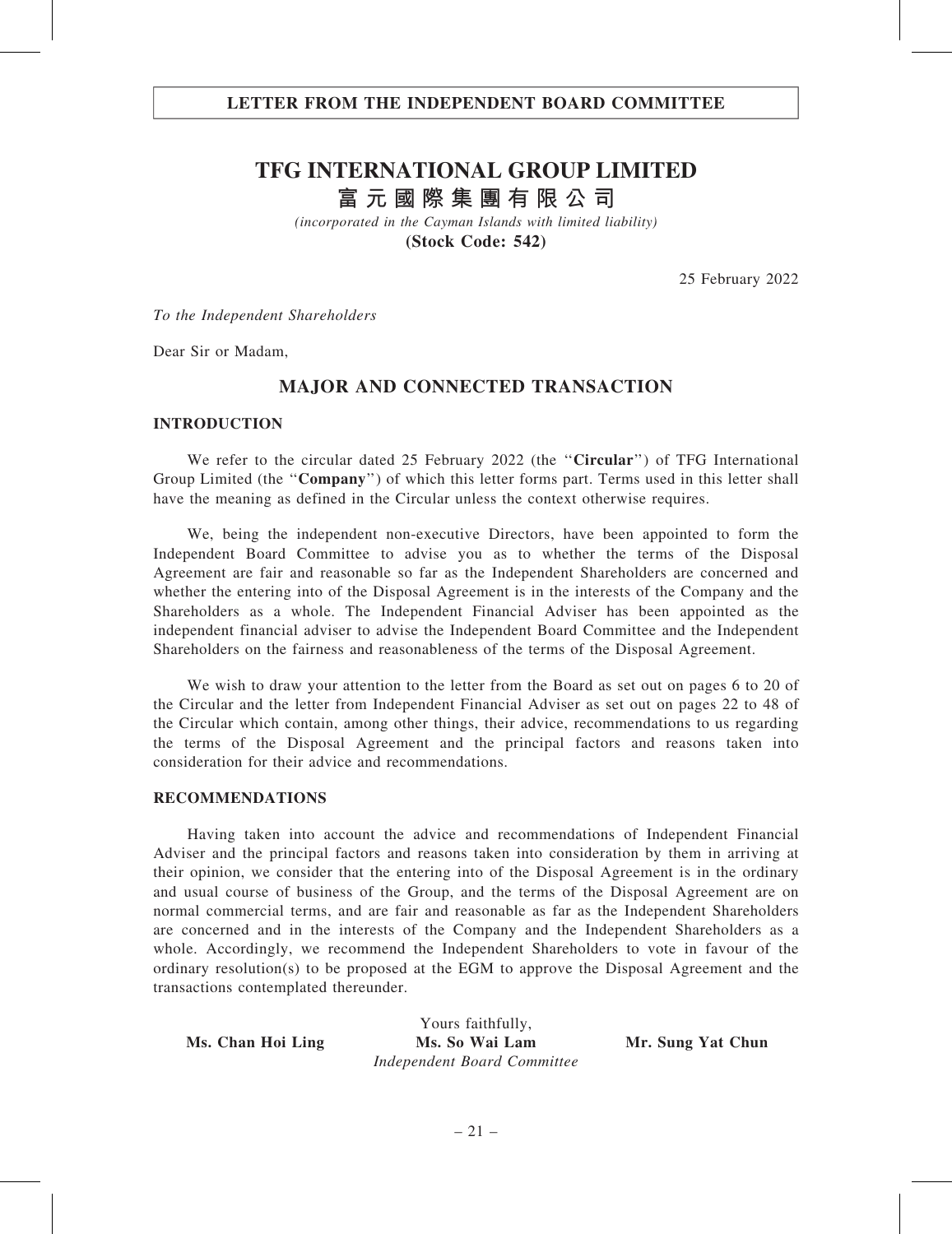**LETTER FROM THE INDEPENDENT BOARD COMMITTEE**

# TFG INTERNATIONAL GROUP LIMITED

# 富元國際集團有限公司

*(incorporated in the Cayman Islands with limited liability)*

**(Stock Code: 542)**

25 February 2022

*To the Independent Shareholders*

Dear Sir or Madam,

## MAJOR AND CONNECTED TRANSACTION

### INTRODUCTION

We refer to the circular dated 25 February 2022 (the "**Circular**") of TFG International Group Limited (the "**Company**") of which this letter forms part. Terms used in this letter shall have the meaning as defined in the Circular unless the context otherwise requires.

We, being the independent non-executive Directors, have been appointed to form the Independent Board Committee to advise you as to whether the terms of the Disposal Agreement are fair and reasonable so far as the Independent Shareholders are concerned and whether the entering into of the Disposal Agreement is in the interests of the Company and the Shareholders as a whole. The Independent Financial Adviser has been appointed as the independent financial adviser to advise the Independent Board Committee and the Independent Shareholders on the fairness and reasonableness of the terms of the Disposal Agreement.

We wish to draw your attention to the letter from the Board as set out on pages 6 to 20 of the Circular and the letter from Independent Financial Adviser as set out on pages 22 to 48 of the Circular which contain, among other things, their advice, recommendations to us regarding the terms of the Disposal Agreement and the principal factors and reasons taken into consideration for their advice and recommendations.

### RECOMMENDATIONS

Having taken into account the advice and recommendations of Independent Financial Adviser and the principal factors and reasons taken into consideration by them in arriving at their opinion, we consider that the entering into of the Disposal Agreement is in the ordinary and usual course of business of the Group, and the terms of the Disposal Agreement are on normal commercial terms, and are fair and reasonable as far as the Independent Shareholders are concerned and in the interests of the Company and the Independent Shareholders as a whole. Accordingly, we recommend the Independent Shareholders to vote in favour of the ordinary resolution(s) to be proposed at the EGM to approve the Disposal Agreement and the transactions contemplated thereunder.

Yours faithfully,

**Ms. Chan Hoi Ling** | **Ms. So Wai Lam** | **Mr. Sung Yat Chun**

*Independent Board Committee*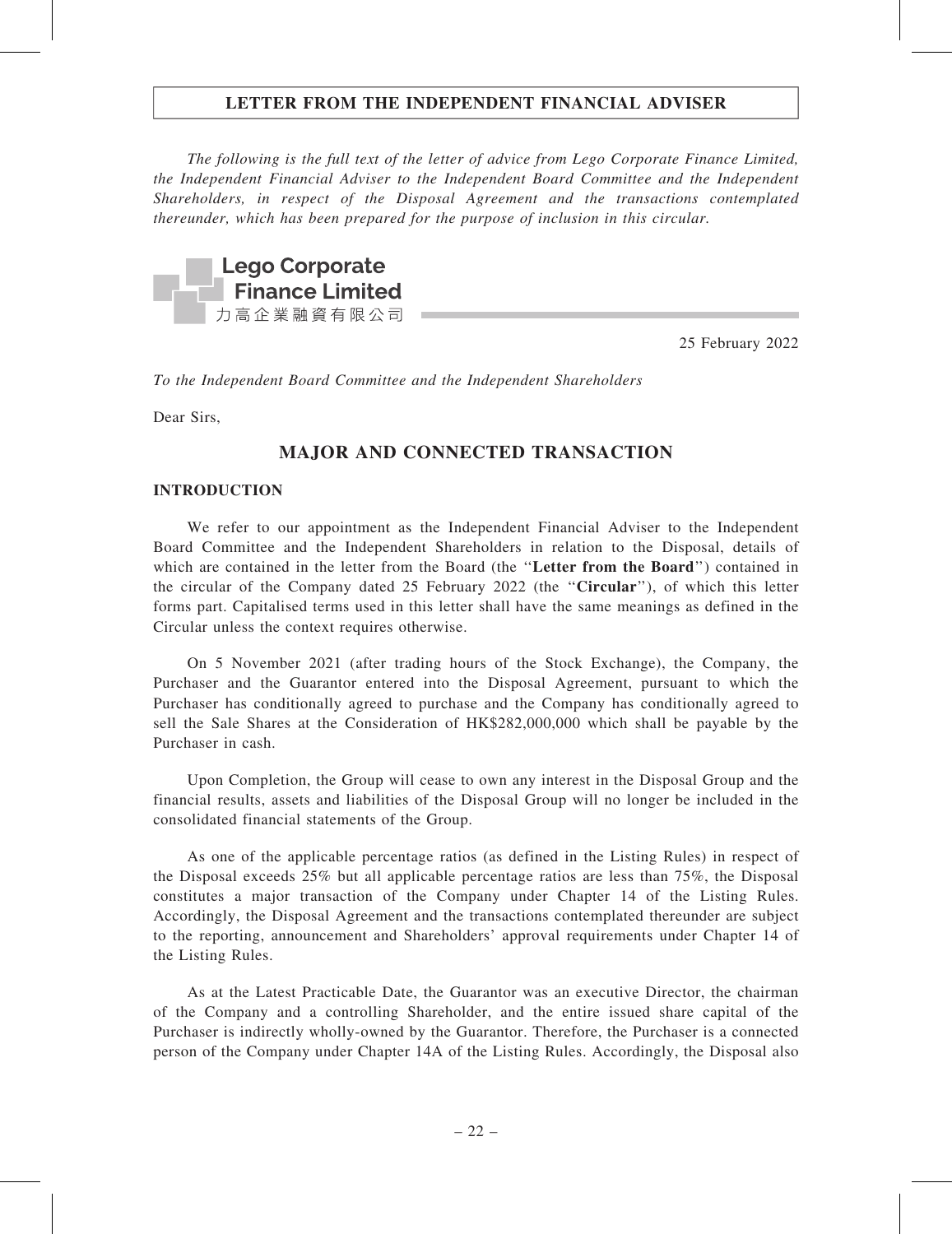## LETTER FROM THE INDEPENDENT FINANCIAL ADVISER

*The following is the full text of the letter of advice from Lego Corporate Finance Limited, the Independent Financial Adviser to the Independent Board Committee and the Independent Shareholders, in respect of the Disposal Agreement and the transactions contemplated thereunder, which has been prepared for the purpose of inclusion in this circular.*

**Lego Corporate Finance Limited**
力高企業融資有限公司

25 February 2022

*To the Independent Board Committee and the Independent Shareholders*

Dear Sirs,

# MAJOR AND CONNECTED TRANSACTION

### INTRODUCTION

We refer to our appointment as the Independent Financial Adviser to the Independent Board Committee and the Independent Shareholders in relation to the Disposal, details of which are contained in the letter from the Board (the "**Letter from the Board**") contained in the circular of the Company dated 25 February 2022 (the "**Circular**"), of which this letter forms part. Capitalised terms used in this letter shall have the same meanings as defined in the Circular unless the context requires otherwise.

On 5 November 2021 (after trading hours of the Stock Exchange), the Company, the Purchaser and the Guarantor entered into the Disposal Agreement, pursuant to which the Purchaser has conditionally agreed to purchase and the Company has conditionally agreed to sell the Sale Shares at the Consideration of HK$282,000,000 which shall be payable by the Purchaser in cash.

Upon Completion, the Group will cease to own any interest in the Disposal Group and the financial results, assets and liabilities of the Disposal Group will no longer be included in the consolidated financial statements of the Group.

As one of the applicable percentage ratios (as defined in the Listing Rules) in respect of the Disposal exceeds 25% but all applicable percentage ratios are less than 75%, the Disposal constitutes a major transaction of the Company under Chapter 14 of the Listing Rules. Accordingly, the Disposal Agreement and the transactions contemplated thereunder are subject to the reporting, announcement and Shareholders' approval requirements under Chapter 14 of the Listing Rules.

As at the Latest Practicable Date, the Guarantor was an executive Director, the chairman of the Company and a controlling Shareholder, and the entire issued share capital of the Purchaser is indirectly wholly-owned by the Guarantor. Therefore, the Purchaser is a connected person of the Company under Chapter 14A of the Listing Rules. Accordingly, the Disposal also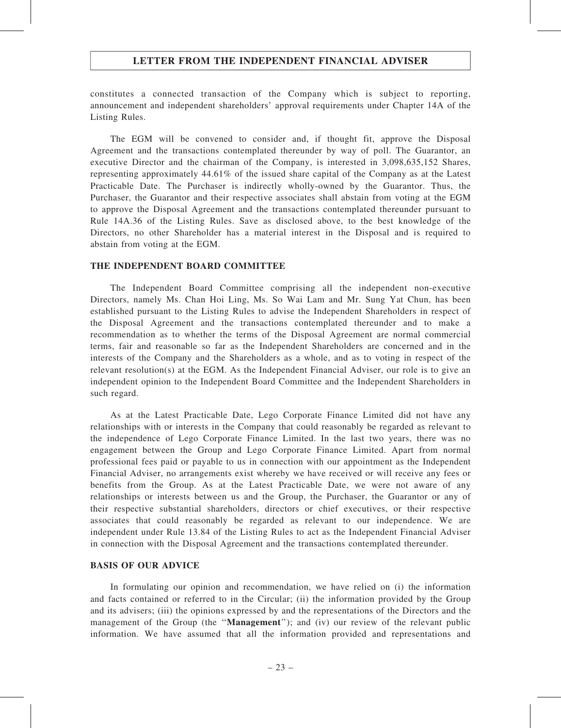constitutes a connected transaction of the Company which is subject to reporting, announcement and independent shareholders' approval requirements under Chapter 14A of the Listing Rules.

The EGM will be convened to consider and, if thought fit, approve the Disposal Agreement and the transactions contemplated thereunder by way of poll. The Guarantor, an executive Director and the chairman of the Company, is interested in 3,098,635,152 Shares, representing approximately 44.61% of the issued share capital of the Company as at the Latest Practicable Date. The Purchaser is indirectly wholly-owned by the Guarantor. Thus, the Purchaser, the Guarantor and their respective associates shall abstain from voting at the EGM to approve the Disposal Agreement and the transactions contemplated thereunder pursuant to Rule 14A.36 of the Listing Rules. Save as disclosed above, to the best knowledge of the Directors, no other Shareholder has a material interest in the Disposal and is required to abstain from voting at the EGM.

## THE INDEPENDENT BOARD COMMITTEE

The Independent Board Committee comprising all the independent non-executive Directors, namely Ms. Chan Hoi Ling, Ms. So Wai Lam and Mr. Sung Yat Chun, has been established pursuant to the Listing Rules to advise the Independent Shareholders in respect of the Disposal Agreement and the transactions contemplated thereunder and to make a recommendation as to whether the terms of the Disposal Agreement are normal commercial terms, fair and reasonable so far as the Independent Shareholders are concerned and in the interests of the Company and the Shareholders as a whole, and as to voting in respect of the relevant resolution(s) at the EGM. As the Independent Financial Adviser, our role is to give an independent opinion to the Independent Board Committee and the Independent Shareholders in such regard.

As at the Latest Practicable Date, Lego Corporate Finance Limited did not have any relationships with or interests in the Company that could reasonably be regarded as relevant to the independence of Lego Corporate Finance Limited. In the last two years, there was no engagement between the Group and Lego Corporate Finance Limited. Apart from normal professional fees paid or payable to us in connection with our appointment as the Independent Financial Adviser, no arrangements exist whereby we have received or will receive any fees or benefits from the Group. As at the Latest Practicable Date, we were not aware of any relationships or interests between us and the Group, the Purchaser, the Guarantor or any of their respective substantial shareholders, directors or chief executives, or their respective associates that could reasonably be regarded as relevant to our independence. We are independent under Rule 13.84 of the Listing Rules to act as the Independent Financial Adviser in connection with the Disposal Agreement and the transactions contemplated thereunder.

## BASIS OF OUR ADVICE

In formulating our opinion and recommendation, we have relied on (i) the information and facts contained or referred to in the Circular; (ii) the information provided by the Group and its advisers; (iii) the opinions expressed by and the representations of the Directors and the management of the Group (the "**Management**"); and (iv) our review of the relevant public information. We have assumed that all the information provided and representations and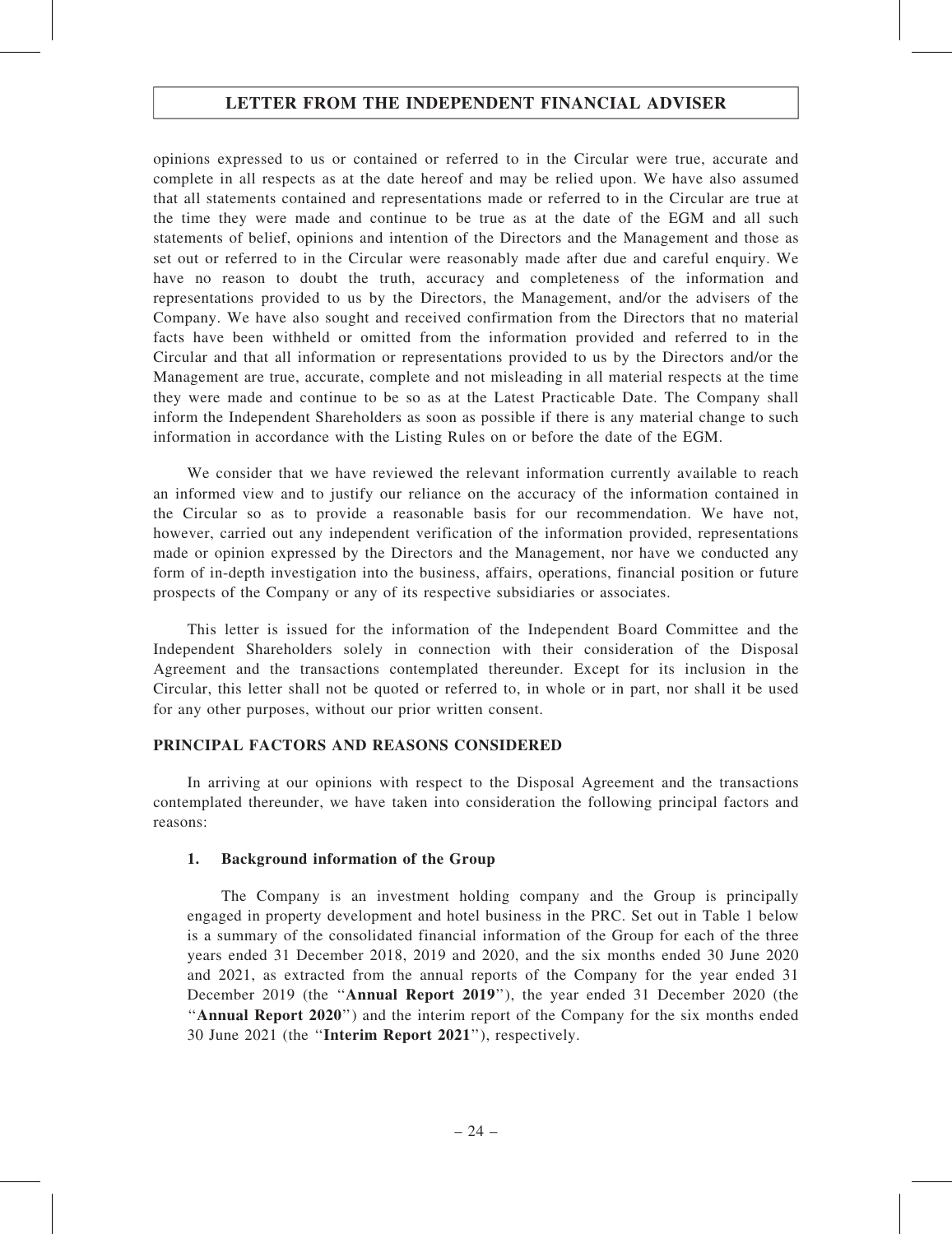opinions expressed to us or contained or referred to in the Circular were true, accurate and complete in all respects as at the date hereof and may be relied upon. We have also assumed that all statements contained and representations made or referred to in the Circular are true at the time they were made and continue to be true as at the date of the EGM and all such statements of belief, opinions and intention of the Directors and the Management and those as set out or referred to in the Circular were reasonably made after due and careful enquiry. We have no reason to doubt the truth, accuracy and completeness of the information and representations provided to us by the Directors, the Management, and/or the advisers of the Company. We have also sought and received confirmation from the Directors that no material facts have been withheld or omitted from the information provided and referred to in the Circular and that all information or representations provided to us by the Directors and/or the Management are true, accurate, complete and not misleading in all material respects at the time they were made and continue to be so as at the Latest Practicable Date. The Company shall inform the Independent Shareholders as soon as possible if there is any material change to such information in accordance with the Listing Rules on or before the date of the EGM.

We consider that we have reviewed the relevant information currently available to reach an informed view and to justify our reliance on the accuracy of the information contained in the Circular so as to provide a reasonable basis for our recommendation. We have not, however, carried out any independent verification of the information provided, representations made or opinion expressed by the Directors and the Management, nor have we conducted any form of in-depth investigation into the business, affairs, operations, financial position or future prospects of the Company or any of its respective subsidiaries or associates.

This letter is issued for the information of the Independent Board Committee and the Independent Shareholders solely in connection with their consideration of the Disposal Agreement and the transactions contemplated thereunder. Except for its inclusion in the Circular, this letter shall not be quoted or referred to, in whole or in part, nor shall it be used for any other purposes, without our prior written consent.

## PRINCIPAL FACTORS AND REASONS CONSIDERED

In arriving at our opinions with respect to the Disposal Agreement and the transactions contemplated thereunder, we have taken into consideration the following principal factors and reasons:

### 1. Background information of the Group

The Company is an investment holding company and the Group is principally engaged in property development and hotel business in the PRC. Set out in Table 1 below is a summary of the consolidated financial information of the Group for each of the three years ended 31 December 2018, 2019 and 2020, and the six months ended 30 June 2020 and 2021, as extracted from the annual reports of the Company for the year ended 31 December 2019 (the "**Annual Report 2019**"), the year ended 31 December 2020 (the "**Annual Report 2020**") and the interim report of the Company for the six months ended 30 June 2021 (the "**Interim Report 2021**"), respectively.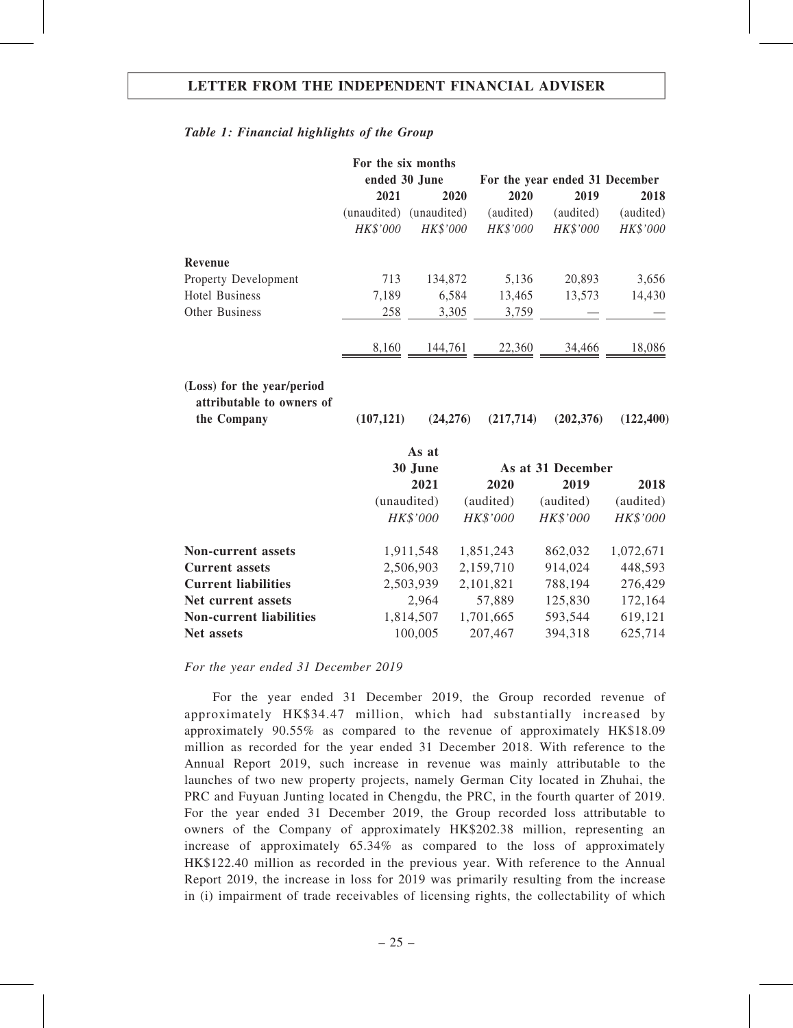***Table 1: Financial highlights of the Group***

| | For the six months ended 30 June | | For the year ended 31 December | | |
|---|---|---|---|---|---|
| | 2021 | 2020 | 2020 | 2019 | 2018 |
| | (unaudited) | (unaudited) | (audited) | (audited) | (audited) |
| | *HK$'000* | *HK$'000* | *HK$'000* | *HK$'000* | *HK$'000* |
| **Revenue** | | | | | |
| Property Development | 713 | 134,872 | 5,136 | 20,893 | 3,656 |
| Hotel Business | 7,189 | 6,584 | 13,465 | 13,573 | 14,430 |
| Other Business | 258 | 3,305 | 3,759 | — | — |
| | 8,160 | 144,761 | 22,360 | 34,466 | 18,086 |
| **(Loss) for the year/period attributable to owners of the Company** | **(107,121)** | **(24,276)** | **(217,714)** | **(202,376)** | **(122,400)** |

| | As at 30 June | As at 31 December | | |
|---|---|---|---|---|
| | 2021 | 2020 | 2019 | 2018 |
| | (unaudited) | (audited) | (audited) | (audited) |
| | *HK$'000* | *HK$'000* | *HK$'000* | *HK$'000* |
| **Non-current assets** | 1,911,548 | 1,851,243 | 862,032 | 1,072,671 |
| **Current assets** | 2,506,903 | 2,159,710 | 914,024 | 448,593 |
| **Current liabilities** | 2,503,939 | 2,101,821 | 788,194 | 276,429 |
| **Net current assets** | 2,964 | 57,889 | 125,830 | 172,164 |
| **Non-current liabilities** | 1,814,507 | 1,701,665 | 593,544 | 619,121 |
| **Net assets** | 100,005 | 207,467 | 394,318 | 625,714 |

*For the year ended 31 December 2019*

For the year ended 31 December 2019, the Group recorded revenue of approximately HK$34.47 million, which had substantially increased by approximately 90.55% as compared to the revenue of approximately HK$18.09 million as recorded for the year ended 31 December 2018. With reference to the Annual Report 2019, such increase in revenue was mainly attributable to the launches of two new property projects, namely German City located in Zhuhai, the PRC and Fuyuan Junting located in Chengdu, the PRC, in the fourth quarter of 2019. For the year ended 31 December 2019, the Group recorded loss attributable to owners of the Company of approximately HK$202.38 million, representing an increase of approximately 65.34% as compared to the loss of approximately HK$122.40 million as recorded in the previous year. With reference to the Annual Report 2019, the increase in loss for 2019 was primarily resulting from the increase in (i) impairment of trade receivables of licensing rights, the collectability of which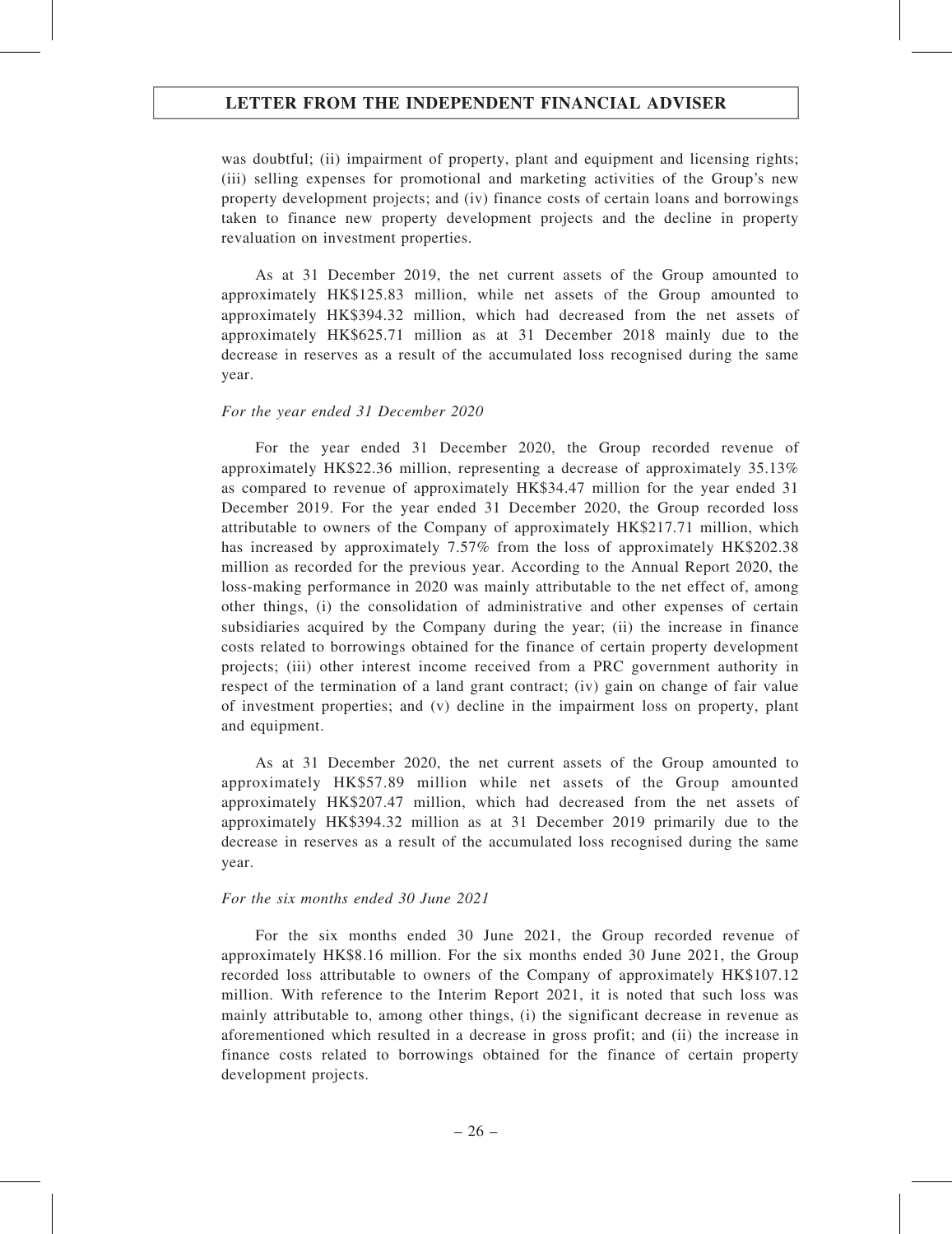was doubtful; (ii) impairment of property, plant and equipment and licensing rights; (iii) selling expenses for promotional and marketing activities of the Group's new property development projects; and (iv) finance costs of certain loans and borrowings taken to finance new property development projects and the decline in property revaluation on investment properties.

As at 31 December 2019, the net current assets of the Group amounted to approximately HK$125.83 million, while net assets of the Group amounted to approximately HK$394.32 million, which had decreased from the net assets of approximately HK$625.71 million as at 31 December 2018 mainly due to the decrease in reserves as a result of the accumulated loss recognised during the same year.

*For the year ended 31 December 2020*

For the year ended 31 December 2020, the Group recorded revenue of approximately HK$22.36 million, representing a decrease of approximately 35.13% as compared to revenue of approximately HK$34.47 million for the year ended 31 December 2019. For the year ended 31 December 2020, the Group recorded loss attributable to owners of the Company of approximately HK$217.71 million, which has increased by approximately 7.57% from the loss of approximately HK$202.38 million as recorded for the previous year. According to the Annual Report 2020, the loss-making performance in 2020 was mainly attributable to the net effect of, among other things, (i) the consolidation of administrative and other expenses of certain subsidiaries acquired by the Company during the year; (ii) the increase in finance costs related to borrowings obtained for the finance of certain property development projects; (iii) other interest income received from a PRC government authority in respect of the termination of a land grant contract; (iv) gain on change of fair value of investment properties; and (v) decline in the impairment loss on property, plant and equipment.

As at 31 December 2020, the net current assets of the Group amounted to approximately HK$57.89 million while net assets of the Group amounted approximately HK$207.47 million, which had decreased from the net assets of approximately HK$394.32 million as at 31 December 2019 primarily due to the decrease in reserves as a result of the accumulated loss recognised during the same year.

*For the six months ended 30 June 2021*

For the six months ended 30 June 2021, the Group recorded revenue of approximately HK$8.16 million. For the six months ended 30 June 2021, the Group recorded loss attributable to owners of the Company of approximately HK$107.12 million. With reference to the Interim Report 2021, it is noted that such loss was mainly attributable to, among other things, (i) the significant decrease in revenue as aforementioned which resulted in a decrease in gross profit; and (ii) the increase in finance costs related to borrowings obtained for the finance of certain property development projects.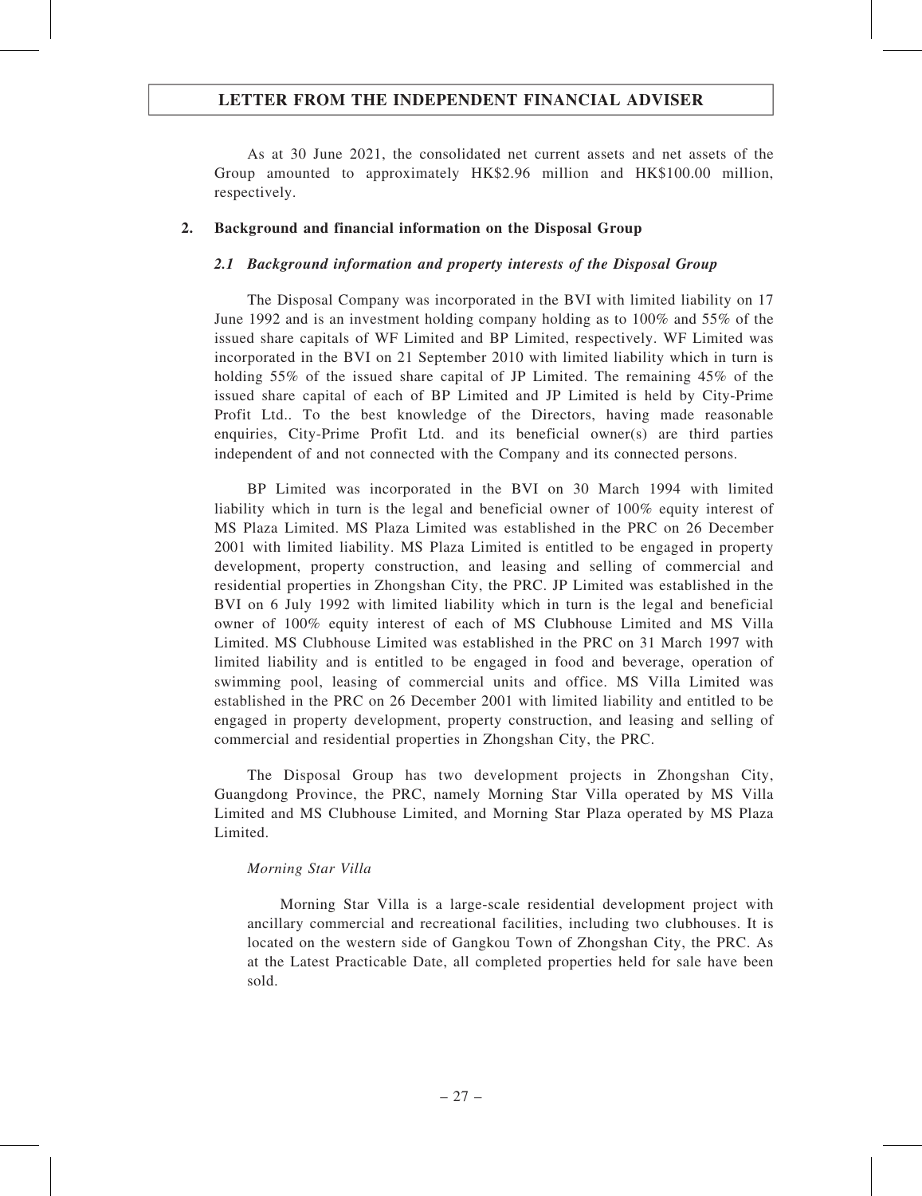As at 30 June 2021, the consolidated net current assets and net assets of the Group amounted to approximately HK$2.96 million and HK$100.00 million, respectively.

## 2. Background and financial information on the Disposal Group

### *2.1 Background information and property interests of the Disposal Group*

The Disposal Company was incorporated in the BVI with limited liability on 17 June 1992 and is an investment holding company holding as to 100% and 55% of the issued share capitals of WF Limited and BP Limited, respectively. WF Limited was incorporated in the BVI on 21 September 2010 with limited liability which in turn is holding 55% of the issued share capital of JP Limited. The remaining 45% of the issued share capital of each of BP Limited and JP Limited is held by City-Prime Profit Ltd.. To the best knowledge of the Directors, having made reasonable enquiries, City-Prime Profit Ltd. and its beneficial owner(s) are third parties independent of and not connected with the Company and its connected persons.

BP Limited was incorporated in the BVI on 30 March 1994 with limited liability which in turn is the legal and beneficial owner of 100% equity interest of MS Plaza Limited. MS Plaza Limited was established in the PRC on 26 December 2001 with limited liability. MS Plaza Limited is entitled to be engaged in property development, property construction, and leasing and selling of commercial and residential properties in Zhongshan City, the PRC. JP Limited was established in the BVI on 6 July 1992 with limited liability which in turn is the legal and beneficial owner of 100% equity interest of each of MS Clubhouse Limited and MS Villa Limited. MS Clubhouse Limited was established in the PRC on 31 March 1997 with limited liability and is entitled to be engaged in food and beverage, operation of swimming pool, leasing of commercial units and office. MS Villa Limited was established in the PRC on 26 December 2001 with limited liability and entitled to be engaged in property development, property construction, and leasing and selling of commercial and residential properties in Zhongshan City, the PRC.

The Disposal Group has two development projects in Zhongshan City, Guangdong Province, the PRC, namely Morning Star Villa operated by MS Villa Limited and MS Clubhouse Limited, and Morning Star Plaza operated by MS Plaza Limited.

*Morning Star Villa*

Morning Star Villa is a large-scale residential development project with ancillary commercial and recreational facilities, including two clubhouses. It is located on the western side of Gangkou Town of Zhongshan City, the PRC. As at the Latest Practicable Date, all completed properties held for sale have been sold.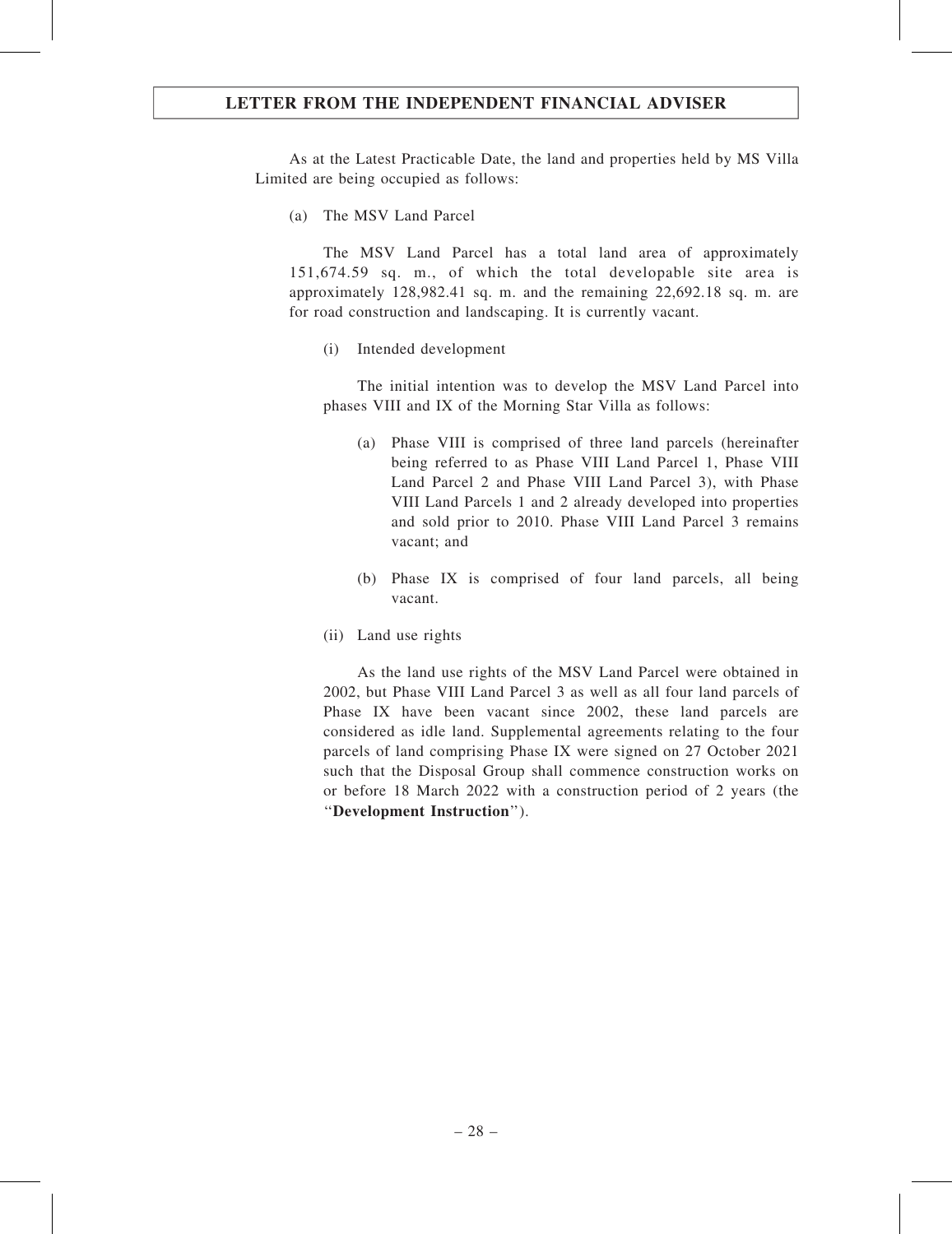As at the Latest Practicable Date, the land and properties held by MS Villa Limited are being occupied as follows:

(a) The MSV Land Parcel

The MSV Land Parcel has a total land area of approximately 151,674.59 sq. m., of which the total developable site area is approximately 128,982.41 sq. m. and the remaining 22,692.18 sq. m. are for road construction and landscaping. It is currently vacant.

(i) Intended development

The initial intention was to develop the MSV Land Parcel into phases VIII and IX of the Morning Star Villa as follows:

(a) Phase VIII is comprised of three land parcels (hereinafter being referred to as Phase VIII Land Parcel 1, Phase VIII Land Parcel 2 and Phase VIII Land Parcel 3), with Phase VIII Land Parcels 1 and 2 already developed into properties and sold prior to 2010. Phase VIII Land Parcel 3 remains vacant; and

(b) Phase IX is comprised of four land parcels, all being vacant.

(ii) Land use rights

As the land use rights of the MSV Land Parcel were obtained in 2002, but Phase VIII Land Parcel 3 as well as all four land parcels of Phase IX have been vacant since 2002, these land parcels are considered as idle land. Supplemental agreements relating to the four parcels of land comprising Phase IX were signed on 27 October 2021 such that the Disposal Group shall commence construction works on or before 18 March 2022 with a construction period of 2 years (the "**Development Instruction**").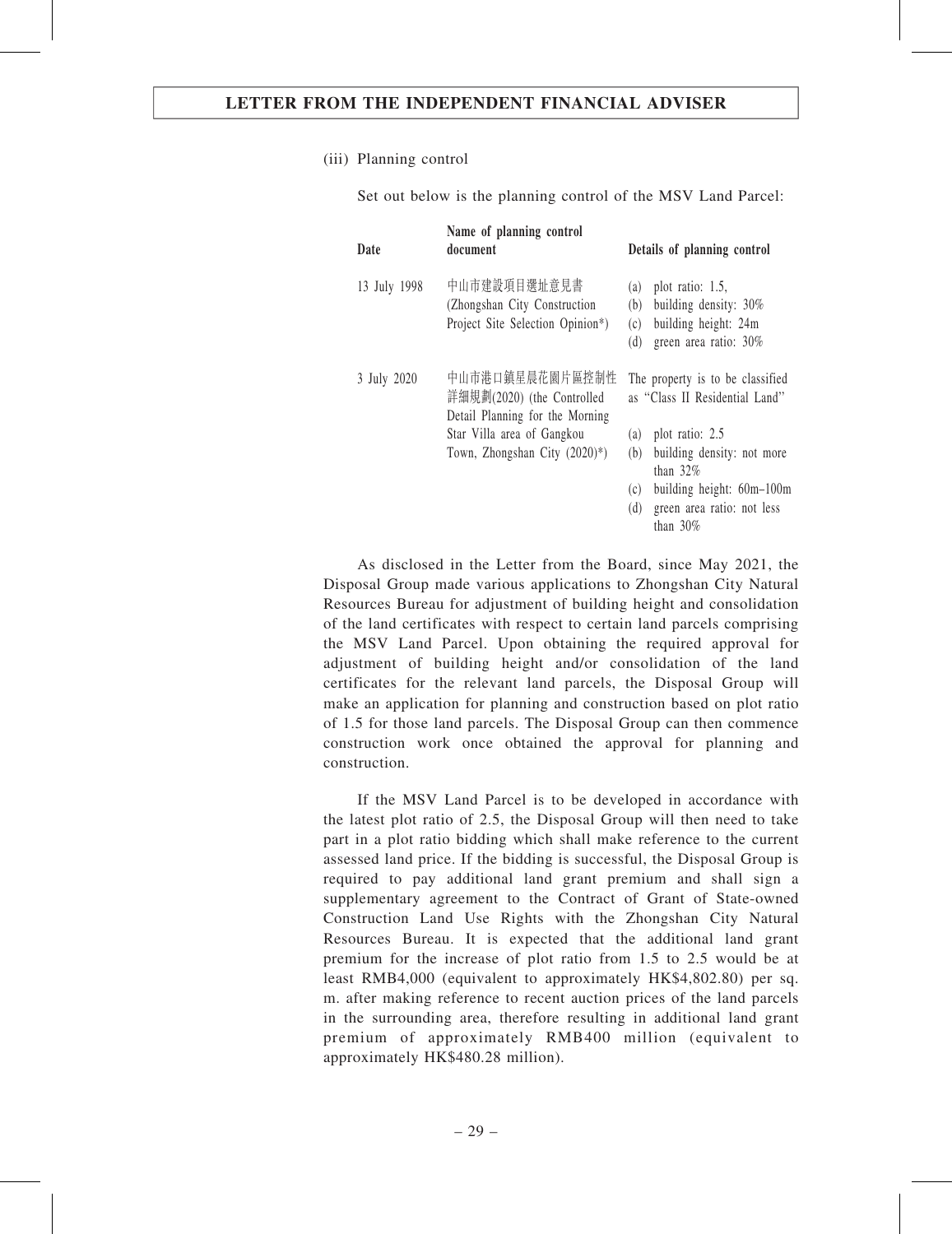(iii) Planning control

Set out below is the planning control of the MSV Land Parcel:

| Date | Name of planning control document | Details of planning control |
|---|---|---|
| 13 July 1998 | 中山市建設項目選址意見書 (Zhongshan City Construction Project Site Selection Opinion*) | (a) plot ratio: 1.5,<br>(b) building density: 30%<br>(c) building height: 24m<br>(d) green area ratio: 30% |
| 3 July 2020 | 中山市港口鎮星晨花園片區控制性詳細規劃(2020) (the Controlled Detail Planning for the Morning Star Villa area of Gangkou Town, Zhongshan City (2020)*) | The property is to be classified as "Class II Residential Land"<br>(a) plot ratio: 2.5<br>(b) building density: not more than 32%<br>(c) building height: 60m–100m<br>(d) green area ratio: not less than 30% |

As disclosed in the Letter from the Board, since May 2021, the Disposal Group made various applications to Zhongshan City Natural Resources Bureau for adjustment of building height and consolidation of the land certificates with respect to certain land parcels comprising the MSV Land Parcel. Upon obtaining the required approval for adjustment of building height and/or consolidation of the land certificates for the relevant land parcels, the Disposal Group will make an application for planning and construction based on plot ratio of 1.5 for those land parcels. The Disposal Group can then commence construction work once obtained the approval for planning and construction.

If the MSV Land Parcel is to be developed in accordance with the latest plot ratio of 2.5, the Disposal Group will then need to take part in a plot ratio bidding which shall make reference to the current assessed land price. If the bidding is successful, the Disposal Group is required to pay additional land grant premium and shall sign a supplementary agreement to the Contract of Grant of State-owned Construction Land Use Rights with the Zhongshan City Natural Resources Bureau. It is expected that the additional land grant premium for the increase of plot ratio from 1.5 to 2.5 would be at least RMB4,000 (equivalent to approximately HK$4,802.80) per sq. m. after making reference to recent auction prices of the land parcels in the surrounding area, therefore resulting in additional land grant premium of approximately RMB400 million (equivalent to approximately HK$480.28 million).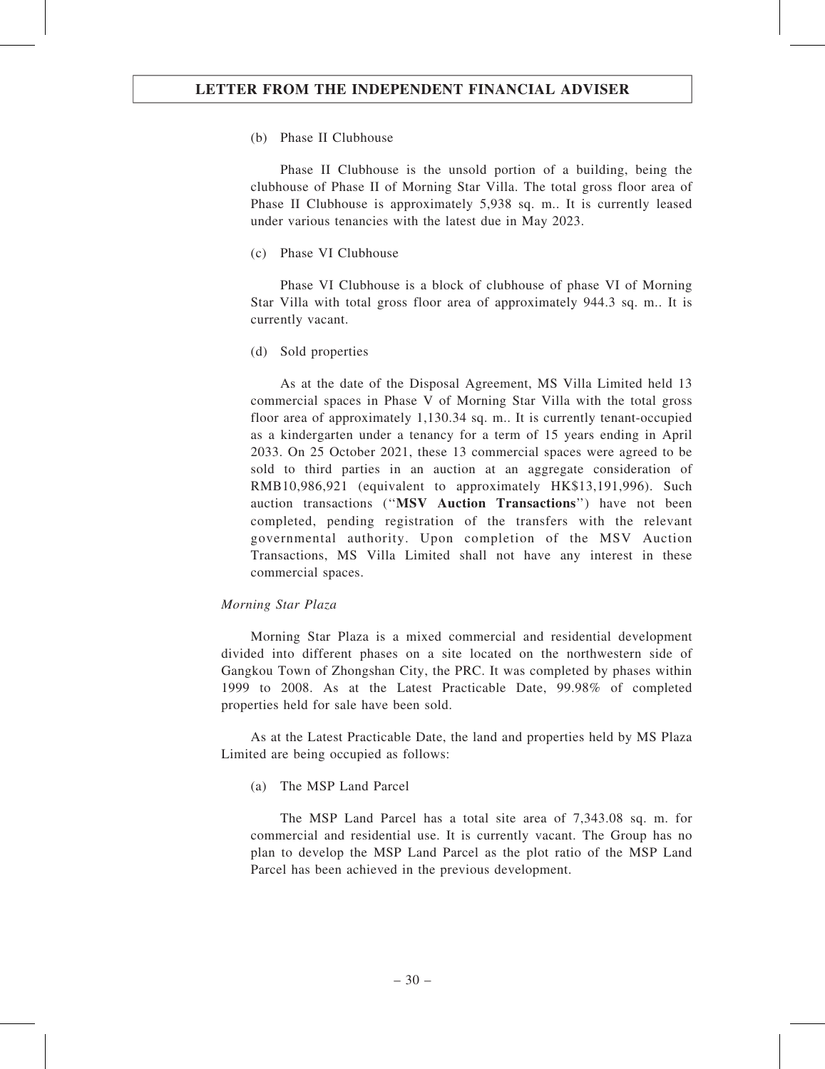(b) Phase II Clubhouse

Phase II Clubhouse is the unsold portion of a building, being the clubhouse of Phase II of Morning Star Villa. The total gross floor area of Phase II Clubhouse is approximately 5,938 sq. m.. It is currently leased under various tenancies with the latest due in May 2023.

(c) Phase VI Clubhouse

Phase VI Clubhouse is a block of clubhouse of phase VI of Morning Star Villa with total gross floor area of approximately 944.3 sq. m.. It is currently vacant.

(d) Sold properties

As at the date of the Disposal Agreement, MS Villa Limited held 13 commercial spaces in Phase V of Morning Star Villa with the total gross floor area of approximately 1,130.34 sq. m.. It is currently tenant-occupied as a kindergarten under a tenancy for a term of 15 years ending in April 2033. On 25 October 2021, these 13 commercial spaces were agreed to be sold to third parties in an auction at an aggregate consideration of RMB10,986,921 (equivalent to approximately HK$13,191,996). Such auction transactions ("**MSV Auction Transactions**") have not been completed, pending registration of the transfers with the relevant governmental authority. Upon completion of the MSV Auction Transactions, MS Villa Limited shall not have any interest in these commercial spaces.

*Morning Star Plaza*

Morning Star Plaza is a mixed commercial and residential development divided into different phases on a site located on the northwestern side of Gangkou Town of Zhongshan City, the PRC. It was completed by phases within 1999 to 2008. As at the Latest Practicable Date, 99.98% of completed properties held for sale have been sold.

As at the Latest Practicable Date, the land and properties held by MS Plaza Limited are being occupied as follows:

(a) The MSP Land Parcel

The MSP Land Parcel has a total site area of 7,343.08 sq. m. for commercial and residential use. It is currently vacant. The Group has no plan to develop the MSP Land Parcel as the plot ratio of the MSP Land Parcel has been achieved in the previous development.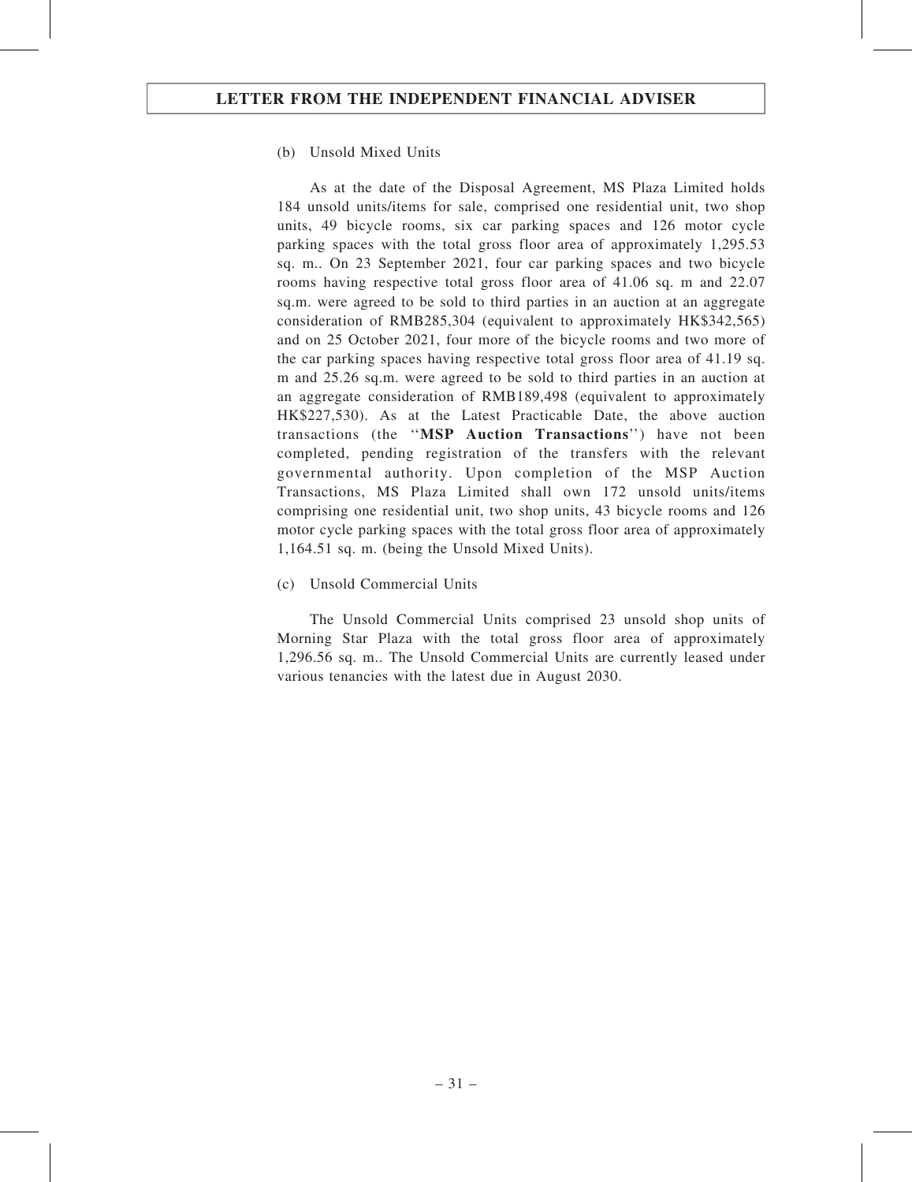(b) Unsold Mixed Units

As at the date of the Disposal Agreement, MS Plaza Limited holds 184 unsold units/items for sale, comprised one residential unit, two shop units, 49 bicycle rooms, six car parking spaces and 126 motor cycle parking spaces with the total gross floor area of approximately 1,295.53 sq. m.. On 23 September 2021, four car parking spaces and two bicycle rooms having respective total gross floor area of 41.06 sq. m and 22.07 sq.m. were agreed to be sold to third parties in an auction at an aggregate consideration of RMB285,304 (equivalent to approximately HK$342,565) and on 25 October 2021, four more of the bicycle rooms and two more of the car parking spaces having respective total gross floor area of 41.19 sq. m and 25.26 sq.m. were agreed to be sold to third parties in an auction at an aggregate consideration of RMB189,498 (equivalent to approximately HK$227,530). As at the Latest Practicable Date, the above auction transactions (the ''**MSP Auction Transactions**'') have not been completed, pending registration of the transfers with the relevant governmental authority. Upon completion of the MSP Auction Transactions, MS Plaza Limited shall own 172 unsold units/items comprising one residential unit, two shop units, 43 bicycle rooms and 126 motor cycle parking spaces with the total gross floor area of approximately 1,164.51 sq. m. (being the Unsold Mixed Units).

(c) Unsold Commercial Units

The Unsold Commercial Units comprised 23 unsold shop units of Morning Star Plaza with the total gross floor area of approximately 1,296.56 sq. m.. The Unsold Commercial Units are currently leased under various tenancies with the latest due in August 2030.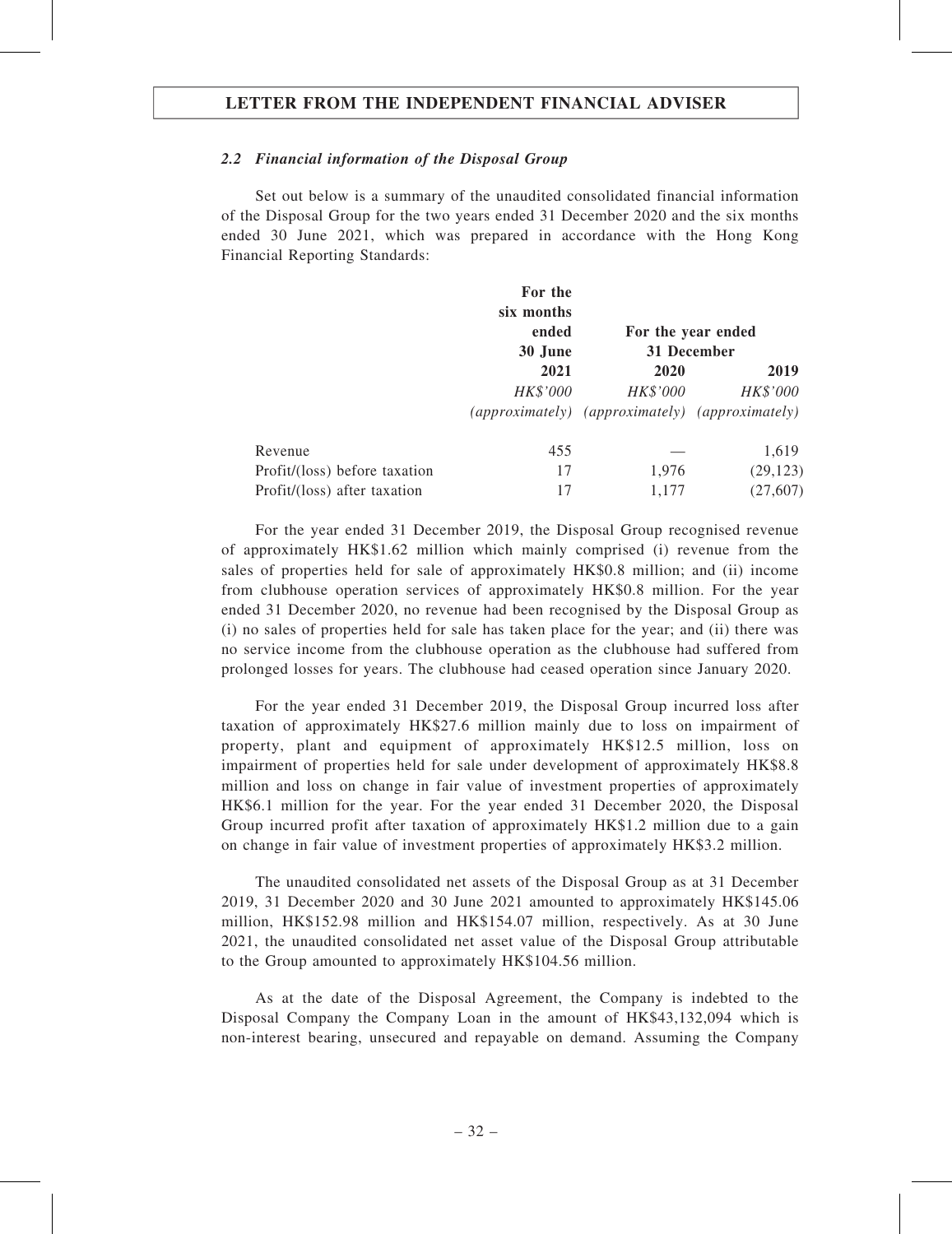### 2.2 *Financial information of the Disposal Group*

Set out below is a summary of the unaudited consolidated financial information of the Disposal Group for the two years ended 31 December 2020 and the six months ended 30 June 2021, which was prepared in accordance with the Hong Kong Financial Reporting Standards:

| | For the six months ended 30 June | For the year ended 31 December | |
|---|---|---|---|
| | 2021 | 2020 | 2019 |
| | *HK$'000* | *HK$'000* | *HK$'000* |
| | *(approximately)* | *(approximately)* | *(approximately)* |
| Revenue | 455 | — | 1,619 |
| Profit/(loss) before taxation | 17 | 1,976 | (29,123) |
| Profit/(loss) after taxation | 17 | 1,177 | (27,607) |

For the year ended 31 December 2019, the Disposal Group recognised revenue of approximately HK$1.62 million which mainly comprised (i) revenue from the sales of properties held for sale of approximately HK$0.8 million; and (ii) income from clubhouse operation services of approximately HK$0.8 million. For the year ended 31 December 2020, no revenue had been recognised by the Disposal Group as (i) no sales of properties held for sale has taken place for the year; and (ii) there was no service income from the clubhouse operation as the clubhouse had suffered from prolonged losses for years. The clubhouse had ceased operation since January 2020.

For the year ended 31 December 2019, the Disposal Group incurred loss after taxation of approximately HK$27.6 million mainly due to loss on impairment of property, plant and equipment of approximately HK$12.5 million, loss on impairment of properties held for sale under development of approximately HK$8.8 million and loss on change in fair value of investment properties of approximately HK$6.1 million for the year. For the year ended 31 December 2020, the Disposal Group incurred profit after taxation of approximately HK$1.2 million due to a gain on change in fair value of investment properties of approximately HK$3.2 million.

The unaudited consolidated net assets of the Disposal Group as at 31 December 2019, 31 December 2020 and 30 June 2021 amounted to approximately HK$145.06 million, HK$152.98 million and HK$154.07 million, respectively. As at 30 June 2021, the unaudited consolidated net asset value of the Disposal Group attributable to the Group amounted to approximately HK$104.56 million.

As at the date of the Disposal Agreement, the Company is indebted to the Disposal Company the Company Loan in the amount of HK$43,132,094 which is non-interest bearing, unsecured and repayable on demand. Assuming the Company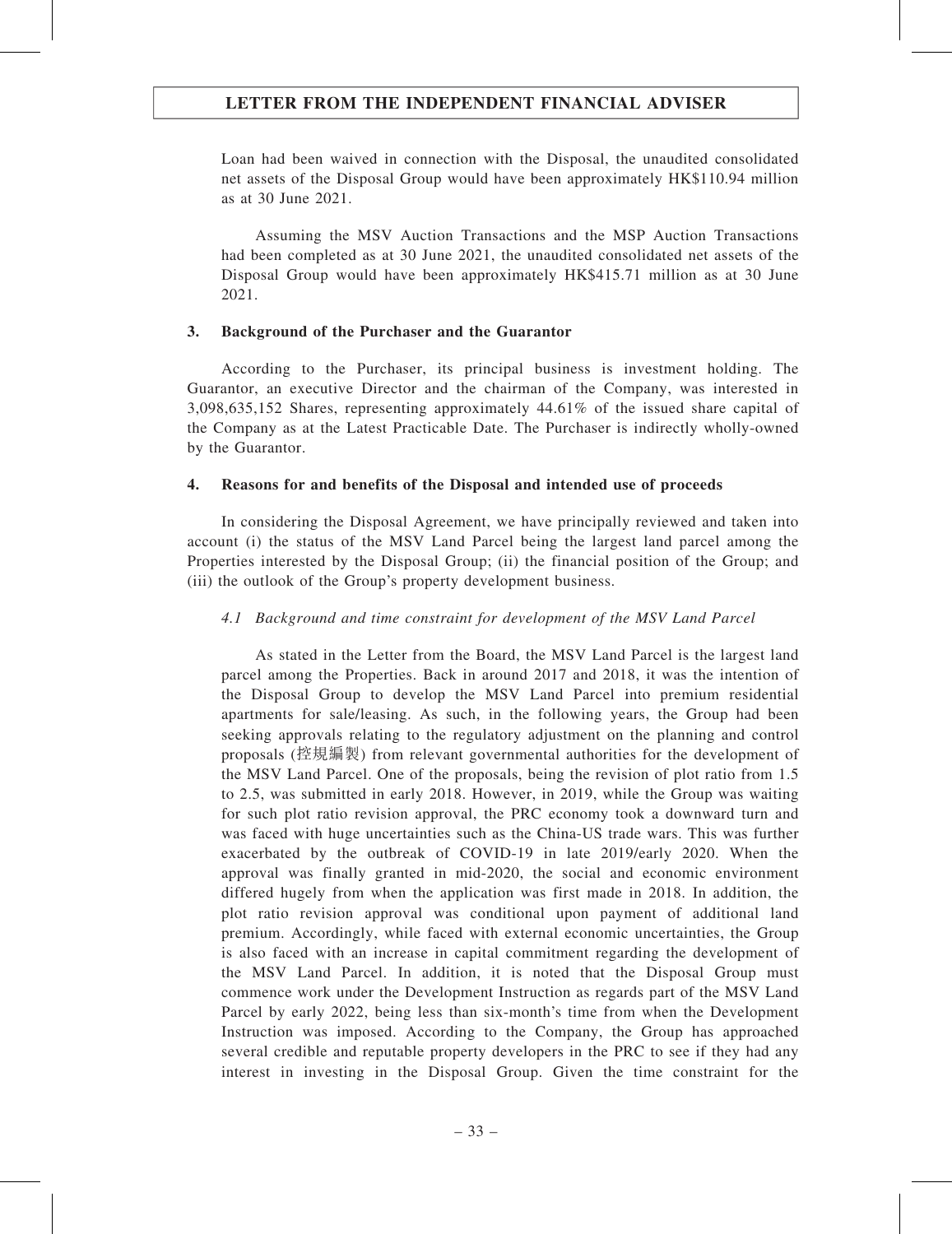Loan had been waived in connection with the Disposal, the unaudited consolidated net assets of the Disposal Group would have been approximately HK$110.94 million as at 30 June 2021.

Assuming the MSV Auction Transactions and the MSP Auction Transactions had been completed as at 30 June 2021, the unaudited consolidated net assets of the Disposal Group would have been approximately HK$415.71 million as at 30 June 2021.

### 3. Background of the Purchaser and the Guarantor

According to the Purchaser, its principal business is investment holding. The Guarantor, an executive Director and the chairman of the Company, was interested in 3,098,635,152 Shares, representing approximately 44.61% of the issued share capital of the Company as at the Latest Practicable Date. The Purchaser is indirectly wholly-owned by the Guarantor.

### 4. Reasons for and benefits of the Disposal and intended use of proceeds

In considering the Disposal Agreement, we have principally reviewed and taken into account (i) the status of the MSV Land Parcel being the largest land parcel among the Properties interested by the Disposal Group; (ii) the financial position of the Group; and (iii) the outlook of the Group's property development business.

#### *4.1 Background and time constraint for development of the MSV Land Parcel*

As stated in the Letter from the Board, the MSV Land Parcel is the largest land parcel among the Properties. Back in around 2017 and 2018, it was the intention of the Disposal Group to develop the MSV Land Parcel into premium residential apartments for sale/leasing. As such, in the following years, the Group had been seeking approvals relating to the regulatory adjustment on the planning and control proposals (控規編製) from relevant governmental authorities for the development of the MSV Land Parcel. One of the proposals, being the revision of plot ratio from 1.5 to 2.5, was submitted in early 2018. However, in 2019, while the Group was waiting for such plot ratio revision approval, the PRC economy took a downward turn and was faced with huge uncertainties such as the China-US trade wars. This was further exacerbated by the outbreak of COVID-19 in late 2019/early 2020. When the approval was finally granted in mid-2020, the social and economic environment differed hugely from when the application was first made in 2018. In addition, the plot ratio revision approval was conditional upon payment of additional land premium. Accordingly, while faced with external economic uncertainties, the Group is also faced with an increase in capital commitment regarding the development of the MSV Land Parcel. In addition, it is noted that the Disposal Group must commence work under the Development Instruction as regards part of the MSV Land Parcel by early 2022, being less than six-month's time from when the Development Instruction was imposed. According to the Company, the Group has approached several credible and reputable property developers in the PRC to see if they had any interest in investing in the Disposal Group. Given the time constraint for the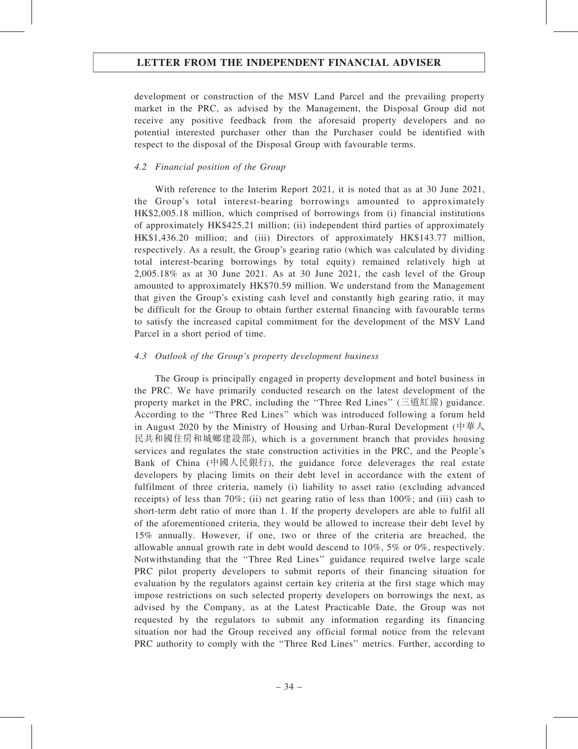development or construction of the MSV Land Parcel and the prevailing property market in the PRC, as advised by the Management, the Disposal Group did not receive any positive feedback from the aforesaid property developers and no potential interested purchaser other than the Purchaser could be identified with respect to the disposal of the Disposal Group with favourable terms.

### *4.2 Financial position of the Group*

With reference to the Interim Report 2021, it is noted that as at 30 June 2021, the Group's total interest-bearing borrowings amounted to approximately HK$2,005.18 million, which comprised of borrowings from (i) financial institutions of approximately HK$425.21 million; (ii) independent third parties of approximately HK$1,436.20 million; and (iii) Directors of approximately HK$143.77 million, respectively. As a result, the Group's gearing ratio (which was calculated by dividing total interest-bearing borrowings by total equity) remained relatively high at 2,005.18% as at 30 June 2021. As at 30 June 2021, the cash level of the Group amounted to approximately HK$70.59 million. We understand from the Management that given the Group's existing cash level and constantly high gearing ratio, it may be difficult for the Group to obtain further external financing with favourable terms to satisfy the increased capital commitment for the development of the MSV Land Parcel in a short period of time.

### *4.3 Outlook of the Group's property development business*

The Group is principally engaged in property development and hotel business in the PRC. We have primarily conducted research on the latest development of the property market in the PRC, including the "Three Red Lines" (三道紅線) guidance. According to the "Three Red Lines" which was introduced following a forum held in August 2020 by the Ministry of Housing and Urban-Rural Development (中華人民共和國住房和城鄉建設部), which is a government branch that provides housing services and regulates the state construction activities in the PRC, and the People's Bank of China (中國人民銀行), the guidance force deleverages the real estate developers by placing limits on their debt level in accordance with the extent of fulfilment of three criteria, namely (i) liability to asset ratio (excluding advanced receipts) of less than 70%; (ii) net gearing ratio of less than 100%; and (iii) cash to short-term debt ratio of more than 1. If the property developers are able to fulfil all of the aforementioned criteria, they would be allowed to increase their debt level by 15% annually. However, if one, two or three of the criteria are breached, the allowable annual growth rate in debt would descend to 10%, 5% or 0%, respectively. Notwithstanding that the "Three Red Lines" guidance required twelve large scale PRC pilot property developers to submit reports of their financing situation for evaluation by the regulators against certain key criteria at the first stage which may impose restrictions on such selected property developers on borrowings the next, as advised by the Company, as at the Latest Practicable Date, the Group was not requested by the regulators to submit any information regarding its financing situation nor had the Group received any official formal notice from the relevant PRC authority to comply with the "Three Red Lines" metrics. Further, according to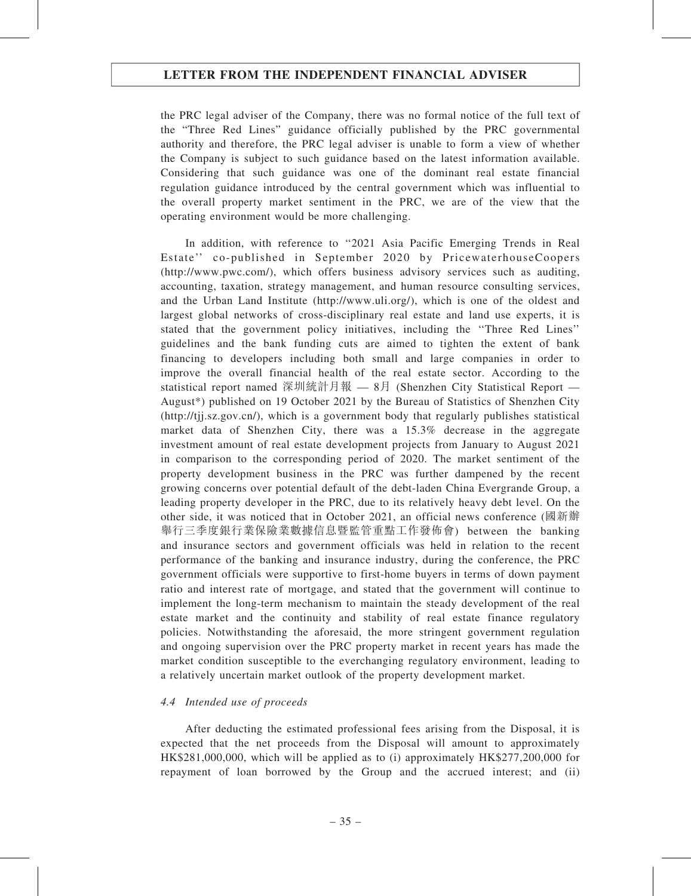the PRC legal adviser of the Company, there was no formal notice of the full text of the "Three Red Lines" guidance officially published by the PRC governmental authority and therefore, the PRC legal adviser is unable to form a view of whether the Company is subject to such guidance based on the latest information available. Considering that such guidance was one of the dominant real estate financial regulation guidance introduced by the central government which was influential to the overall property market sentiment in the PRC, we are of the view that the operating environment would be more challenging.

In addition, with reference to "2021 Asia Pacific Emerging Trends in Real Estate" co-published in September 2020 by PricewaterhouseCoopers (http://www.pwc.com/), which offers business advisory services such as auditing, accounting, taxation, strategy management, and human resource consulting services, and the Urban Land Institute (http://www.uli.org/), which is one of the oldest and largest global networks of cross-disciplinary real estate and land use experts, it is stated that the government policy initiatives, including the "Three Red Lines" guidelines and the bank funding cuts are aimed to tighten the extent of bank financing to developers including both small and large companies in order to improve the overall financial health of the real estate sector. According to the statistical report named 深圳統計月報 — 8月 (Shenzhen City Statistical Report — August*) published on 19 October 2021 by the Bureau of Statistics of Shenzhen City (http://tjj.sz.gov.cn/), which is a government body that regularly publishes statistical market data of Shenzhen City, there was a 15.3% decrease in the aggregate investment amount of real estate development projects from January to August 2021 in comparison to the corresponding period of 2020. The market sentiment of the property development business in the PRC was further dampened by the recent growing concerns over potential default of the debt-laden China Evergrande Group, a leading property developer in the PRC, due to its relatively heavy debt level. On the other side, it was noticed that in October 2021, an official news conference (國新辦舉行三季度銀行業保險業數據信息暨監管重點工作發佈會) between the banking and insurance sectors and government officials was held in relation to the recent performance of the banking and insurance industry, during the conference, the PRC government officials were supportive to first-home buyers in terms of down payment ratio and interest rate of mortgage, and stated that the government will continue to implement the long-term mechanism to maintain the steady development of the real estate market and the continuity and stability of real estate finance regulatory policies. Notwithstanding the aforesaid, the more stringent government regulation and ongoing supervision over the PRC property market in recent years has made the market condition susceptible to the everchanging regulatory environment, leading to a relatively uncertain market outlook of the property development market.

*4.4 Intended use of proceeds*

After deducting the estimated professional fees arising from the Disposal, it is expected that the net proceeds from the Disposal will amount to approximately HK$281,000,000, which will be applied as to (i) approximately HK$277,200,000 for repayment of loan borrowed by the Group and the accrued interest; and (ii)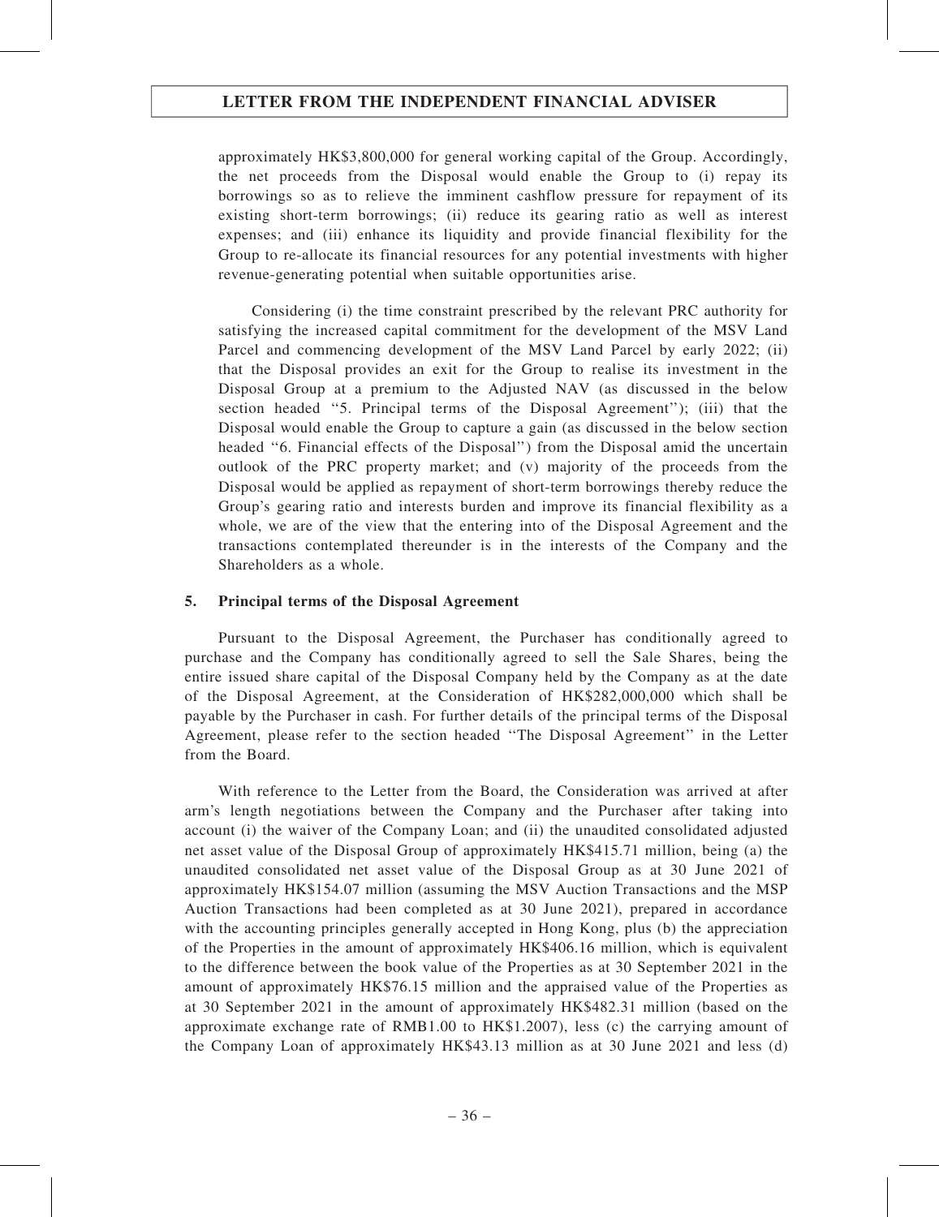approximately HK$3,800,000 for general working capital of the Group. Accordingly, the net proceeds from the Disposal would enable the Group to (i) repay its borrowings so as to relieve the imminent cashflow pressure for repayment of its existing short-term borrowings; (ii) reduce its gearing ratio as well as interest expenses; and (iii) enhance its liquidity and provide financial flexibility for the Group to re-allocate its financial resources for any potential investments with higher revenue-generating potential when suitable opportunities arise.

Considering (i) the time constraint prescribed by the relevant PRC authority for satisfying the increased capital commitment for the development of the MSV Land Parcel and commencing development of the MSV Land Parcel by early 2022; (ii) that the Disposal provides an exit for the Group to realise its investment in the Disposal Group at a premium to the Adjusted NAV (as discussed in the below section headed "5. Principal terms of the Disposal Agreement"); (iii) that the Disposal would enable the Group to capture a gain (as discussed in the below section headed "6. Financial effects of the Disposal") from the Disposal amid the uncertain outlook of the PRC property market; and (v) majority of the proceeds from the Disposal would be applied as repayment of short-term borrowings thereby reduce the Group's gearing ratio and interests burden and improve its financial flexibility as a whole, we are of the view that the entering into of the Disposal Agreement and the transactions contemplated thereunder is in the interests of the Company and the Shareholders as a whole.

**5. Principal terms of the Disposal Agreement**

Pursuant to the Disposal Agreement, the Purchaser has conditionally agreed to purchase and the Company has conditionally agreed to sell the Sale Shares, being the entire issued share capital of the Disposal Company held by the Company as at the date of the Disposal Agreement, at the Consideration of HK$282,000,000 which shall be payable by the Purchaser in cash. For further details of the principal terms of the Disposal Agreement, please refer to the section headed "The Disposal Agreement" in the Letter from the Board.

With reference to the Letter from the Board, the Consideration was arrived at after arm's length negotiations between the Company and the Purchaser after taking into account (i) the waiver of the Company Loan; and (ii) the unaudited consolidated adjusted net asset value of the Disposal Group of approximately HK$415.71 million, being (a) the unaudited consolidated net asset value of the Disposal Group as at 30 June 2021 of approximately HK$154.07 million (assuming the MSV Auction Transactions and the MSP Auction Transactions had been completed as at 30 June 2021), prepared in accordance with the accounting principles generally accepted in Hong Kong, plus (b) the appreciation of the Properties in the amount of approximately HK$406.16 million, which is equivalent to the difference between the book value of the Properties as at 30 September 2021 in the amount of approximately HK$76.15 million and the appraised value of the Properties as at 30 September 2021 in the amount of approximately HK$482.31 million (based on the approximate exchange rate of RMB1.00 to HK$1.2007), less (c) the carrying amount of the Company Loan of approximately HK$43.13 million as at 30 June 2021 and less (d)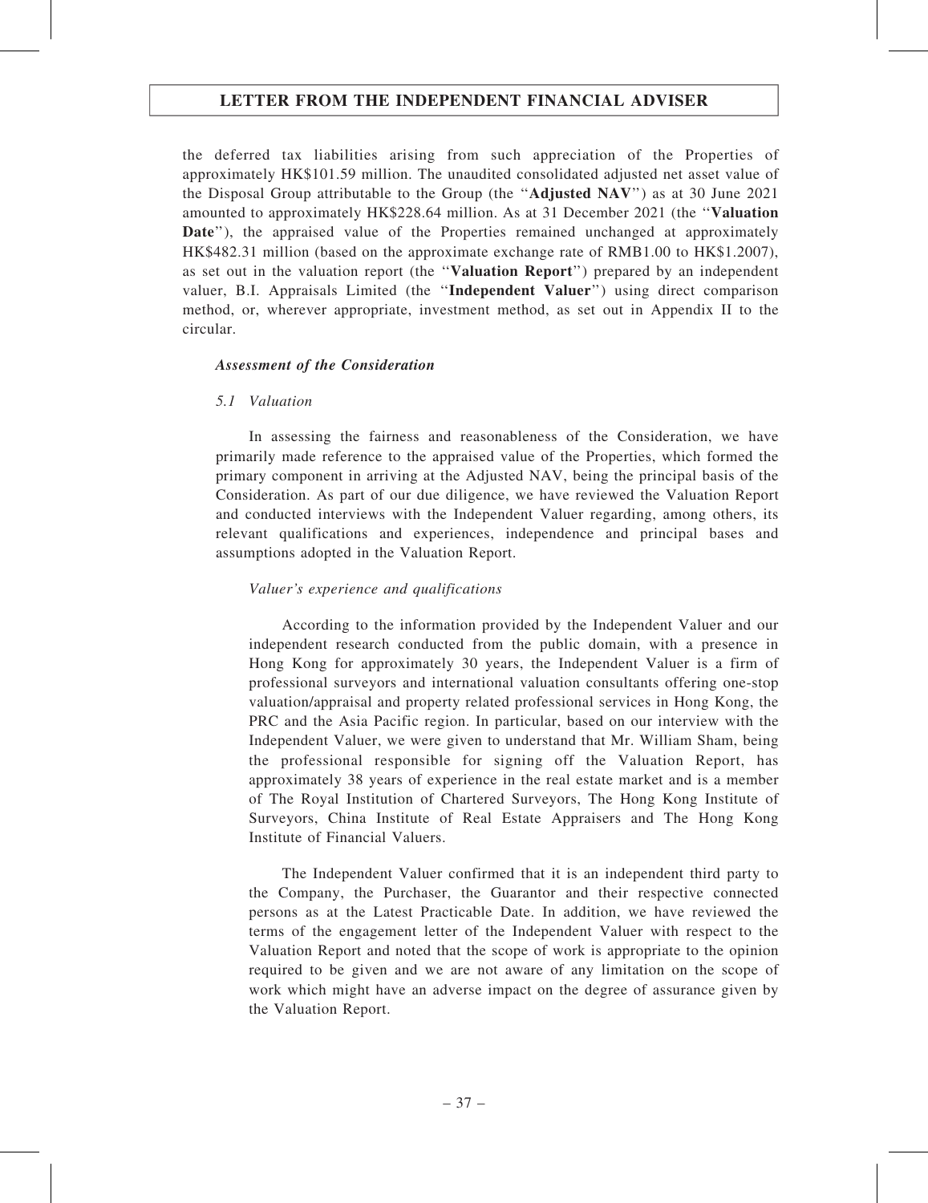the deferred tax liabilities arising from such appreciation of the Properties of approximately HK$101.59 million. The unaudited consolidated adjusted net asset value of the Disposal Group attributable to the Group (the "**Adjusted NAV**") as at 30 June 2021 amounted to approximately HK$228.64 million. As at 31 December 2021 (the "**Valuation Date**"), the appraised value of the Properties remained unchanged at approximately HK$482.31 million (based on the approximate exchange rate of RMB1.00 to HK$1.2007), as set out in the valuation report (the "**Valuation Report**") prepared by an independent valuer, B.I. Appraisals Limited (the "**Independent Valuer**") using direct comparison method, or, wherever appropriate, investment method, as set out in Appendix II to the circular.

***Assessment of the Consideration***

*5.1 Valuation*

In assessing the fairness and reasonableness of the Consideration, we have primarily made reference to the appraised value of the Properties, which formed the primary component in arriving at the Adjusted NAV, being the principal basis of the Consideration. As part of our due diligence, we have reviewed the Valuation Report and conducted interviews with the Independent Valuer regarding, among others, its relevant qualifications and experiences, independence and principal bases and assumptions adopted in the Valuation Report.

*Valuer's experience and qualifications*

According to the information provided by the Independent Valuer and our independent research conducted from the public domain, with a presence in Hong Kong for approximately 30 years, the Independent Valuer is a firm of professional surveyors and international valuation consultants offering one-stop valuation/appraisal and property related professional services in Hong Kong, the PRC and the Asia Pacific region. In particular, based on our interview with the Independent Valuer, we were given to understand that Mr. William Sham, being the professional responsible for signing off the Valuation Report, has approximately 38 years of experience in the real estate market and is a member of The Royal Institution of Chartered Surveyors, The Hong Kong Institute of Surveyors, China Institute of Real Estate Appraisers and The Hong Kong Institute of Financial Valuers.

The Independent Valuer confirmed that it is an independent third party to the Company, the Purchaser, the Guarantor and their respective connected persons as at the Latest Practicable Date. In addition, we have reviewed the terms of the engagement letter of the Independent Valuer with respect to the Valuation Report and noted that the scope of work is appropriate to the opinion required to be given and we are not aware of any limitation on the scope of work which might have an adverse impact on the degree of assurance given by the Valuation Report.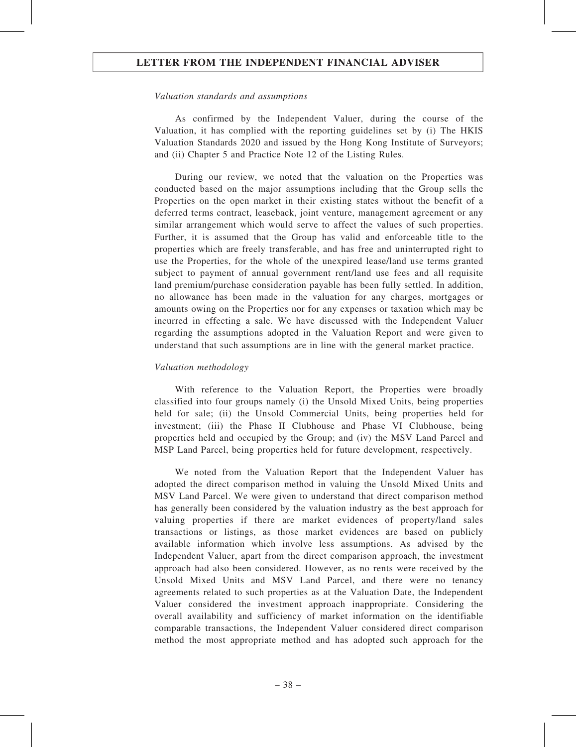*Valuation standards and assumptions*

As confirmed by the Independent Valuer, during the course of the Valuation, it has complied with the reporting guidelines set by (i) The HKIS Valuation Standards 2020 and issued by the Hong Kong Institute of Surveyors; and (ii) Chapter 5 and Practice Note 12 of the Listing Rules.

During our review, we noted that the valuation on the Properties was conducted based on the major assumptions including that the Group sells the Properties on the open market in their existing states without the benefit of a deferred terms contract, leaseback, joint venture, management agreement or any similar arrangement which would serve to affect the values of such properties. Further, it is assumed that the Group has valid and enforceable title to the properties which are freely transferable, and has free and uninterrupted right to use the Properties, for the whole of the unexpired lease/land use terms granted subject to payment of annual government rent/land use fees and all requisite land premium/purchase consideration payable has been fully settled. In addition, no allowance has been made in the valuation for any charges, mortgages or amounts owing on the Properties nor for any expenses or taxation which may be incurred in effecting a sale. We have discussed with the Independent Valuer regarding the assumptions adopted in the Valuation Report and were given to understand that such assumptions are in line with the general market practice.

*Valuation methodology*

With reference to the Valuation Report, the Properties were broadly classified into four groups namely (i) the Unsold Mixed Units, being properties held for sale; (ii) the Unsold Commercial Units, being properties held for investment; (iii) the Phase II Clubhouse and Phase VI Clubhouse, being properties held and occupied by the Group; and (iv) the MSV Land Parcel and MSP Land Parcel, being properties held for future development, respectively.

We noted from the Valuation Report that the Independent Valuer has adopted the direct comparison method in valuing the Unsold Mixed Units and MSV Land Parcel. We were given to understand that direct comparison method has generally been considered by the valuation industry as the best approach for valuing properties if there are market evidences of property/land sales transactions or listings, as those market evidences are based on publicly available information which involve less assumptions. As advised by the Independent Valuer, apart from the direct comparison approach, the investment approach had also been considered. However, as no rents were received by the Unsold Mixed Units and MSV Land Parcel, and there were no tenancy agreements related to such properties as at the Valuation Date, the Independent Valuer considered the investment approach inappropriate. Considering the overall availability and sufficiency of market information on the identifiable comparable transactions, the Independent Valuer considered direct comparison method the most appropriate method and has adopted such approach for the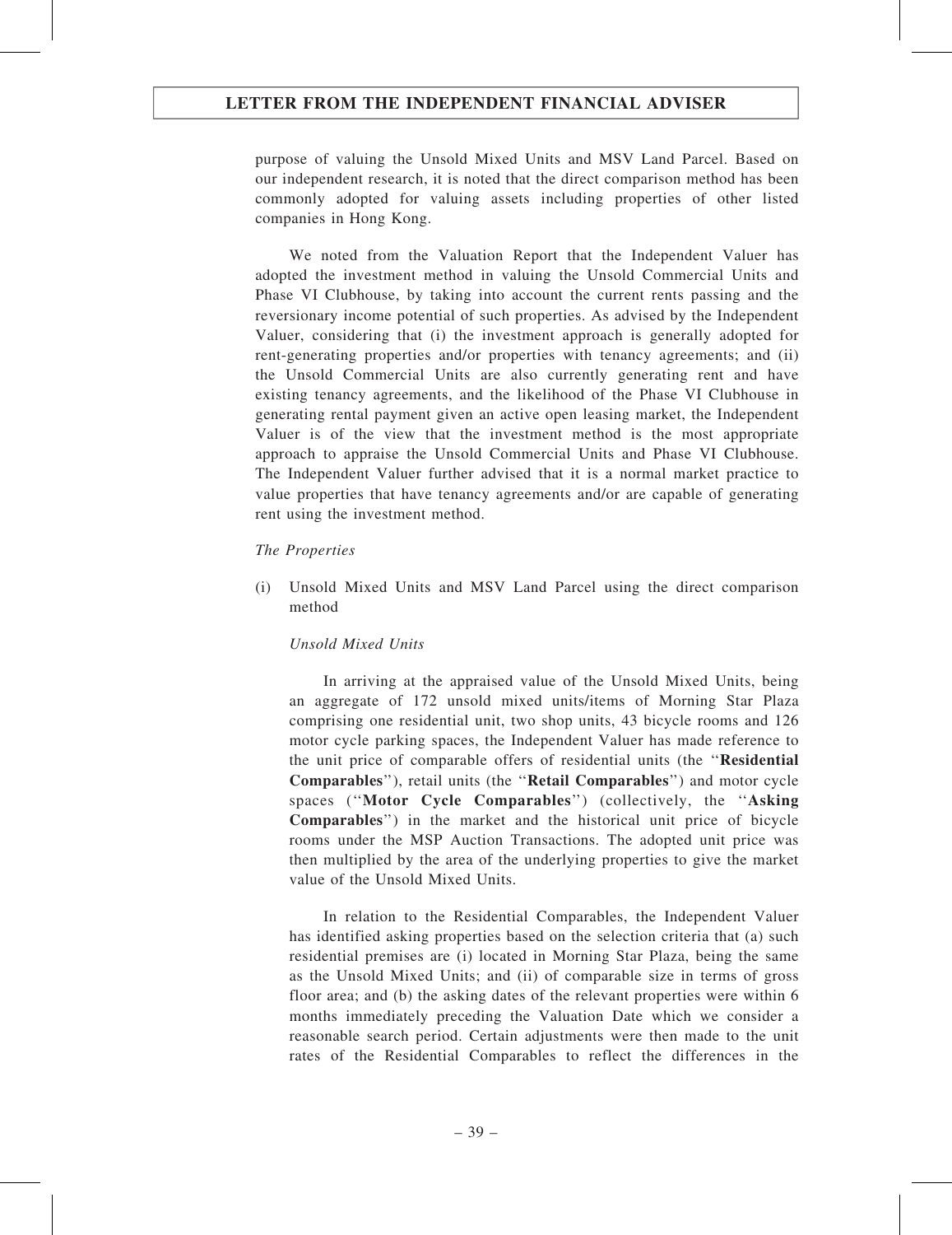purpose of valuing the Unsold Mixed Units and MSV Land Parcel. Based on our independent research, it is noted that the direct comparison method has been commonly adopted for valuing assets including properties of other listed companies in Hong Kong.

We noted from the Valuation Report that the Independent Valuer has adopted the investment method in valuing the Unsold Commercial Units and Phase VI Clubhouse, by taking into account the current rents passing and the reversionary income potential of such properties. As advised by the Independent Valuer, considering that (i) the investment approach is generally adopted for rent-generating properties and/or properties with tenancy agreements; and (ii) the Unsold Commercial Units are also currently generating rent and have existing tenancy agreements, and the likelihood of the Phase VI Clubhouse in generating rental payment given an active open leasing market, the Independent Valuer is of the view that the investment method is the most appropriate approach to appraise the Unsold Commercial Units and Phase VI Clubhouse. The Independent Valuer further advised that it is a normal market practice to value properties that have tenancy agreements and/or are capable of generating rent using the investment method.

*The Properties*

(i) Unsold Mixed Units and MSV Land Parcel using the direct comparison method

*Unsold Mixed Units*

In arriving at the appraised value of the Unsold Mixed Units, being an aggregate of 172 unsold mixed units/items of Morning Star Plaza comprising one residential unit, two shop units, 43 bicycle rooms and 126 motor cycle parking spaces, the Independent Valuer has made reference to the unit price of comparable offers of residential units (the ''**Residential Comparables**''), retail units (the ''**Retail Comparables**'') and motor cycle spaces (''**Motor Cycle Comparables**'') (collectively, the ''**Asking Comparables**'') in the market and the historical unit price of bicycle rooms under the MSP Auction Transactions. The adopted unit price was then multiplied by the area of the underlying properties to give the market value of the Unsold Mixed Units.

In relation to the Residential Comparables, the Independent Valuer has identified asking properties based on the selection criteria that (a) such residential premises are (i) located in Morning Star Plaza, being the same as the Unsold Mixed Units; and (ii) of comparable size in terms of gross floor area; and (b) the asking dates of the relevant properties were within 6 months immediately preceding the Valuation Date which we consider a reasonable search period. Certain adjustments were then made to the unit rates of the Residential Comparables to reflect the differences in the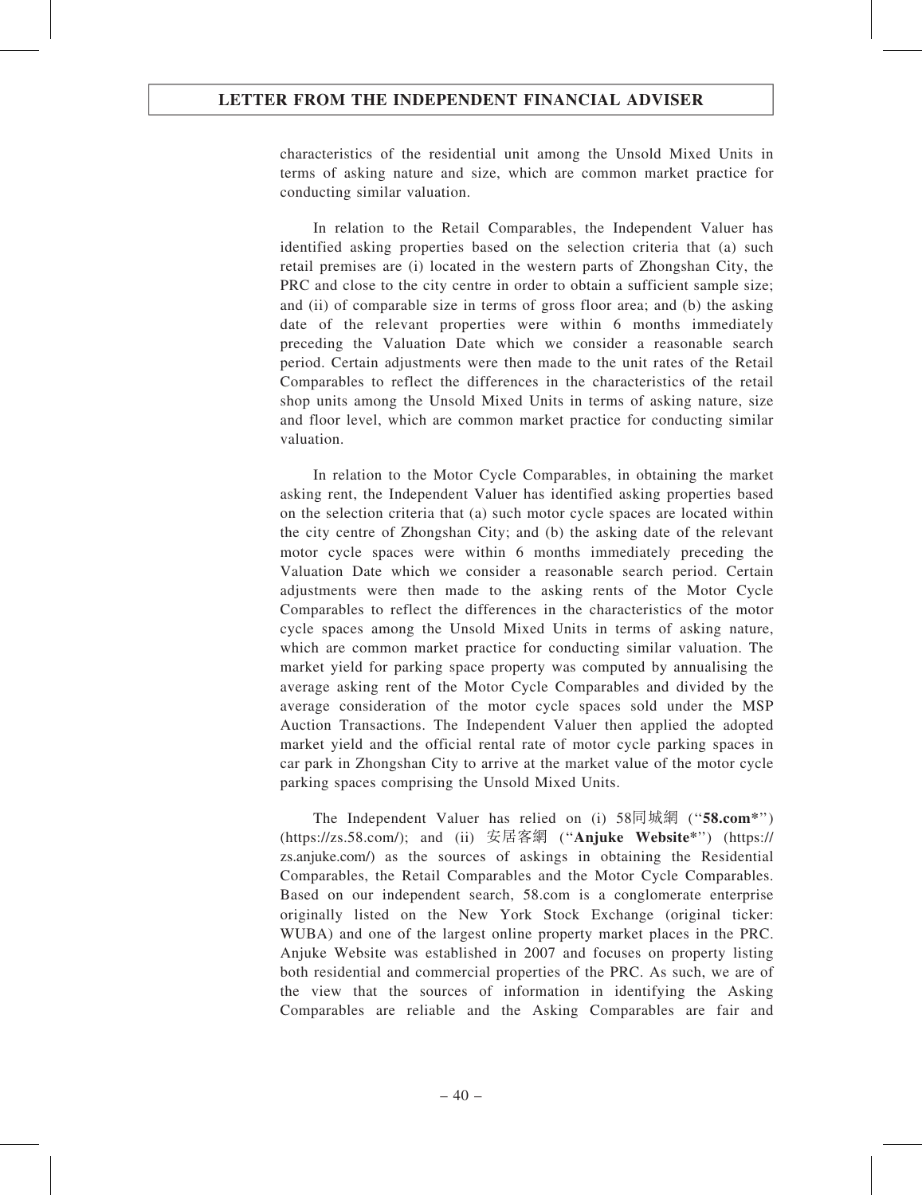characteristics of the residential unit among the Unsold Mixed Units in terms of asking nature and size, which are common market practice for conducting similar valuation.

In relation to the Retail Comparables, the Independent Valuer has identified asking properties based on the selection criteria that (a) such retail premises are (i) located in the western parts of Zhongshan City, the PRC and close to the city centre in order to obtain a sufficient sample size; and (ii) of comparable size in terms of gross floor area; and (b) the asking date of the relevant properties were within 6 months immediately preceding the Valuation Date which we consider a reasonable search period. Certain adjustments were then made to the unit rates of the Retail Comparables to reflect the differences in the characteristics of the retail shop units among the Unsold Mixed Units in terms of asking nature, size and floor level, which are common market practice for conducting similar valuation.

In relation to the Motor Cycle Comparables, in obtaining the market asking rent, the Independent Valuer has identified asking properties based on the selection criteria that (a) such motor cycle spaces are located within the city centre of Zhongshan City; and (b) the asking date of the relevant motor cycle spaces were within 6 months immediately preceding the Valuation Date which we consider a reasonable search period. Certain adjustments were then made to the asking rents of the Motor Cycle Comparables to reflect the differences in the characteristics of the motor cycle spaces among the Unsold Mixed Units in terms of asking nature, which are common market practice for conducting similar valuation. The market yield for parking space property was computed by annualising the average asking rent of the Motor Cycle Comparables and divided by the average consideration of the motor cycle spaces sold under the MSP Auction Transactions. The Independent Valuer then applied the adopted market yield and the official rental rate of motor cycle parking spaces in car park in Zhongshan City to arrive at the market value of the motor cycle parking spaces comprising the Unsold Mixed Units.

The Independent Valuer has relied on (i) 58同城網 ("**58.com***") (https://zs.58.com/); and (ii) 安居客網 ("**Anjuke Website***") (https://zs.anjuke.com/) as the sources of askings in obtaining the Residential Comparables, the Retail Comparables and the Motor Cycle Comparables. Based on our independent search, 58.com is a conglomerate enterprise originally listed on the New York Stock Exchange (original ticker: WUBA) and one of the largest online property market places in the PRC. Anjuke Website was established in 2007 and focuses on property listing both residential and commercial properties of the PRC. As such, we are of the view that the sources of information in identifying the Asking Comparables are reliable and the Asking Comparables are fair and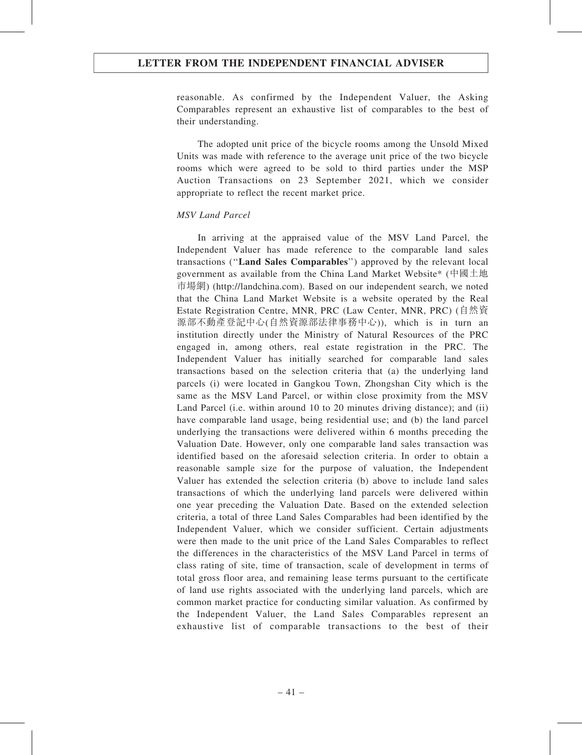reasonable. As confirmed by the Independent Valuer, the Asking Comparables represent an exhaustive list of comparables to the best of their understanding.

The adopted unit price of the bicycle rooms among the Unsold Mixed Units was made with reference to the average unit price of the two bicycle rooms which were agreed to be sold to third parties under the MSP Auction Transactions on 23 September 2021, which we consider appropriate to reflect the recent market price.

*MSV Land Parcel*

In arriving at the appraised value of the MSV Land Parcel, the Independent Valuer has made reference to the comparable land sales transactions (''**Land Sales Comparables**'') approved by the relevant local government as available from the China Land Market Website* (中國土地市場網) (http://landchina.com). Based on our independent search, we noted that the China Land Market Website is a website operated by the Real Estate Registration Centre, MNR, PRC (Law Center, MNR, PRC) (自然資源部不動產登記中心(自然資源部法律事務中心)), which is in turn an institution directly under the Ministry of Natural Resources of the PRC engaged in, among others, real estate registration in the PRC. The Independent Valuer has initially searched for comparable land sales transactions based on the selection criteria that (a) the underlying land parcels (i) were located in Gangkou Town, Zhongshan City which is the same as the MSV Land Parcel, or within close proximity from the MSV Land Parcel (i.e. within around 10 to 20 minutes driving distance); and (ii) have comparable land usage, being residential use; and (b) the land parcel underlying the transactions were delivered within 6 months preceding the Valuation Date. However, only one comparable land sales transaction was identified based on the aforesaid selection criteria. In order to obtain a reasonable sample size for the purpose of valuation, the Independent Valuer has extended the selection criteria (b) above to include land sales transactions of which the underlying land parcels were delivered within one year preceding the Valuation Date. Based on the extended selection criteria, a total of three Land Sales Comparables had been identified by the Independent Valuer, which we consider sufficient. Certain adjustments were then made to the unit price of the Land Sales Comparables to reflect the differences in the characteristics of the MSV Land Parcel in terms of class rating of site, time of transaction, scale of development in terms of total gross floor area, and remaining lease terms pursuant to the certificate of land use rights associated with the underlying land parcels, which are common market practice for conducting similar valuation. As confirmed by the Independent Valuer, the Land Sales Comparables represent an exhaustive list of comparable transactions to the best of their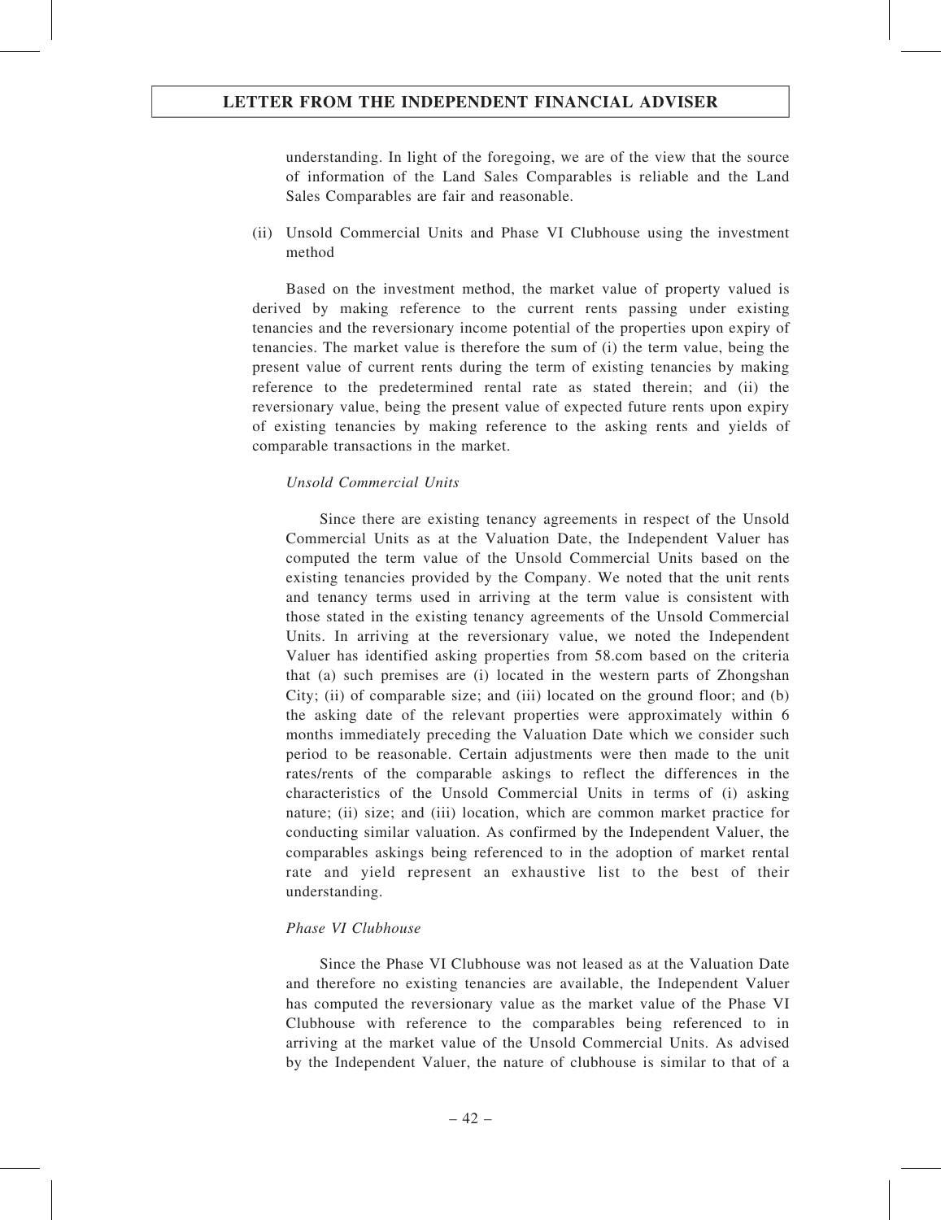understanding. In light of the foregoing, we are of the view that the source of information of the Land Sales Comparables is reliable and the Land Sales Comparables are fair and reasonable.

(ii) Unsold Commercial Units and Phase VI Clubhouse using the investment method

Based on the investment method, the market value of property valued is derived by making reference to the current rents passing under existing tenancies and the reversionary income potential of the properties upon expiry of tenancies. The market value is therefore the sum of (i) the term value, being the present value of current rents during the term of existing tenancies by making reference to the predetermined rental rate as stated therein; and (ii) the reversionary value, being the present value of expected future rents upon expiry of existing tenancies by making reference to the asking rents and yields of comparable transactions in the market.

*Unsold Commercial Units*

Since there are existing tenancy agreements in respect of the Unsold Commercial Units as at the Valuation Date, the Independent Valuer has computed the term value of the Unsold Commercial Units based on the existing tenancies provided by the Company. We noted that the unit rents and tenancy terms used in arriving at the term value is consistent with those stated in the existing tenancy agreements of the Unsold Commercial Units. In arriving at the reversionary value, we noted the Independent Valuer has identified asking properties from 58.com based on the criteria that (a) such premises are (i) located in the western parts of Zhongshan City; (ii) of comparable size; and (iii) located on the ground floor; and (b) the asking date of the relevant properties were approximately within 6 months immediately preceding the Valuation Date which we consider such period to be reasonable. Certain adjustments were then made to the unit rates/rents of the comparable askings to reflect the differences in the characteristics of the Unsold Commercial Units in terms of (i) asking nature; (ii) size; and (iii) location, which are common market practice for conducting similar valuation. As confirmed by the Independent Valuer, the comparables askings being referenced to in the adoption of market rental rate and yield represent an exhaustive list to the best of their understanding.

*Phase VI Clubhouse*

Since the Phase VI Clubhouse was not leased as at the Valuation Date and therefore no existing tenancies are available, the Independent Valuer has computed the reversionary value as the market value of the Phase VI Clubhouse with reference to the comparables being referenced to in arriving at the market value of the Unsold Commercial Units. As advised by the Independent Valuer, the nature of clubhouse is similar to that of a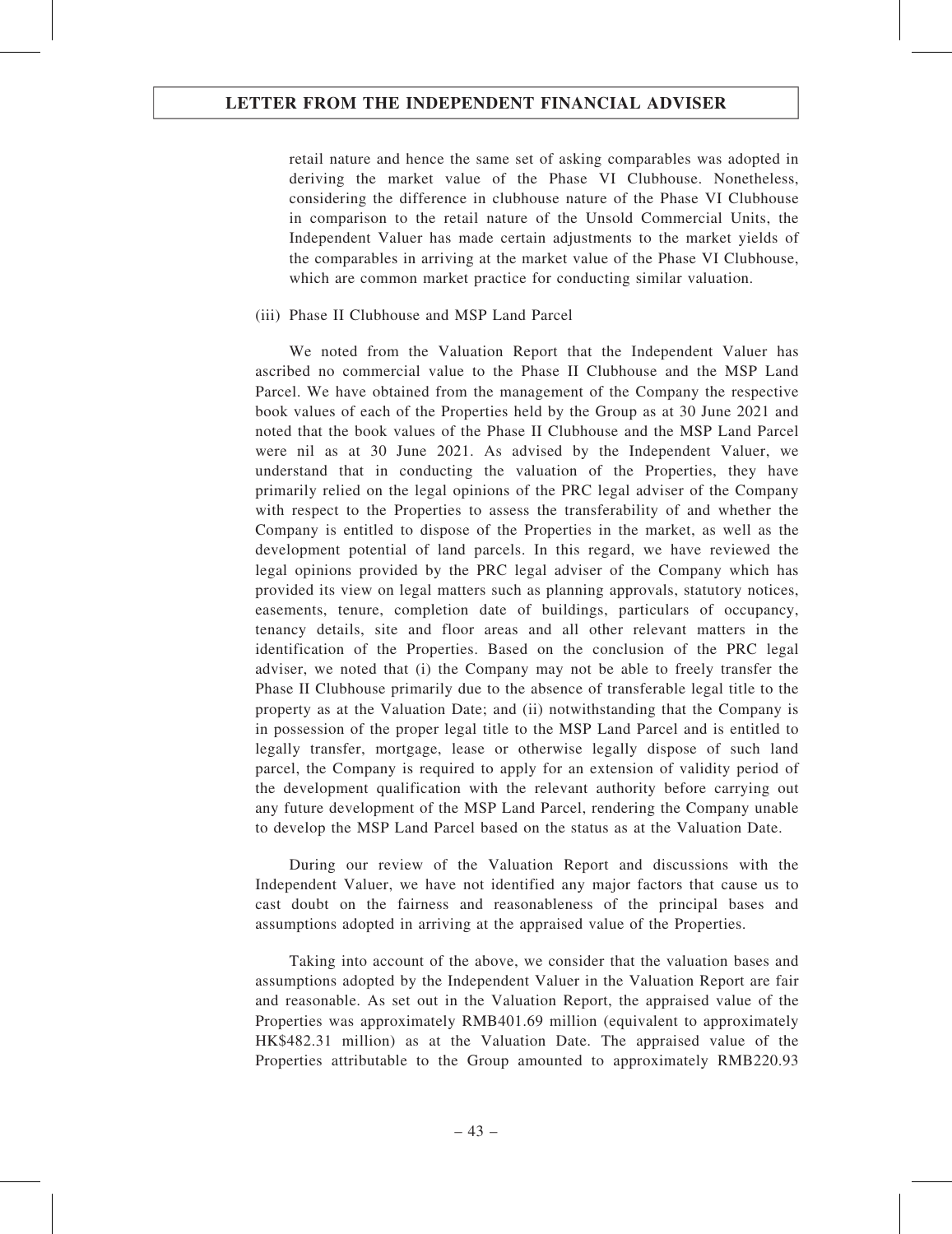retail nature and hence the same set of asking comparables was adopted in deriving the market value of the Phase VI Clubhouse. Nonetheless, considering the difference in clubhouse nature of the Phase VI Clubhouse in comparison to the retail nature of the Unsold Commercial Units, the Independent Valuer has made certain adjustments to the market yields of the comparables in arriving at the market value of the Phase VI Clubhouse, which are common market practice for conducting similar valuation.

(iii) Phase II Clubhouse and MSP Land Parcel

We noted from the Valuation Report that the Independent Valuer has ascribed no commercial value to the Phase II Clubhouse and the MSP Land Parcel. We have obtained from the management of the Company the respective book values of each of the Properties held by the Group as at 30 June 2021 and noted that the book values of the Phase II Clubhouse and the MSP Land Parcel were nil as at 30 June 2021. As advised by the Independent Valuer, we understand that in conducting the valuation of the Properties, they have primarily relied on the legal opinions of the PRC legal adviser of the Company with respect to the Properties to assess the transferability of and whether the Company is entitled to dispose of the Properties in the market, as well as the development potential of land parcels. In this regard, we have reviewed the legal opinions provided by the PRC legal adviser of the Company which has provided its view on legal matters such as planning approvals, statutory notices, easements, tenure, completion date of buildings, particulars of occupancy, tenancy details, site and floor areas and all other relevant matters in the identification of the Properties. Based on the conclusion of the PRC legal adviser, we noted that (i) the Company may not be able to freely transfer the Phase II Clubhouse primarily due to the absence of transferable legal title to the property as at the Valuation Date; and (ii) notwithstanding that the Company is in possession of the proper legal title to the MSP Land Parcel and is entitled to legally transfer, mortgage, lease or otherwise legally dispose of such land parcel, the Company is required to apply for an extension of validity period of the development qualification with the relevant authority before carrying out any future development of the MSP Land Parcel, rendering the Company unable to develop the MSP Land Parcel based on the status as at the Valuation Date.

During our review of the Valuation Report and discussions with the Independent Valuer, we have not identified any major factors that cause us to cast doubt on the fairness and reasonableness of the principal bases and assumptions adopted in arriving at the appraised value of the Properties.

Taking into account of the above, we consider that the valuation bases and assumptions adopted by the Independent Valuer in the Valuation Report are fair and reasonable. As set out in the Valuation Report, the appraised value of the Properties was approximately RMB401.69 million (equivalent to approximately HK$482.31 million) as at the Valuation Date. The appraised value of the Properties attributable to the Group amounted to approximately RMB220.93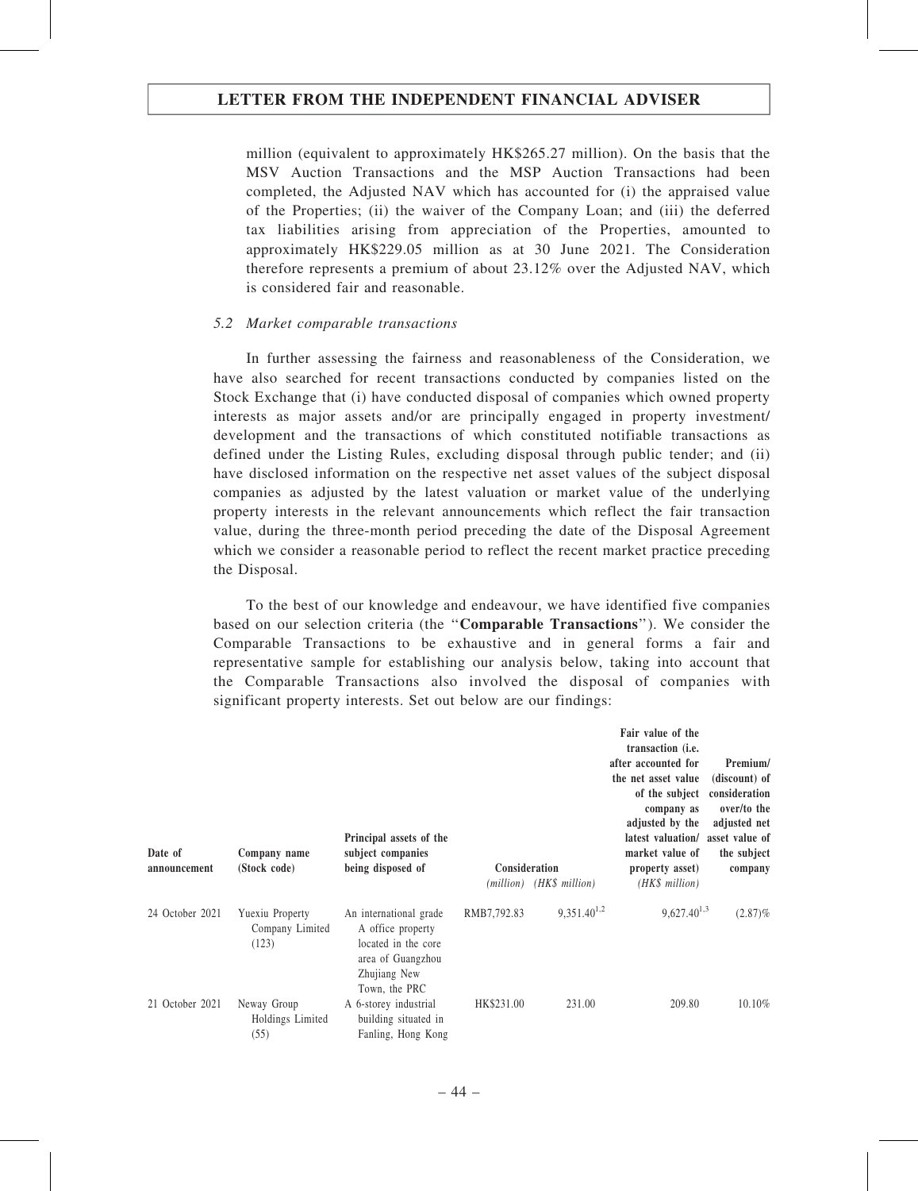million (equivalent to approximately HK$265.27 million). On the basis that the MSV Auction Transactions and the MSP Auction Transactions had been completed, the Adjusted NAV which has accounted for (i) the appraised value of the Properties; (ii) the waiver of the Company Loan; and (iii) the deferred tax liabilities arising from appreciation of the Properties, amounted to approximately HK$229.05 million as at 30 June 2021. The Consideration therefore represents a premium of about 23.12% over the Adjusted NAV, which is considered fair and reasonable.

### *5.2 Market comparable transactions*

In further assessing the fairness and reasonableness of the Consideration, we have also searched for recent transactions conducted by companies listed on the Stock Exchange that (i) have conducted disposal of companies which owned property interests as major assets and/or are principally engaged in property investment/development and the transactions of which constituted notifiable transactions as defined under the Listing Rules, excluding disposal through public tender; and (ii) have disclosed information on the respective net asset values of the subject disposal companies as adjusted by the latest valuation or market value of the underlying property interests in the relevant announcements which reflect the fair transaction value, during the three-month period preceding the date of the Disposal Agreement which we consider a reasonable period to reflect the recent market practice preceding the Disposal.

To the best of our knowledge and endeavour, we have identified five companies based on our selection criteria (the "**Comparable Transactions**"). We consider the Comparable Transactions to be exhaustive and in general forms a fair and representative sample for establishing our analysis below, taking into account that the Comparable Transactions also involved the disposal of companies with significant property interests. Set out below are our findings:

| Date of announcement | Company name (Stock code) | Principal assets of the subject companies being disposed of | Consideration | | Fair value of the transaction (i.e. after accounted for the net asset value of the subject company as adjusted by the latest valuation/ market value of property asset) | Premium/ (discount) of consideration over/to the adjusted net asset value of the subject company |
|---|---|---|---|---|---|---|
| | | | *(million)* | *(HK$ million)* | *(HK$ million)* | |
| 24 October 2021 | Yuexiu Property Company Limited (123) | An international grade A office property located in the core area of Guangzhou Zhujiang New Town, the PRC | RMB7,792.83 | 9,351.40[1,2] | 9,627.40[1,3] | (2.87)% |
| 21 October 2021 | Neway Group Holdings Limited (55) | A 6-storey industrial building situated in Fanling, Hong Kong | HK$231.00 | 231.00 | 209.80 | 10.10% |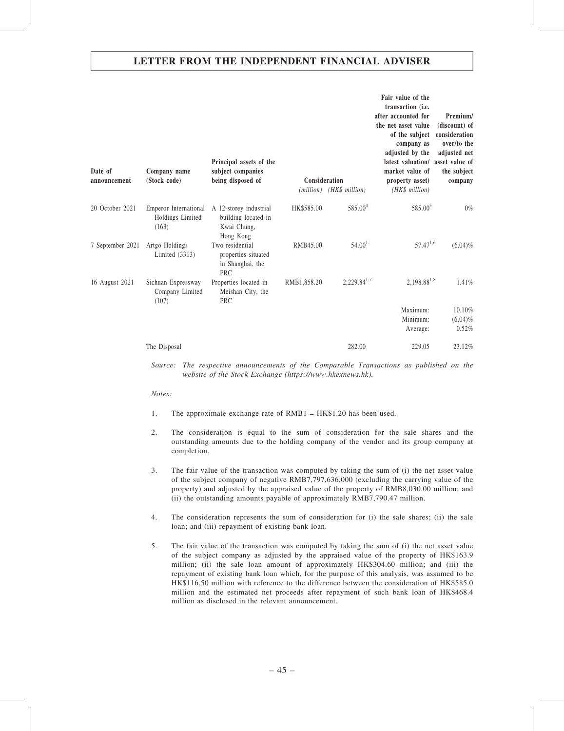| Date of announcement | Company name (Stock code) | Principal assets of the subject companies being disposed of | Consideration (million) | (HK$ million) | Fair value of the transaction (i.e. after accounted for the net asset value of the subject company as adjusted by the latest valuation/ market value of property asset) (HK$ million) | Premium/ (discount) of consideration over/to the adjusted net asset value of the subject company |
|---|---|---|---|---|---|---|
| 20 October 2021 | Emperor International Holdings Limited (163) | A 12-storey industrial building located in Kwai Chung, Hong Kong | HK$585.00 | 585.00[4] | 585.00[5] | 0% |
| 7 September 2021 | Artgo Holdings Limited (3313) | Two residential properties situated in Shanghai, the PRC | RMB45.00 | 54.00[1] | 57.47[1,6] | (6.04)% |
| 16 August 2021 | Sichuan Expressway Company Limited (107) | Properties located in Meishan City, the PRC | RMB1,858.20 | 2,229.84[1,7] | 2,198.88[1,8] | 1.41% |
| | | | | | Maximum: | 10.10% |
| | | | | | Minimum: | (6.04)% |
| | | | | | Average: | 0.52% |
| | The Disposal | | | 282.00 | 229.05 | 23.12% |

*Source: The respective announcements of the Comparable Transactions as published on the website of the Stock Exchange (https://www.hkexnews.hk).*

*Notes:*

1. The approximate exchange rate of RMB1 = HK$1.20 has been used.

2. The consideration is equal to the sum of consideration for the sale shares and the outstanding amounts due to the holding company of the vendor and its group company at completion.

3. The fair value of the transaction was computed by taking the sum of (i) the net asset value of the subject company of negative RMB7,797,636,000 (excluding the carrying value of the property) and adjusted by the appraised value of the property of RMB8,030.00 million; and (ii) the outstanding amounts payable of approximately RMB7,790.47 million.

4. The consideration represents the sum of consideration for (i) the sale shares; (ii) the sale loan; and (iii) repayment of existing bank loan.

5. The fair value of the transaction was computed by taking the sum of (i) the net asset value of the subject company as adjusted by the appraised value of the property of HK$163.9 million; (ii) the sale loan amount of approximately HK$304.60 million; and (iii) the repayment of existing bank loan which, for the purpose of this analysis, was assumed to be HK$116.50 million with reference to the difference between the consideration of HK$585.0 million and the estimated net proceeds after repayment of such bank loan of HK$468.4 million as disclosed in the relevant announcement.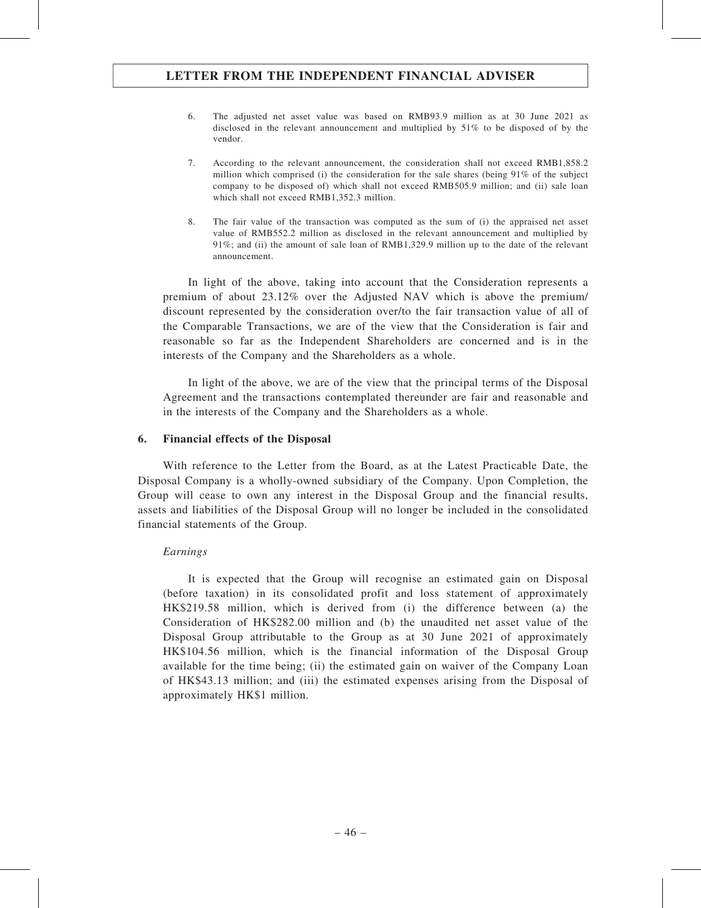6. The adjusted net asset value was based on RMB93.9 million as at 30 June 2021 as disclosed in the relevant announcement and multiplied by 51% to be disposed of by the vendor.

7. According to the relevant announcement, the consideration shall not exceed RMB1,858.2 million which comprised (i) the consideration for the sale shares (being 91% of the subject company to be disposed of) which shall not exceed RMB505.9 million; and (ii) sale loan which shall not exceed RMB1,352.3 million.

8. The fair value of the transaction was computed as the sum of (i) the appraised net asset value of RMB552.2 million as disclosed in the relevant announcement and multiplied by 91%; and (ii) the amount of sale loan of RMB1,329.9 million up to the date of the relevant announcement.

In light of the above, taking into account that the Consideration represents a premium of about 23.12% over the Adjusted NAV which is above the premium/discount represented by the consideration over/to the fair transaction value of all of the Comparable Transactions, we are of the view that the Consideration is fair and reasonable so far as the Independent Shareholders are concerned and is in the interests of the Company and the Shareholders as a whole.

In light of the above, we are of the view that the principal terms of the Disposal Agreement and the transactions contemplated thereunder are fair and reasonable and in the interests of the Company and the Shareholders as a whole.

### 6. Financial effects of the Disposal

With reference to the Letter from the Board, as at the Latest Practicable Date, the Disposal Company is a wholly-owned subsidiary of the Company. Upon Completion, the Group will cease to own any interest in the Disposal Group and the financial results, assets and liabilities of the Disposal Group will no longer be included in the consolidated financial statements of the Group.

*Earnings*

It is expected that the Group will recognise an estimated gain on Disposal (before taxation) in its consolidated profit and loss statement of approximately HK$219.58 million, which is derived from (i) the difference between (a) the Consideration of HK$282.00 million and (b) the unaudited net asset value of the Disposal Group attributable to the Group as at 30 June 2021 of approximately HK$104.56 million, which is the financial information of the Disposal Group available for the time being; (ii) the estimated gain on waiver of the Company Loan of HK$43.13 million; and (iii) the estimated expenses arising from the Disposal of approximately HK$1 million.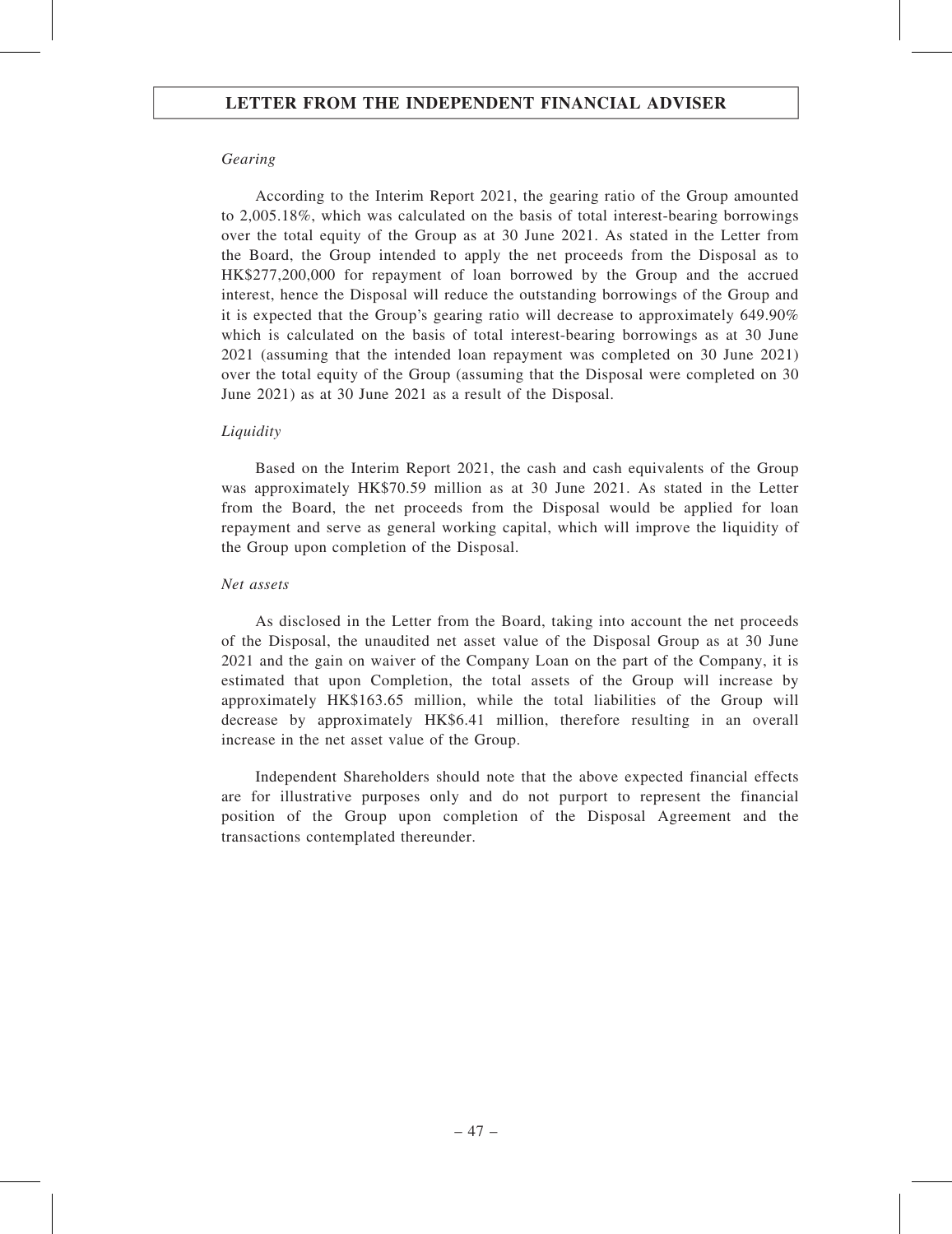*Gearing*

According to the Interim Report 2021, the gearing ratio of the Group amounted to 2,005.18%, which was calculated on the basis of total interest-bearing borrowings over the total equity of the Group as at 30 June 2021. As stated in the Letter from the Board, the Group intended to apply the net proceeds from the Disposal as to HK$277,200,000 for repayment of loan borrowed by the Group and the accrued interest, hence the Disposal will reduce the outstanding borrowings of the Group and it is expected that the Group's gearing ratio will decrease to approximately 649.90% which is calculated on the basis of total interest-bearing borrowings as at 30 June 2021 (assuming that the intended loan repayment was completed on 30 June 2021) over the total equity of the Group (assuming that the Disposal were completed on 30 June 2021) as at 30 June 2021 as a result of the Disposal.

*Liquidity*

Based on the Interim Report 2021, the cash and cash equivalents of the Group was approximately HK$70.59 million as at 30 June 2021. As stated in the Letter from the Board, the net proceeds from the Disposal would be applied for loan repayment and serve as general working capital, which will improve the liquidity of the Group upon completion of the Disposal.

*Net assets*

As disclosed in the Letter from the Board, taking into account the net proceeds of the Disposal, the unaudited net asset value of the Disposal Group as at 30 June 2021 and the gain on waiver of the Company Loan on the part of the Company, it is estimated that upon Completion, the total assets of the Group will increase by approximately HK$163.65 million, while the total liabilities of the Group will decrease by approximately HK$6.41 million, therefore resulting in an overall increase in the net asset value of the Group.

Independent Shareholders should note that the above expected financial effects are for illustrative purposes only and do not purport to represent the financial position of the Group upon completion of the Disposal Agreement and the transactions contemplated thereunder.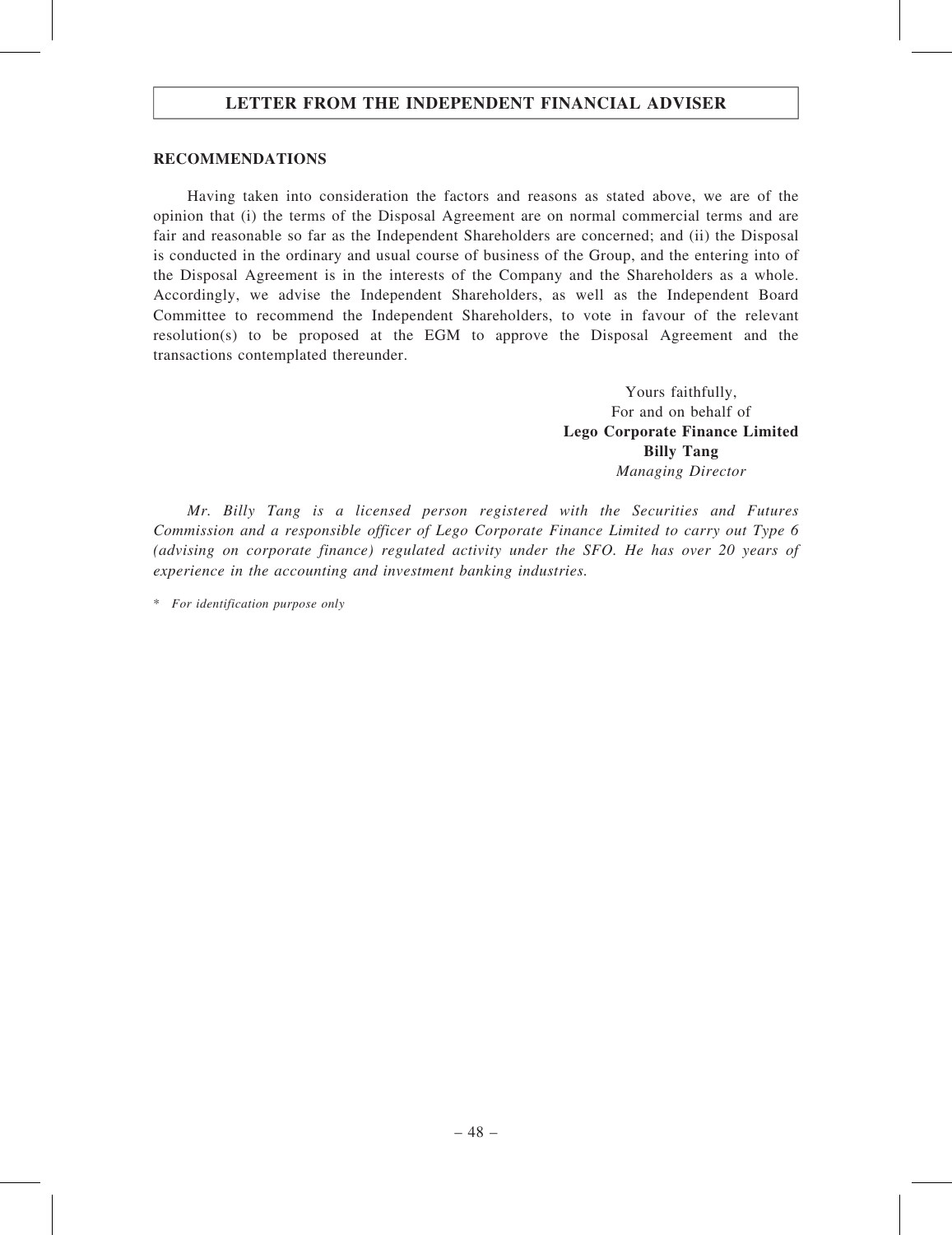## RECOMMENDATIONS

Having taken into consideration the factors and reasons as stated above, we are of the opinion that (i) the terms of the Disposal Agreement are on normal commercial terms and are fair and reasonable so far as the Independent Shareholders are concerned; and (ii) the Disposal is conducted in the ordinary and usual course of business of the Group, and the entering into of the Disposal Agreement is in the interests of the Company and the Shareholders as a whole. Accordingly, we advise the Independent Shareholders, as well as the Independent Board Committee to recommend the Independent Shareholders, to vote in favour of the relevant resolution(s) to be proposed at the EGM to approve the Disposal Agreement and the transactions contemplated thereunder.

Yours faithfully,
For and on behalf of
**Lego Corporate Finance Limited**
**Billy Tang**
*Managing Director*

*Mr. Billy Tang is a licensed person registered with the Securities and Futures Commission and a responsible officer of Lego Corporate Finance Limited to carry out Type 6 (advising on corporate finance) regulated activity under the SFO. He has over 20 years of experience in the accounting and investment banking industries.*

\* *For identification purpose only*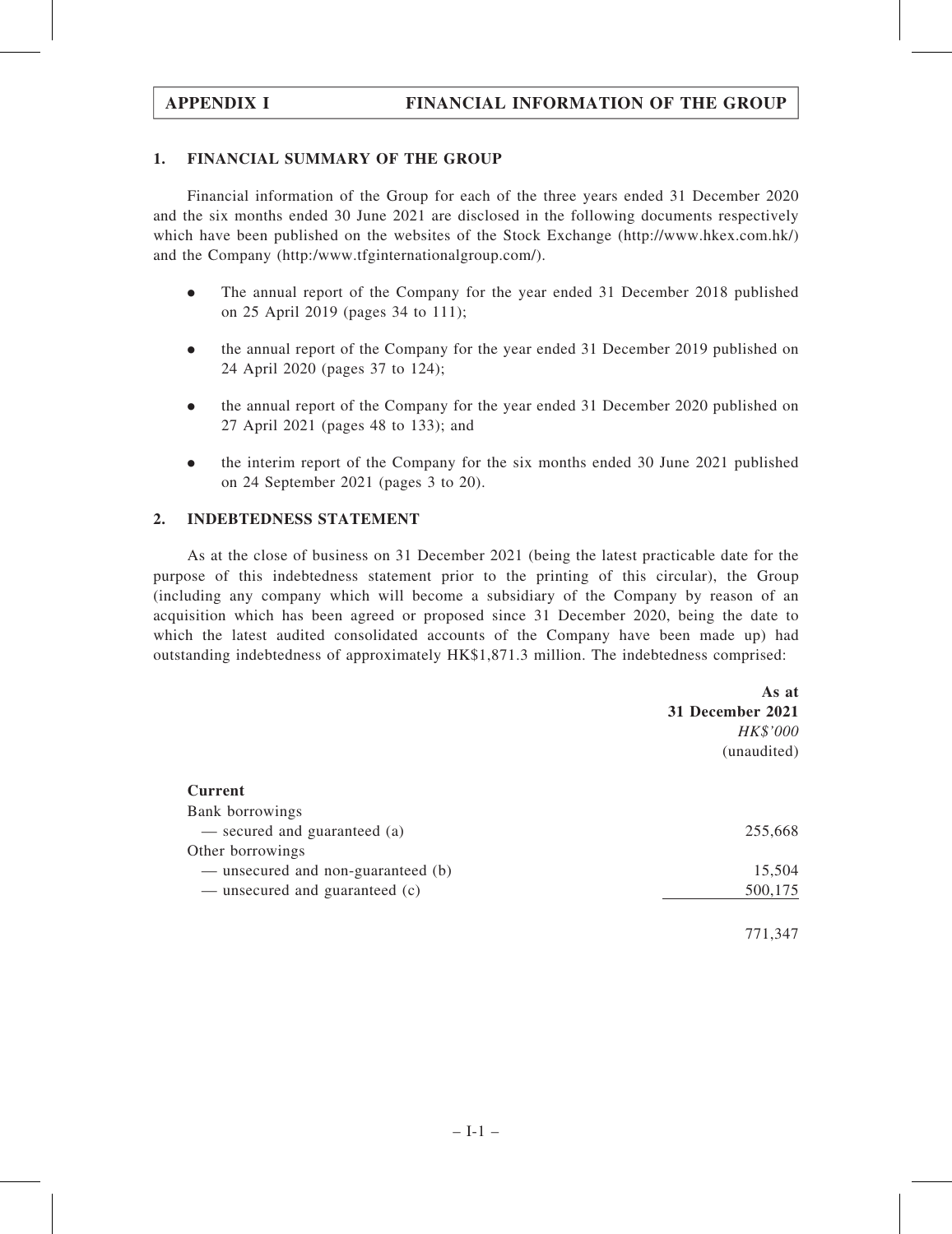# APPENDIX I — FINANCIAL INFORMATION OF THE GROUP

## 1. FINANCIAL SUMMARY OF THE GROUP

Financial information of the Group for each of the three years ended 31 December 2020 and the six months ended 30 June 2021 are disclosed in the following documents respectively which have been published on the websites of the Stock Exchange (http://www.hkex.com.hk/) and the Company (http:/www.tfginternationalgroup.com/).

- The annual report of the Company for the year ended 31 December 2018 published on 25 April 2019 (pages 34 to 111);
- the annual report of the Company for the year ended 31 December 2019 published on 24 April 2020 (pages 37 to 124);
- the annual report of the Company for the year ended 31 December 2020 published on 27 April 2021 (pages 48 to 133); and
- the interim report of the Company for the six months ended 30 June 2021 published on 24 September 2021 (pages 3 to 20).

## 2. INDEBTEDNESS STATEMENT

As at the close of business on 31 December 2021 (being the latest practicable date for the purpose of this indebtedness statement prior to the printing of this circular), the Group (including any company which will become a subsidiary of the Company by reason of an acquisition which has been agreed or proposed since 31 December 2020, being the date to which the latest audited consolidated accounts of the Company have been made up) had outstanding indebtedness of approximately HK$1,871.3 million. The indebtedness comprised:

| | As at 31 December 2021 *HK$'000* (unaudited) |
|---|---|
| **Current** | |
| Bank borrowings | |
| — secured and guaranteed (a) | 255,668 |
| Other borrowings | |
| — unsecured and non-guaranteed (b) | 15,504 |
| — unsecured and guaranteed (c) | 500,175 |
| | 771,347 |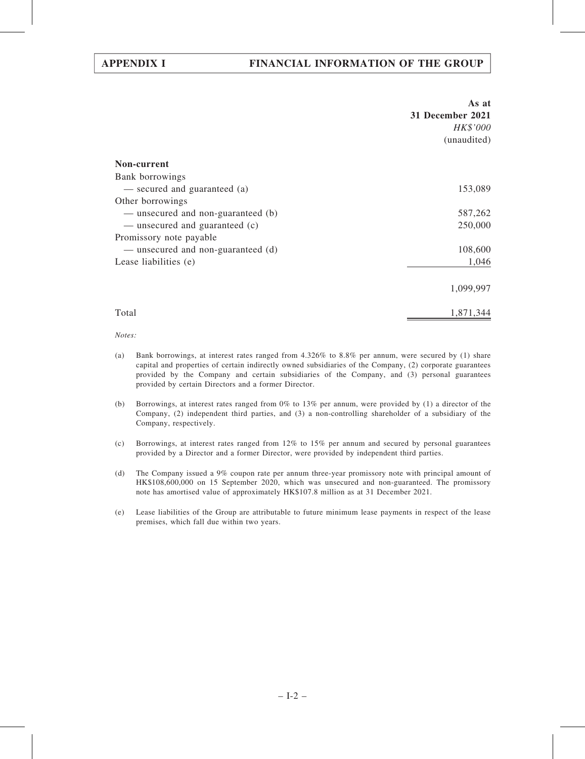| | As at 31 December 2021 |
|---|---|
| | *HK$'000* |
| | (unaudited) |
| **Non-current** | |
| Bank borrowings | |
| — secured and guaranteed (a) | 153,089 |
| Other borrowings | |
| — unsecured and non-guaranteed (b) | 587,262 |
| — unsecured and guaranteed (c) | 250,000 |
| Promissory note payable | |
| — unsecured and non-guaranteed (d) | 108,600 |
| Lease liabilities (e) | 1,046 |
| | 1,099,997 |
| Total | 1,871,344 |

*Notes:*

(a) Bank borrowings, at interest rates ranged from 4.326% to 8.8% per annum, were secured by (1) share capital and properties of certain indirectly owned subsidiaries of the Company, (2) corporate guarantees provided by the Company and certain subsidiaries of the Company, and (3) personal guarantees provided by certain Directors and a former Director.

(b) Borrowings, at interest rates ranged from 0% to 13% per annum, were provided by (1) a director of the Company, (2) independent third parties, and (3) a non-controlling shareholder of a subsidiary of the Company, respectively.

(c) Borrowings, at interest rates ranged from 12% to 15% per annum and secured by personal guarantees provided by a Director and a former Director, were provided by independent third parties.

(d) The Company issued a 9% coupon rate per annum three-year promissory note with principal amount of HK$108,600,000 on 15 September 2020, which was unsecured and non-guaranteed. The promissory note has amortised value of approximately HK$107.8 million as at 31 December 2021.

(e) Lease liabilities of the Group are attributable to future minimum lease payments in respect of the lease premises, which fall due within two years.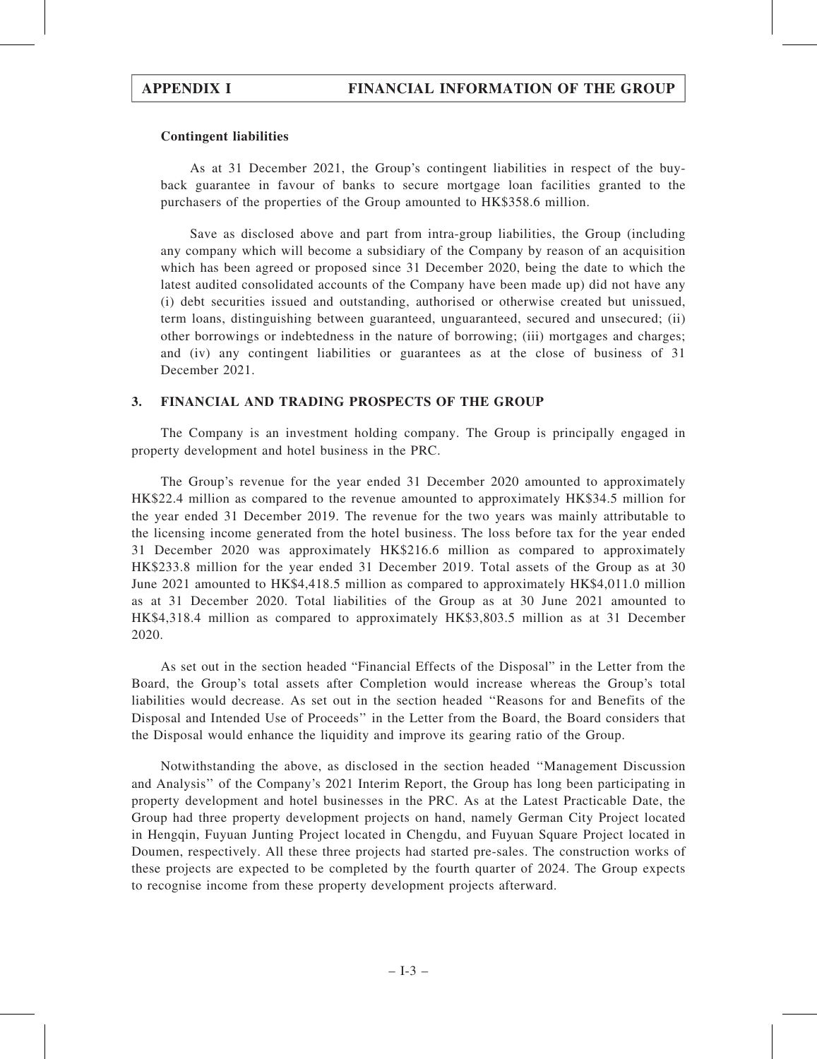**Contingent liabilities**

As at 31 December 2021, the Group's contingent liabilities in respect of the buy-back guarantee in favour of banks to secure mortgage loan facilities granted to the purchasers of the properties of the Group amounted to HK$358.6 million.

Save as disclosed above and part from intra-group liabilities, the Group (including any company which will become a subsidiary of the Company by reason of an acquisition which has been agreed or proposed since 31 December 2020, being the date to which the latest audited consolidated accounts of the Company have been made up) did not have any (i) debt securities issued and outstanding, authorised or otherwise created but unissued, term loans, distinguishing between guaranteed, unguaranteed, secured and unsecured; (ii) other borrowings or indebtedness in the nature of borrowing; (iii) mortgages and charges; and (iv) any contingent liabilities or guarantees as at the close of business of 31 December 2021.

## 3. FINANCIAL AND TRADING PROSPECTS OF THE GROUP

The Company is an investment holding company. The Group is principally engaged in property development and hotel business in the PRC.

The Group's revenue for the year ended 31 December 2020 amounted to approximately HK$22.4 million as compared to the revenue amounted to approximately HK$34.5 million for the year ended 31 December 2019. The revenue for the two years was mainly attributable to the licensing income generated from the hotel business. The loss before tax for the year ended 31 December 2020 was approximately HK$216.6 million as compared to approximately HK$233.8 million for the year ended 31 December 2019. Total assets of the Group as at 30 June 2021 amounted to HK$4,418.5 million as compared to approximately HK$4,011.0 million as at 31 December 2020. Total liabilities of the Group as at 30 June 2021 amounted to HK$4,318.4 million as compared to approximately HK$3,803.5 million as at 31 December 2020.

As set out in the section headed "Financial Effects of the Disposal" in the Letter from the Board, the Group's total assets after Completion would increase whereas the Group's total liabilities would decrease. As set out in the section headed "Reasons for and Benefits of the Disposal and Intended Use of Proceeds" in the Letter from the Board, the Board considers that the Disposal would enhance the liquidity and improve its gearing ratio of the Group.

Notwithstanding the above, as disclosed in the section headed "Management Discussion and Analysis" of the Company's 2021 Interim Report, the Group has long been participating in property development and hotel businesses in the PRC. As at the Latest Practicable Date, the Group had three property development projects on hand, namely German City Project located in Hengqin, Fuyuan Junting Project located in Chengdu, and Fuyuan Square Project located in Doumen, respectively. All these three projects had started pre-sales. The construction works of these projects are expected to be completed by the fourth quarter of 2024. The Group expects to recognise income from these property development projects afterward.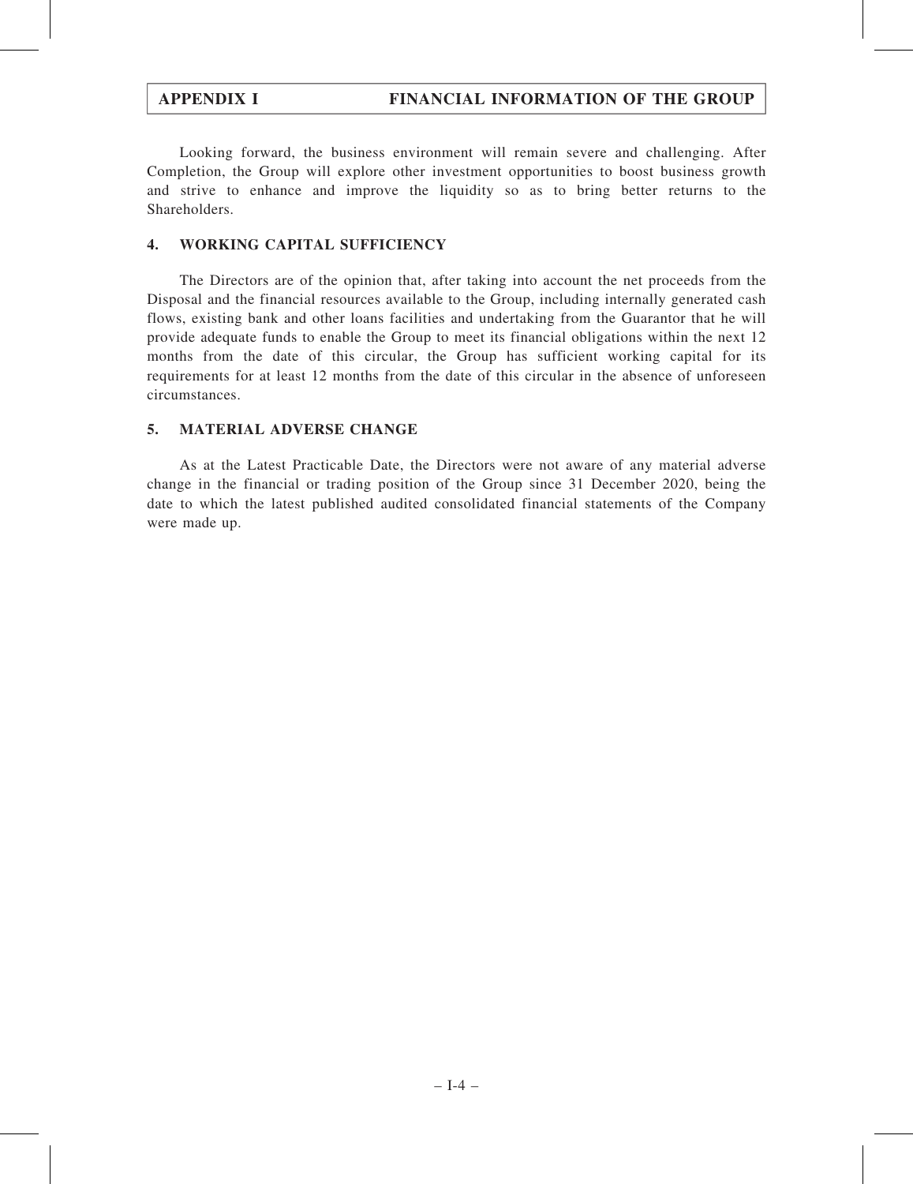Looking forward, the business environment will remain severe and challenging. After Completion, the Group will explore other investment opportunities to boost business growth and strive to enhance and improve the liquidity so as to bring better returns to the Shareholders.

## 4. WORKING CAPITAL SUFFICIENCY

The Directors are of the opinion that, after taking into account the net proceeds from the Disposal and the financial resources available to the Group, including internally generated cash flows, existing bank and other loans facilities and undertaking from the Guarantor that he will provide adequate funds to enable the Group to meet its financial obligations within the next 12 months from the date of this circular, the Group has sufficient working capital for its requirements for at least 12 months from the date of this circular in the absence of unforeseen circumstances.

## 5. MATERIAL ADVERSE CHANGE

As at the Latest Practicable Date, the Directors were not aware of any material adverse change in the financial or trading position of the Group since 31 December 2020, being the date to which the latest published audited consolidated financial statements of the Company were made up.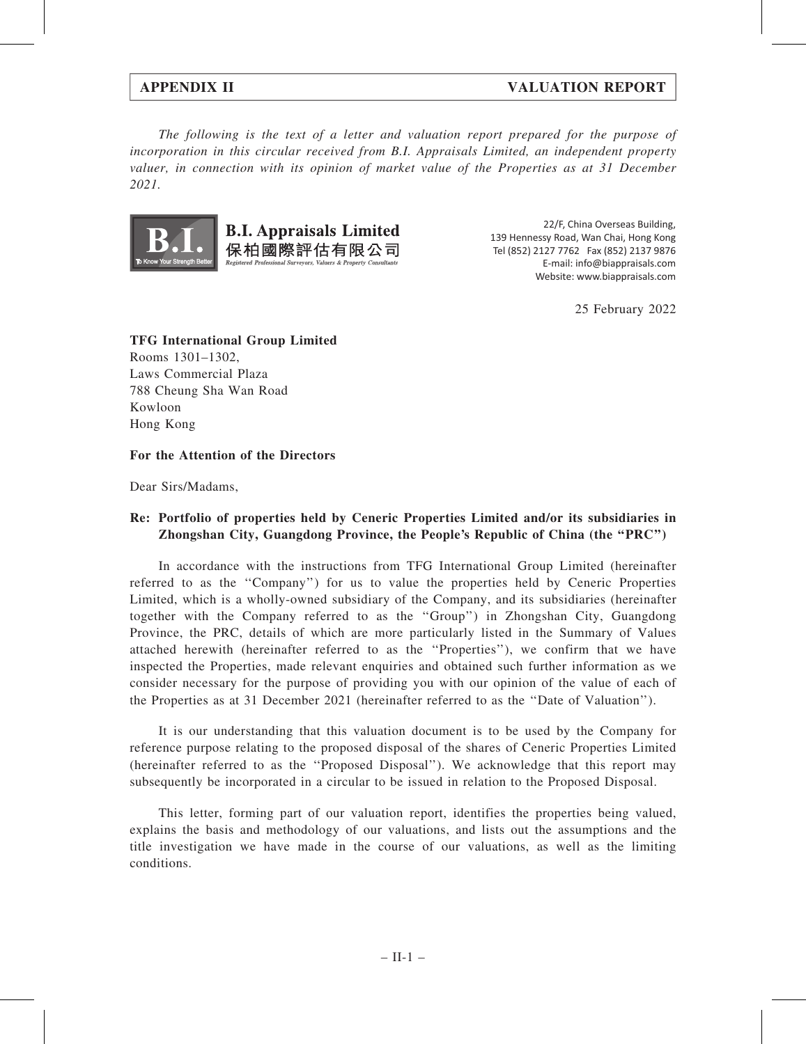*The following is the text of a letter and valuation report prepared for the purpose of incorporation in this circular received from B.I. Appraisals Limited, an independent property valuer, in connection with its opinion of market value of the Properties as at 31 December 2021.*

**B.I. Appraisals Limited**
**保柏國際評估有限公司**
*Registered Professional Surveyors, Valuers & Property Consultants*

22/F, China Overseas Building,
139 Hennessy Road, Wan Chai, Hong Kong
Tel (852) 2127 7762 Fax (852) 2137 9876
E-mail: info@biappraisals.com
Website: www.biappraisals.com

25 February 2022

**TFG International Group Limited**
Rooms 1301–1302,
Laws Commercial Plaza
788 Cheung Sha Wan Road
Kowloon
Hong Kong

**For the Attention of the Directors**

Dear Sirs/Madams,

**Re: Portfolio of properties held by Ceneric Properties Limited and/or its subsidiaries in Zhongshan City, Guangdong Province, the People's Republic of China (the "PRC")**

In accordance with the instructions from TFG International Group Limited (hereinafter referred to as the "Company") for us to value the properties held by Ceneric Properties Limited, which is a wholly-owned subsidiary of the Company, and its subsidiaries (hereinafter together with the Company referred to as the "Group") in Zhongshan City, Guangdong Province, the PRC, details of which are more particularly listed in the Summary of Values attached herewith (hereinafter referred to as the "Properties"), we confirm that we have inspected the Properties, made relevant enquiries and obtained such further information as we consider necessary for the purpose of providing you with our opinion of the value of each of the Properties as at 31 December 2021 (hereinafter referred to as the "Date of Valuation").

It is our understanding that this valuation document is to be used by the Company for reference purpose relating to the proposed disposal of the shares of Ceneric Properties Limited (hereinafter referred to as the "Proposed Disposal"). We acknowledge that this report may subsequently be incorporated in a circular to be issued in relation to the Proposed Disposal.

This letter, forming part of our valuation report, identifies the properties being valued, explains the basis and methodology of our valuations, and lists out the assumptions and the title investigation we have made in the course of our valuations, as well as the limiting conditions.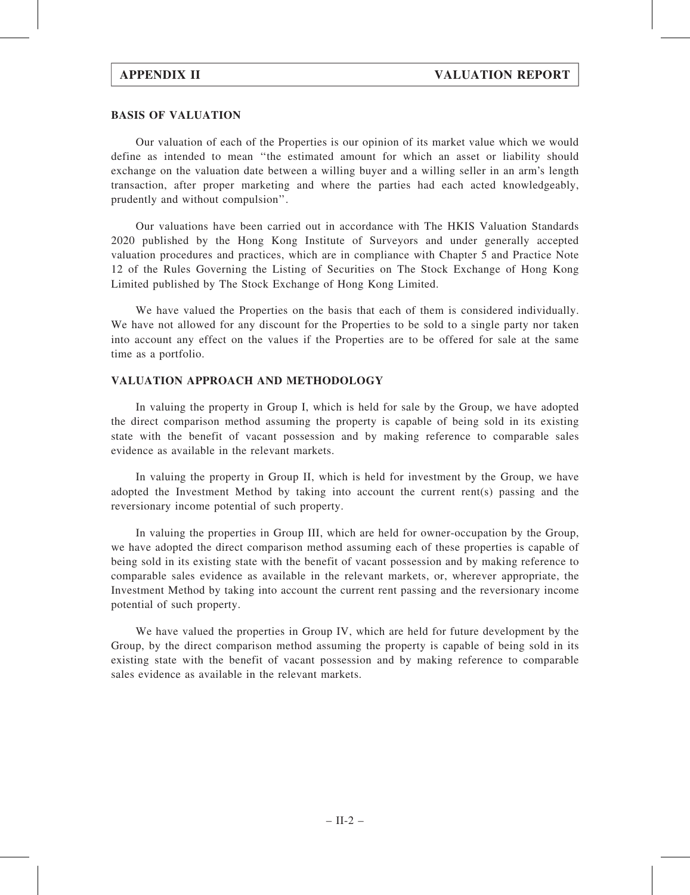## BASIS OF VALUATION

Our valuation of each of the Properties is our opinion of its market value which we would define as intended to mean "the estimated amount for which an asset or liability should exchange on the valuation date between a willing buyer and a willing seller in an arm's length transaction, after proper marketing and where the parties had each acted knowledgeably, prudently and without compulsion".

Our valuations have been carried out in accordance with The HKIS Valuation Standards 2020 published by the Hong Kong Institute of Surveyors and under generally accepted valuation procedures and practices, which are in compliance with Chapter 5 and Practice Note 12 of the Rules Governing the Listing of Securities on The Stock Exchange of Hong Kong Limited published by The Stock Exchange of Hong Kong Limited.

We have valued the Properties on the basis that each of them is considered individually. We have not allowed for any discount for the Properties to be sold to a single party nor taken into account any effect on the values if the Properties are to be offered for sale at the same time as a portfolio.

## VALUATION APPROACH AND METHODOLOGY

In valuing the property in Group I, which is held for sale by the Group, we have adopted the direct comparison method assuming the property is capable of being sold in its existing state with the benefit of vacant possession and by making reference to comparable sales evidence as available in the relevant markets.

In valuing the property in Group II, which is held for investment by the Group, we have adopted the Investment Method by taking into account the current rent(s) passing and the reversionary income potential of such property.

In valuing the properties in Group III, which are held for owner-occupation by the Group, we have adopted the direct comparison method assuming each of these properties is capable of being sold in its existing state with the benefit of vacant possession and by making reference to comparable sales evidence as available in the relevant markets, or, wherever appropriate, the Investment Method by taking into account the current rent passing and the reversionary income potential of such property.

We have valued the properties in Group IV, which are held for future development by the Group, by the direct comparison method assuming the property is capable of being sold in its existing state with the benefit of vacant possession and by making reference to comparable sales evidence as available in the relevant markets.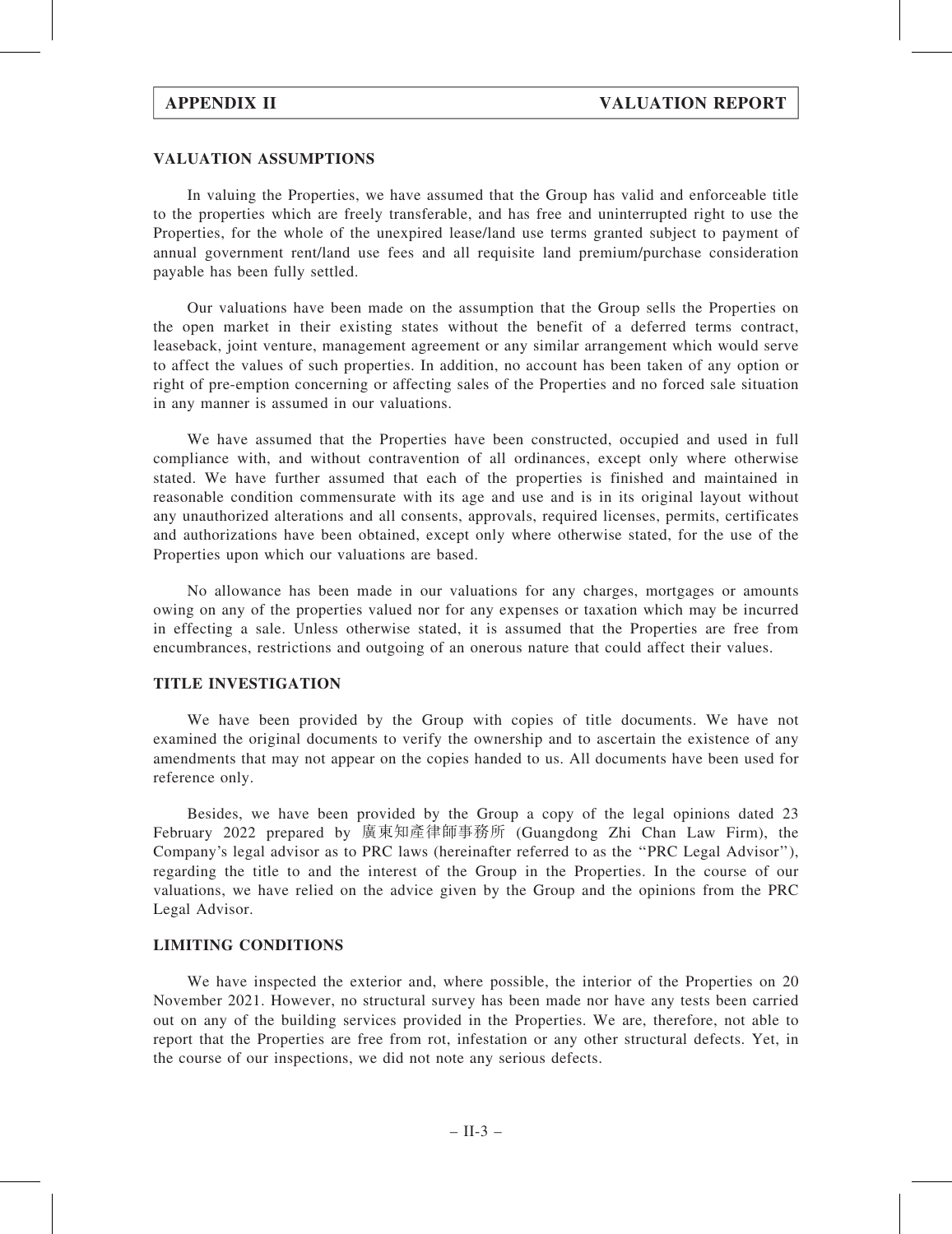### VALUATION ASSUMPTIONS

In valuing the Properties, we have assumed that the Group has valid and enforceable title to the properties which are freely transferable, and has free and uninterrupted right to use the Properties, for the whole of the unexpired lease/land use terms granted subject to payment of annual government rent/land use fees and all requisite land premium/purchase consideration payable has been fully settled.

Our valuations have been made on the assumption that the Group sells the Properties on the open market in their existing states without the benefit of a deferred terms contract, leaseback, joint venture, management agreement or any similar arrangement which would serve to affect the values of such properties. In addition, no account has been taken of any option or right of pre-emption concerning or affecting sales of the Properties and no forced sale situation in any manner is assumed in our valuations.

We have assumed that the Properties have been constructed, occupied and used in full compliance with, and without contravention of all ordinances, except only where otherwise stated. We have further assumed that each of the properties is finished and maintained in reasonable condition commensurate with its age and use and is in its original layout without any unauthorized alterations and all consents, approvals, required licenses, permits, certificates and authorizations have been obtained, except only where otherwise stated, for the use of the Properties upon which our valuations are based.

No allowance has been made in our valuations for any charges, mortgages or amounts owing on any of the properties valued nor for any expenses or taxation which may be incurred in effecting a sale. Unless otherwise stated, it is assumed that the Properties are free from encumbrances, restrictions and outgoing of an onerous nature that could affect their values.

### TITLE INVESTIGATION

We have been provided by the Group with copies of title documents. We have not examined the original documents to verify the ownership and to ascertain the existence of any amendments that may not appear on the copies handed to us. All documents have been used for reference only.

Besides, we have been provided by the Group a copy of the legal opinions dated 23 February 2022 prepared by 廣東知產律師事務所 (Guangdong Zhi Chan Law Firm), the Company's legal advisor as to PRC laws (hereinafter referred to as the "PRC Legal Advisor"), regarding the title to and the interest of the Group in the Properties. In the course of our valuations, we have relied on the advice given by the Group and the opinions from the PRC Legal Advisor.

### LIMITING CONDITIONS

We have inspected the exterior and, where possible, the interior of the Properties on 20 November 2021. However, no structural survey has been made nor have any tests been carried out on any of the building services provided in the Properties. We are, therefore, not able to report that the Properties are free from rot, infestation or any other structural defects. Yet, in the course of our inspections, we did not note any serious defects.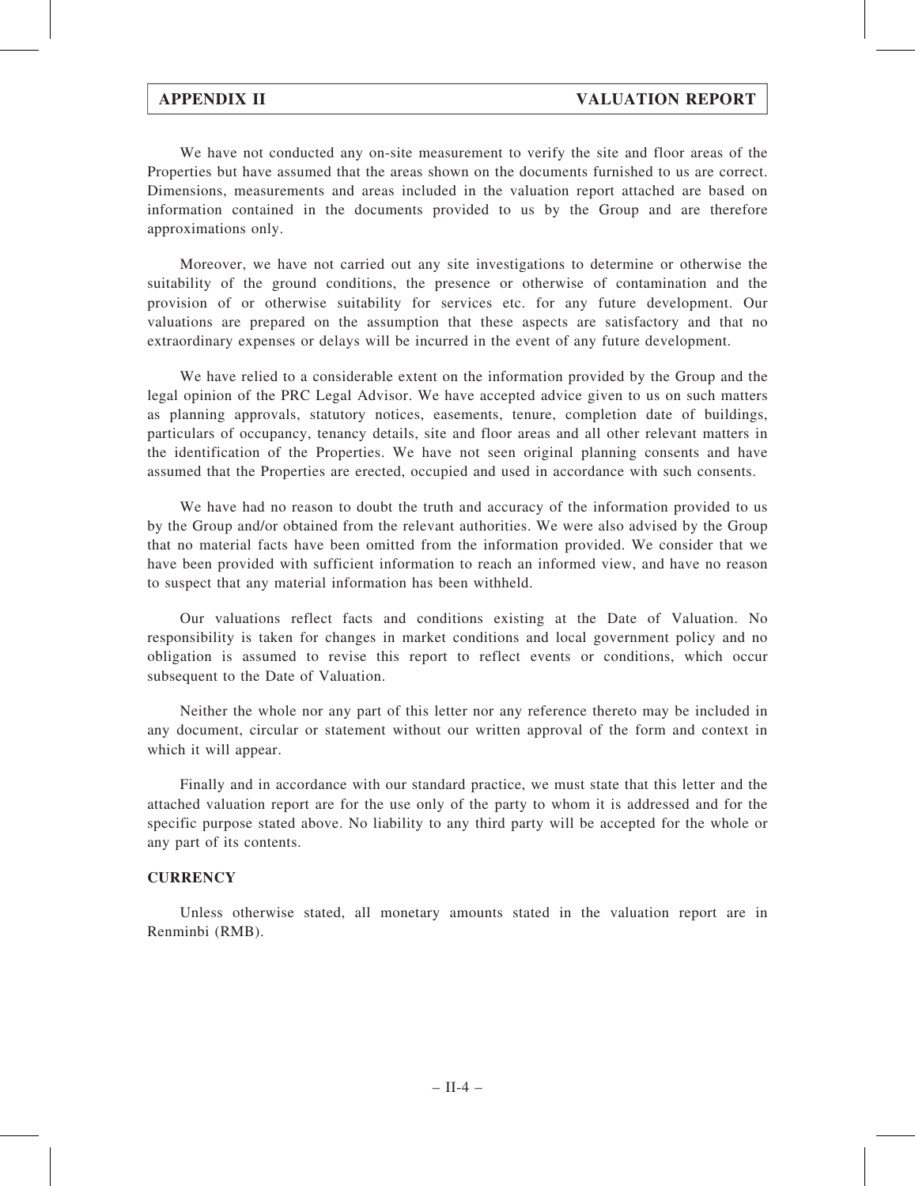We have not conducted any on-site measurement to verify the site and floor areas of the Properties but have assumed that the areas shown on the documents furnished to us are correct. Dimensions, measurements and areas included in the valuation report attached are based on information contained in the documents provided to us by the Group and are therefore approximations only.

Moreover, we have not carried out any site investigations to determine or otherwise the suitability of the ground conditions, the presence or otherwise of contamination and the provision of or otherwise suitability for services etc. for any future development. Our valuations are prepared on the assumption that these aspects are satisfactory and that no extraordinary expenses or delays will be incurred in the event of any future development.

We have relied to a considerable extent on the information provided by the Group and the legal opinion of the PRC Legal Advisor. We have accepted advice given to us on such matters as planning approvals, statutory notices, easements, tenure, completion date of buildings, particulars of occupancy, tenancy details, site and floor areas and all other relevant matters in the identification of the Properties. We have not seen original planning consents and have assumed that the Properties are erected, occupied and used in accordance with such consents.

We have had no reason to doubt the truth and accuracy of the information provided to us by the Group and/or obtained from the relevant authorities. We were also advised by the Group that no material facts have been omitted from the information provided. We consider that we have been provided with sufficient information to reach an informed view, and have no reason to suspect that any material information has been withheld.

Our valuations reflect facts and conditions existing at the Date of Valuation. No responsibility is taken for changes in market conditions and local government policy and no obligation is assumed to revise this report to reflect events or conditions, which occur subsequent to the Date of Valuation.

Neither the whole nor any part of this letter nor any reference thereto may be included in any document, circular or statement without our written approval of the form and context in which it will appear.

Finally and in accordance with our standard practice, we must state that this letter and the attached valuation report are for the use only of the party to whom it is addressed and for the specific purpose stated above. No liability to any third party will be accepted for the whole or any part of its contents.

**CURRENCY**

Unless otherwise stated, all monetary amounts stated in the valuation report are in Renminbi (RMB).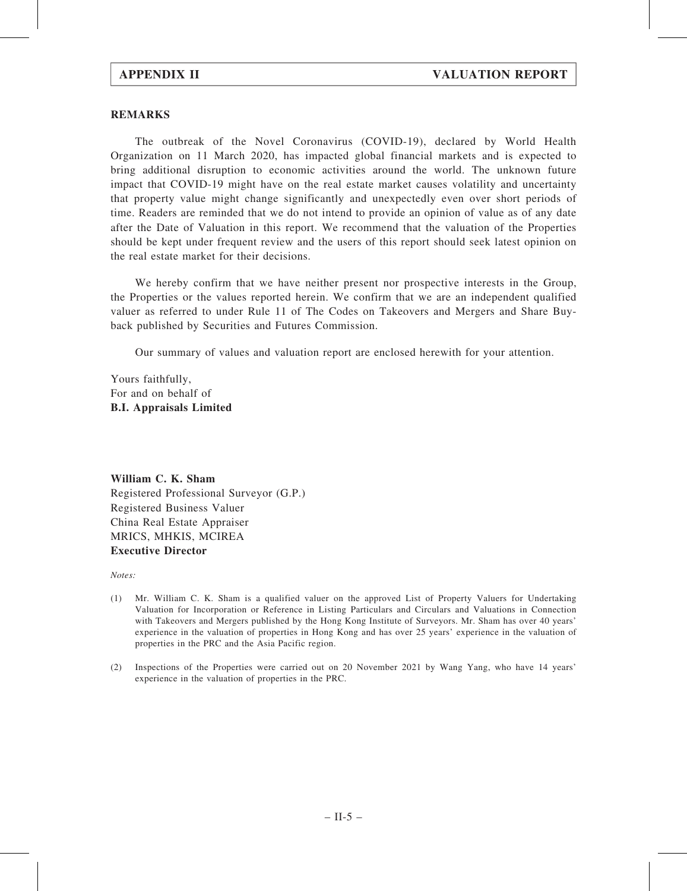## REMARKS

The outbreak of the Novel Coronavirus (COVID-19), declared by World Health Organization on 11 March 2020, has impacted global financial markets and is expected to bring additional disruption to economic activities around the world. The unknown future impact that COVID-19 might have on the real estate market causes volatility and uncertainty that property value might change significantly and unexpectedly even over short periods of time. Readers are reminded that we do not intend to provide an opinion of value as of any date after the Date of Valuation in this report. We recommend that the valuation of the Properties should be kept under frequent review and the users of this report should seek latest opinion on the real estate market for their decisions.

We hereby confirm that we have neither present nor prospective interests in the Group, the Properties or the values reported herein. We confirm that we are an independent qualified valuer as referred to under Rule 11 of The Codes on Takeovers and Mergers and Share Buy-back published by Securities and Futures Commission.

Our summary of values and valuation report are enclosed herewith for your attention.

Yours faithfully,
For and on behalf of
**B.I. Appraisals Limited**

**William C. K. Sham**
Registered Professional Surveyor (G.P.)
Registered Business Valuer
China Real Estate Appraiser
MRICS, MHKIS, MCIREA
**Executive Director**

*Notes:*

(1) Mr. William C. K. Sham is a qualified valuer on the approved List of Property Valuers for Undertaking Valuation for Incorporation or Reference in Listing Particulars and Circulars and Valuations in Connection with Takeovers and Mergers published by the Hong Kong Institute of Surveyors. Mr. Sham has over 40 years' experience in the valuation of properties in Hong Kong and has over 25 years' experience in the valuation of properties in the PRC and the Asia Pacific region.

(2) Inspections of the Properties were carried out on 20 November 2021 by Wang Yang, who have 14 years' experience in the valuation of properties in the PRC.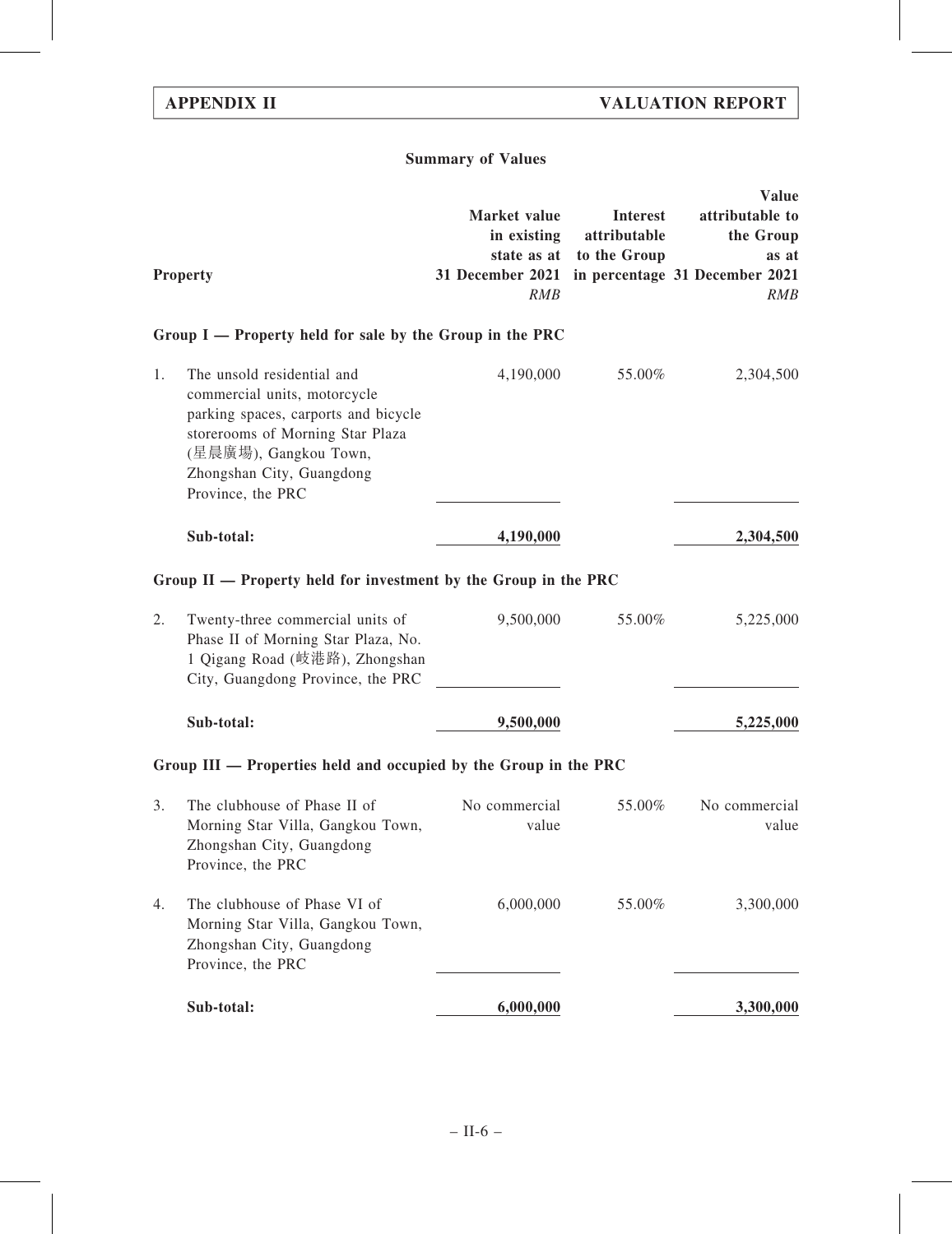## Summary of Values

| | Property | Market value in existing state as at 31 December 2021 *RMB* | Interest attributable to the Group in percentage | Value attributable to the Group as at 31 December 2021 *RMB* |
|---|---|---|---|---|
| **Group I — Property held for sale by the Group in the PRC** | | | | |
| 1. | The unsold residential and commercial units, motorcycle parking spaces, carports and bicycle storerooms of Morning Star Plaza (星晨廣場), Gangkou Town, Zhongshan City, Guangdong Province, the PRC | 4,190,000 | 55.00% | 2,304,500 |
| | **Sub-total:** | **4,190,000** | | **2,304,500** |
| **Group II — Property held for investment by the Group in the PRC** | | | | |
| 2. | Twenty-three commercial units of Phase II of Morning Star Plaza, No. 1 Qigang Road (岐港路), Zhongshan City, Guangdong Province, the PRC | 9,500,000 | 55.00% | 5,225,000 |
| | **Sub-total:** | **9,500,000** | | **5,225,000** |
| **Group III — Properties held and occupied by the Group in the PRC** | | | | |
| 3. | The clubhouse of Phase II of Morning Star Villa, Gangkou Town, Zhongshan City, Guangdong Province, the PRC | No commercial value | 55.00% | No commercial value |
| 4. | The clubhouse of Phase VI of Morning Star Villa, Gangkou Town, Zhongshan City, Guangdong Province, the PRC | 6,000,000 | 55.00% | 3,300,000 |
| | **Sub-total:** | **6,000,000** | | **3,300,000** |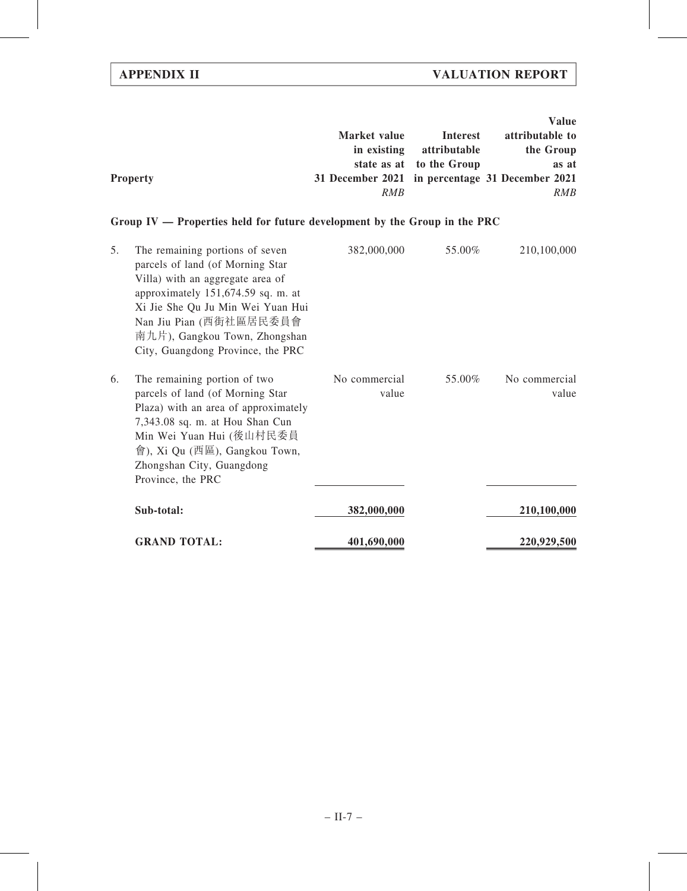| | Property | Market value in existing state as at 31 December 2021 *RMB* | Interest attributable to the Group in percentage | Value attributable to the Group as at 31 December 2021 *RMB* |
|---|---|---|---|---|
| | **Group IV — Properties held for future development by the Group in the PRC** | | | |
| 5. | The remaining portions of seven parcels of land (of Morning Star Villa) with an aggregate area of approximately 151,674.59 sq. m. at Xi Jie She Qu Ju Min Wei Yuan Hui Nan Jiu Pian (西街社區居民委員會南九片), Gangkou Town, Zhongshan City, Guangdong Province, the PRC | 382,000,000 | 55.00% | 210,100,000 |
| 6. | The remaining portion of two parcels of land (of Morning Star Plaza) with an area of approximately 7,343.08 sq. m. at Hou Shan Cun Min Wei Yuan Hui (後山村民委員會), Xi Qu (西區), Gangkou Town, Zhongshan City, Guangdong Province, the PRC | No commercial value | 55.00% | No commercial value |
| | **Sub-total:** | **382,000,000** | | **210,100,000** |
| | **GRAND TOTAL:** | **401,690,000** | | **220,929,500** |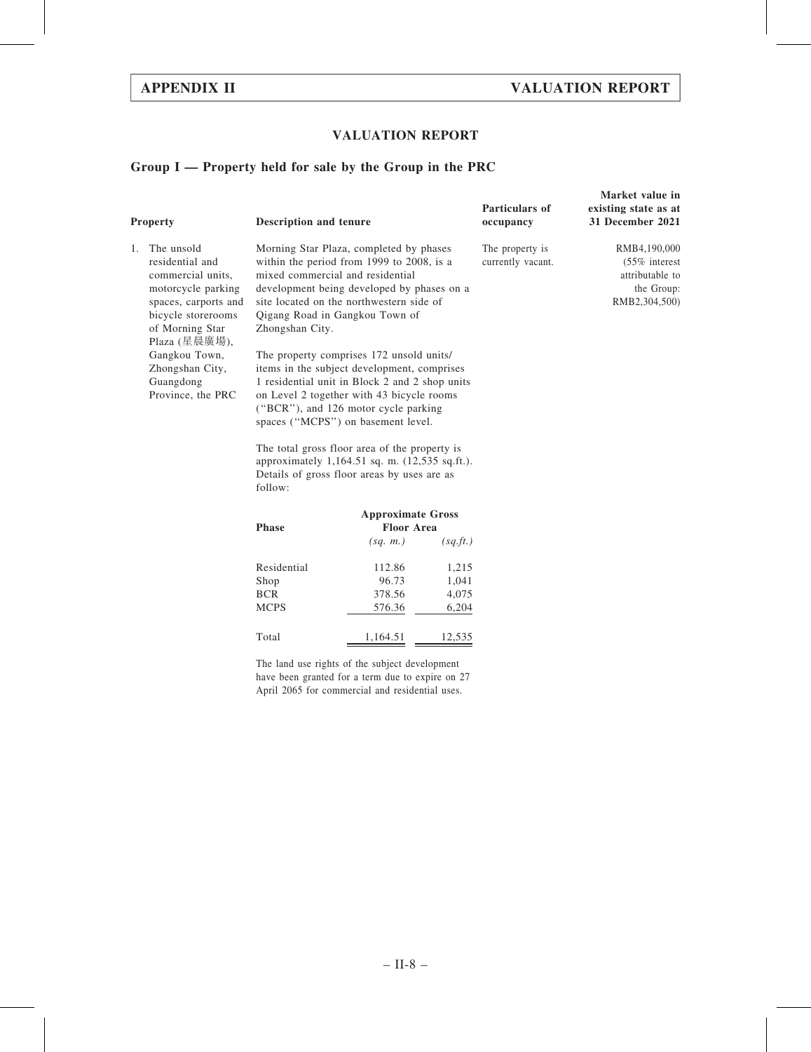## VALUATION REPORT

### Group I — Property held for sale by the Group in the PRC

| Property | Description and tenure | Particulars of occupancy | Market value in existing state as at 31 December 2021 |
|---|---|---|---|
| 1. The unsold residential and commercial units, motorcycle parking spaces, carports and bicycle storerooms of Morning Star Plaza (星晨廣場), Gangkou Town, Zhongshan City, Guangdong Province, the PRC | Morning Star Plaza, completed by phases within the period from 1999 to 2008, is a mixed commercial and residential development being developed by phases on a site located on the northwestern side of Qigang Road in Gangkou Town of Zhongshan City. | The property is currently vacant. | RMB4,190,000 (55% interest attributable to the Group: RMB2,304,500) |

The property comprises 172 unsold units/items in the subject development, comprises 1 residential unit in Block 2 and 2 shop units on Level 2 together with 43 bicycle rooms ("BCR"), and 126 motor cycle parking spaces ("MCPS") on basement level.

The total gross floor area of the property is approximately 1,164.51 sq. m. (12,535 sq.ft.). Details of gross floor areas by uses are as follow:

| Phase | Approximate Gross Floor Area | |
|---|---|---|
| | *(sq. m.)* | *(sq.ft.)* |
| Residential | 112.86 | 1,215 |
| Shop | 96.73 | 1,041 |
| BCR | 378.56 | 4,075 |
| MCPS | 576.36 | 6,204 |
| Total | 1,164.51 | 12,535 |

The land use rights of the subject development have been granted for a term due to expire on 27 April 2065 for commercial and residential uses.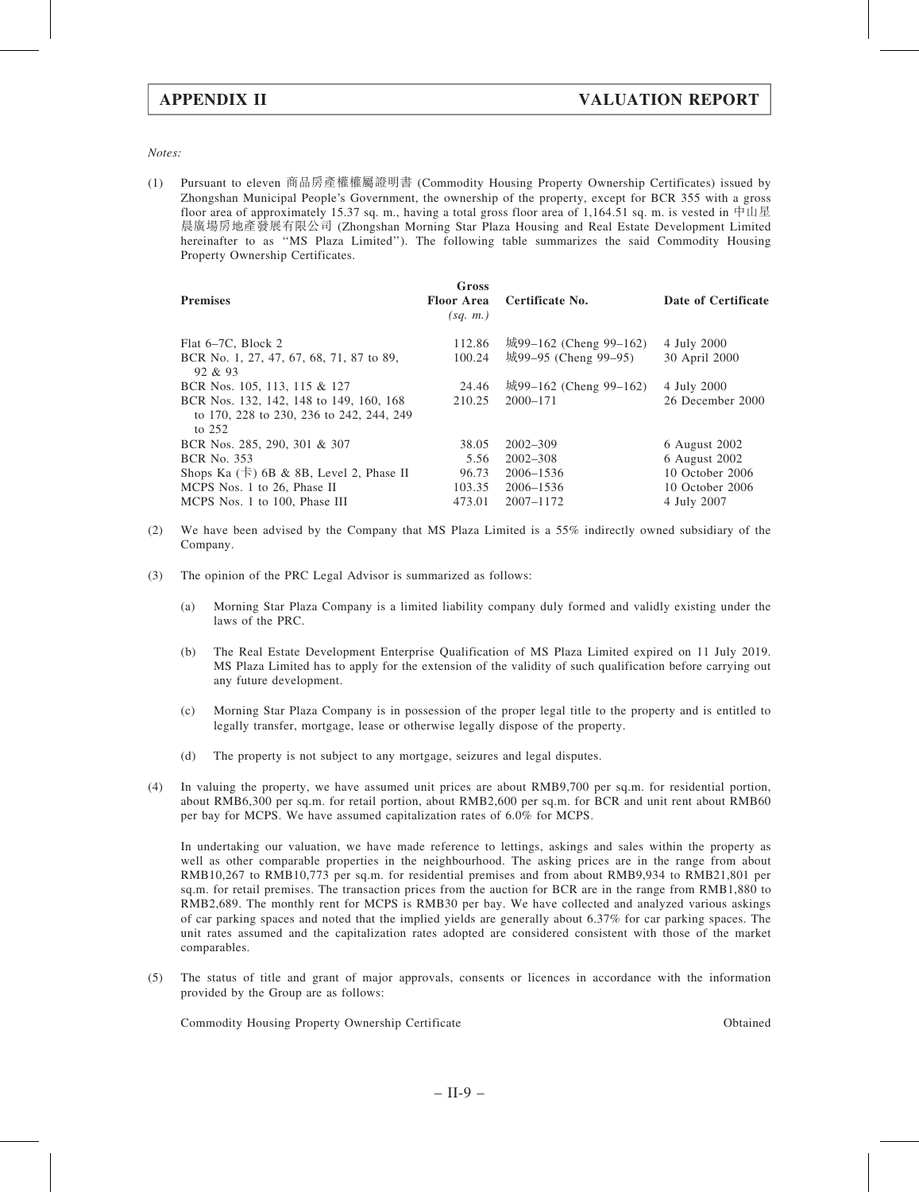*Notes:*

(1) Pursuant to eleven 商品房產權權屬證明書 (Commodity Housing Property Ownership Certificates) issued by Zhongshan Municipal People's Government, the ownership of the property, except for BCR 355 with a gross floor area of approximately 15.37 sq. m., having a total gross floor area of 1,164.51 sq. m. is vested in 中山星晨廣場房地產發展有限公司 (Zhongshan Morning Star Plaza Housing and Real Estate Development Limited hereinafter to as ''MS Plaza Limited''). The following table summarizes the said Commodity Housing Property Ownership Certificates.

| Premises | Gross Floor Area (sq. m.) | Certificate No. | Date of Certificate |
|---|---|---|---|
| Flat 6–7C, Block 2 | 112.86 | 城99–162 (Cheng 99–162) | 4 July 2000 |
| BCR No. 1, 27, 47, 67, 68, 71, 87 to 89, 92 & 93 | 100.24 | 城99–95 (Cheng 99–95) | 30 April 2000 |
| BCR Nos. 105, 113, 115 & 127 | 24.46 | 城99–162 (Cheng 99–162) | 4 July 2000 |
| BCR Nos. 132, 142, 148 to 149, 160, 168 to 170, 228 to 230, 236 to 242, 244, 249 to 252 | 210.25 | 2000–171 | 26 December 2000 |
| BCR Nos. 285, 290, 301 & 307 | 38.05 | 2002–309 | 6 August 2002 |
| BCR No. 353 | 5.56 | 2002–308 | 6 August 2002 |
| Shops Ka (卡) 6B & 8B, Level 2, Phase II | 96.73 | 2006–1536 | 10 October 2006 |
| MCPS Nos. 1 to 26, Phase II | 103.35 | 2006–1536 | 10 October 2006 |
| MCPS Nos. 1 to 100, Phase III | 473.01 | 2007–1172 | 4 July 2007 |

(2) We have been advised by the Company that MS Plaza Limited is a 55% indirectly owned subsidiary of the Company.

(3) The opinion of the PRC Legal Advisor is summarized as follows:

  (a) Morning Star Plaza Company is a limited liability company duly formed and validly existing under the laws of the PRC.

  (b) The Real Estate Development Enterprise Qualification of MS Plaza Limited expired on 11 July 2019. MS Plaza Limited has to apply for the extension of the validity of such qualification before carrying out any future development.

  (c) Morning Star Plaza Company is in possession of the proper legal title to the property and is entitled to legally transfer, mortgage, lease or otherwise legally dispose of the property.

  (d) The property is not subject to any mortgage, seizures and legal disputes.

(4) In valuing the property, we have assumed unit prices are about RMB9,700 per sq.m. for residential portion, about RMB6,300 per sq.m. for retail portion, about RMB2,600 per sq.m. for BCR and unit rent about RMB60 per bay for MCPS. We have assumed capitalization rates of 6.0% for MCPS.

In undertaking our valuation, we have made reference to lettings, askings and sales within the property as well as other comparable properties in the neighbourhood. The asking prices are in the range from about RMB10,267 to RMB10,773 per sq.m. for residential premises and from about RMB9,934 to RMB21,801 per sq.m. for retail premises. The transaction prices from the auction for BCR are in the range from RMB1,880 to RMB2,689. The monthly rent for MCPS is RMB30 per bay. We have collected and analyzed various askings of car parking spaces and noted that the implied yields are generally about 6.37% for car parking spaces. The unit rates assumed and the capitalization rates adopted are considered consistent with those of the market comparables.

(5) The status of title and grant of major approvals, consents or licences in accordance with the information provided by the Group are as follows:

| | |
|---|---|
| Commodity Housing Property Ownership Certificate | Obtained |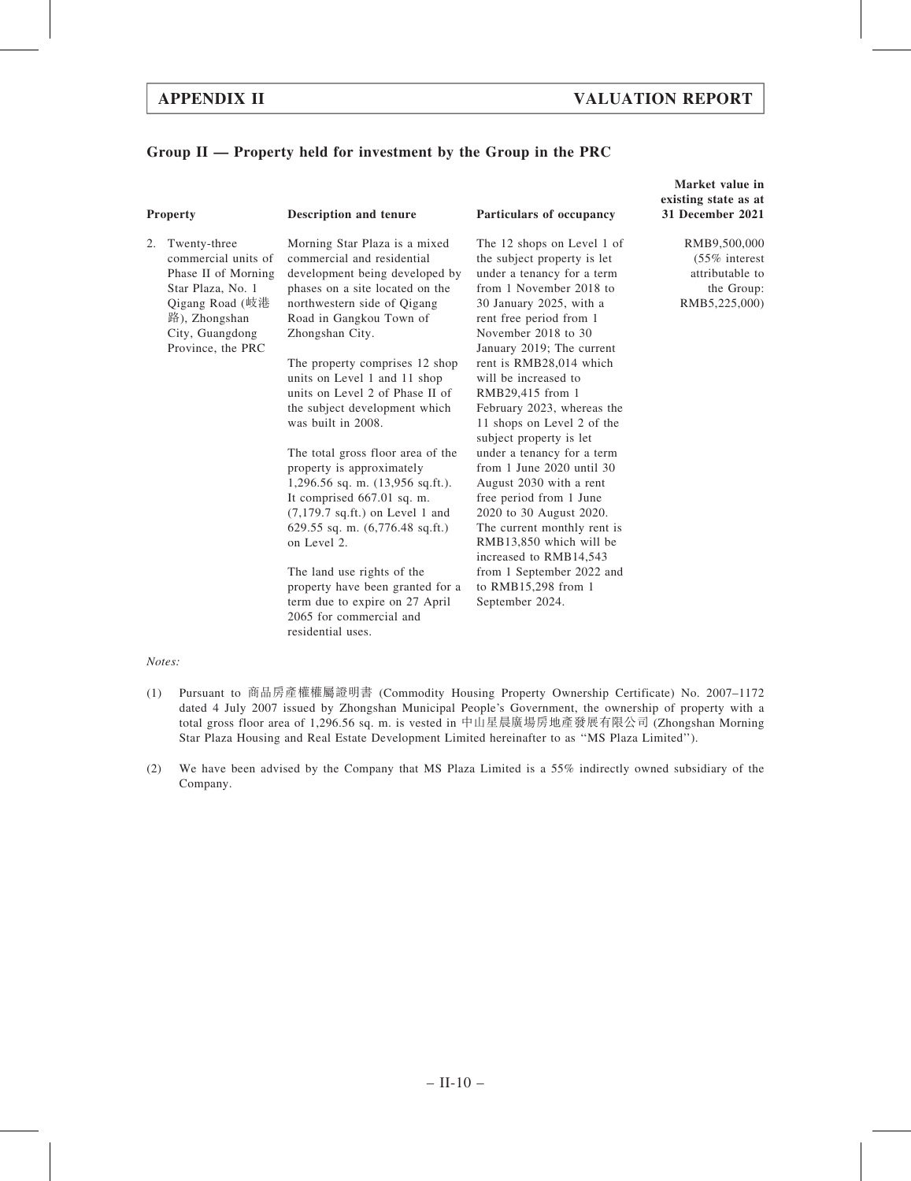## Group II — Property held for investment by the Group in the PRC

| Property | Description and tenure | Particulars of occupancy | Market value in existing state as at 31 December 2021 |
|---|---|---|---|
| 2. Twenty-three commercial units of Phase II of Morning Star Plaza, No. 1 Qigang Road (岐港路), Zhongshan City, Guangdong Province, the PRC | Morning Star Plaza is a mixed commercial and residential development being developed by phases on a site located on the northwestern side of Qigang Road in Gangkou Town of Zhongshan City.<br><br>The property comprises 12 shop units on Level 1 and 11 shop units on Level 2 of Phase II of the subject development which was built in 2008.<br><br>The total gross floor area of the property is approximately 1,296.56 sq. m. (13,956 sq.ft.). It comprised 667.01 sq. m. (7,179.7 sq.ft.) on Level 1 and 629.55 sq. m. (6,776.48 sq.ft.) on Level 2.<br><br>The land use rights of the property have been granted for a term due to expire on 27 April 2065 for commercial and residential uses. | The 12 shops on Level 1 of the subject property is let under a tenancy for a term from 1 November 2018 to 30 January 2025, with a rent free period from 1 November 2018 to 30 January 2019; The current rent is RMB28,014 which will be increased to RMB29,415 from 1 February 2023, whereas the 11 shops on Level 2 of the subject property is let under a tenancy for a term from 1 June 2020 until 30 August 2030 with a rent free period from 1 June 2020 to 30 August 2020. The current monthly rent is RMB13,850 which will be increased to RMB14,543 from 1 September 2022 and to RMB15,298 from 1 September 2024. | RMB9,500,000 (55% interest attributable to the Group: RMB5,225,000) |

*Notes:*

(1) Pursuant to 商品房產權權屬證明書 (Commodity Housing Property Ownership Certificate) No. 2007–1172 dated 4 July 2007 issued by Zhongshan Municipal People's Government, the ownership of property with a total gross floor area of 1,296.56 sq. m. is vested in 中山星晨廣場房地產發展有限公司 (Zhongshan Morning Star Plaza Housing and Real Estate Development Limited hereinafter to as "MS Plaza Limited").

(2) We have been advised by the Company that MS Plaza Limited is a 55% indirectly owned subsidiary of the Company.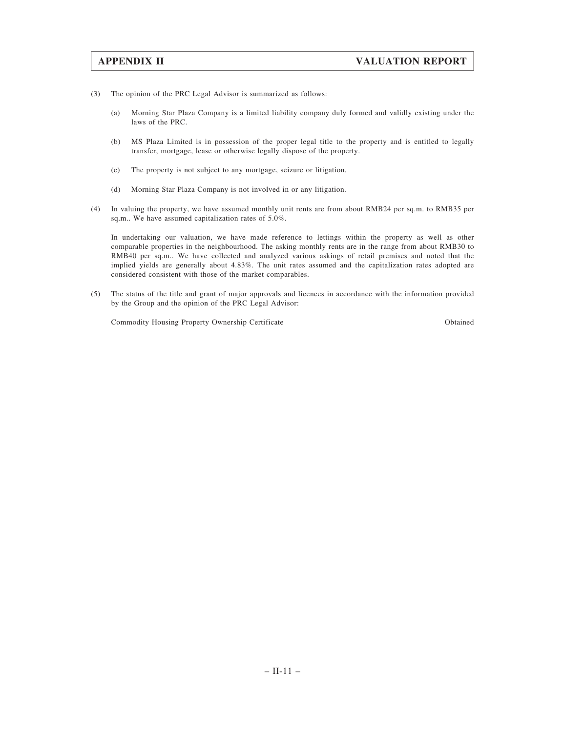(3) The opinion of the PRC Legal Advisor is summarized as follows:

  (a) Morning Star Plaza Company is a limited liability company duly formed and validly existing under the laws of the PRC.

  (b) MS Plaza Limited is in possession of the proper legal title to the property and is entitled to legally transfer, mortgage, lease or otherwise legally dispose of the property.

  (c) The property is not subject to any mortgage, seizure or litigation.

  (d) Morning Star Plaza Company is not involved in or any litigation.

(4) In valuing the property, we have assumed monthly unit rents are from about RMB24 per sq.m. to RMB35 per sq.m.. We have assumed capitalization rates of 5.0%.

  In undertaking our valuation, we have made reference to lettings within the property as well as other comparable properties in the neighbourhood. The asking monthly rents are in the range from about RMB30 to RMB40 per sq.m.. We have collected and analyzed various askings of retail premises and noted that the implied yields are generally about 4.83%. The unit rates assumed and the capitalization rates adopted are considered consistent with those of the market comparables.

(5) The status of the title and grant of major approvals and licences in accordance with the information provided by the Group and the opinion of the PRC Legal Advisor:

| | |
|---|---|
| Commodity Housing Property Ownership Certificate | Obtained |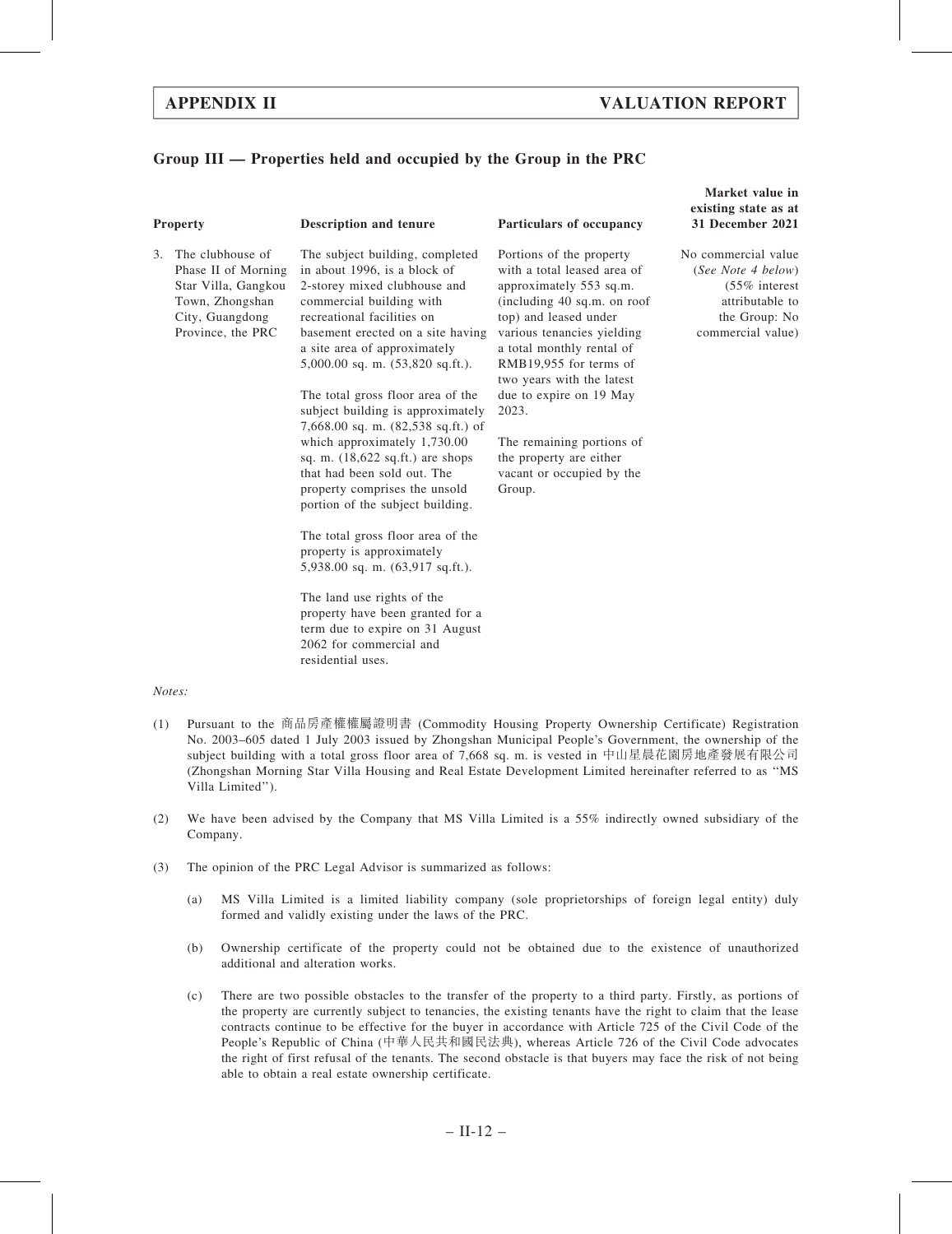## Group III — Properties held and occupied by the Group in the PRC

| Property | Description and tenure | Particulars of occupancy | Market value in existing state as at 31 December 2021 |
|---|---|---|---|
| 3. The clubhouse of Phase II of Morning Star Villa, Gangkou Town, Zhongshan City, Guangdong Province, the PRC | The subject building, completed in about 1996, is a block of 2-storey mixed clubhouse and commercial building with recreational facilities on basement erected on a site having a site area of approximately 5,000.00 sq. m. (53,820 sq.ft.).<br><br>The total gross floor area of the subject building is approximately 7,668.00 sq. m. (82,538 sq.ft.) of which approximately 1,730.00 sq. m. (18,622 sq.ft.) are shops that had been sold out. The property comprises the unsold portion of the subject building.<br><br>The total gross floor area of the property is approximately 5,938.00 sq. m. (63,917 sq.ft.).<br><br>The land use rights of the property have been granted for a term due to expire on 31 August 2062 for commercial and residential uses. | Portions of the property with a total leased area of approximately 553 sq.m. (including 40 sq.m. on roof top) and leased under various tenancies yielding a total monthly rental of RMB19,955 for terms of two years with the latest due to expire on 19 May 2023.<br><br>The remaining portions of the property are either vacant or occupied by the Group. | No commercial value (*See Note 4 below*) (55% interest attributable to the Group: No commercial value) |

*Notes:*

(1) Pursuant to the 商品房產權權屬證明書 (Commodity Housing Property Ownership Certificate) Registration No. 2003–605 dated 1 July 2003 issued by Zhongshan Municipal People's Government, the ownership of the subject building with a total gross floor area of 7,668 sq. m. is vested in 中山星晨花園房地產發展有限公司 (Zhongshan Morning Star Villa Housing and Real Estate Development Limited hereinafter referred to as ''MS Villa Limited'').

(2) We have been advised by the Company that MS Villa Limited is a 55% indirectly owned subsidiary of the Company.

(3) The opinion of the PRC Legal Advisor is summarized as follows:

(a) MS Villa Limited is a limited liability company (sole proprietorships of foreign legal entity) duly formed and validly existing under the laws of the PRC.

(b) Ownership certificate of the property could not be obtained due to the existence of unauthorized additional and alteration works.

(c) There are two possible obstacles to the transfer of the property to a third party. Firstly, as portions of the property are currently subject to tenancies, the existing tenants have the right to claim that the lease contracts continue to be effective for the buyer in accordance with Article 725 of the Civil Code of the People's Republic of China (中華人民共和國民法典), whereas Article 726 of the Civil Code advocates the right of first refusal of the tenants. The second obstacle is that buyers may face the risk of not being able to obtain a real estate ownership certificate.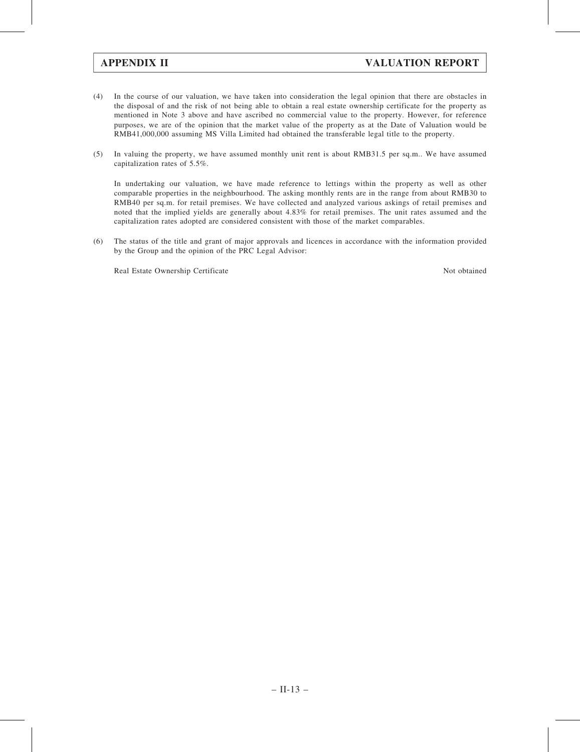(4) In the course of our valuation, we have taken into consideration the legal opinion that there are obstacles in the disposal of and the risk of not being able to obtain a real estate ownership certificate for the property as mentioned in Note 3 above and have ascribed no commercial value to the property. However, for reference purposes, we are of the opinion that the market value of the property as at the Date of Valuation would be RMB41,000,000 assuming MS Villa Limited had obtained the transferable legal title to the property.

(5) In valuing the property, we have assumed monthly unit rent is about RMB31.5 per sq.m.. We have assumed capitalization rates of 5.5%.

    In undertaking our valuation, we have made reference to lettings within the property as well as other comparable properties in the neighbourhood. The asking monthly rents are in the range from about RMB30 to RMB40 per sq.m. for retail premises. We have collected and analyzed various askings of retail premises and noted that the implied yields are generally about 4.83% for retail premises. The unit rates assumed and the capitalization rates adopted are considered consistent with those of the market comparables.

(6) The status of the title and grant of major approvals and licences in accordance with the information provided by the Group and the opinion of the PRC Legal Advisor:

| | |
|---|---|
| Real Estate Ownership Certificate | Not obtained |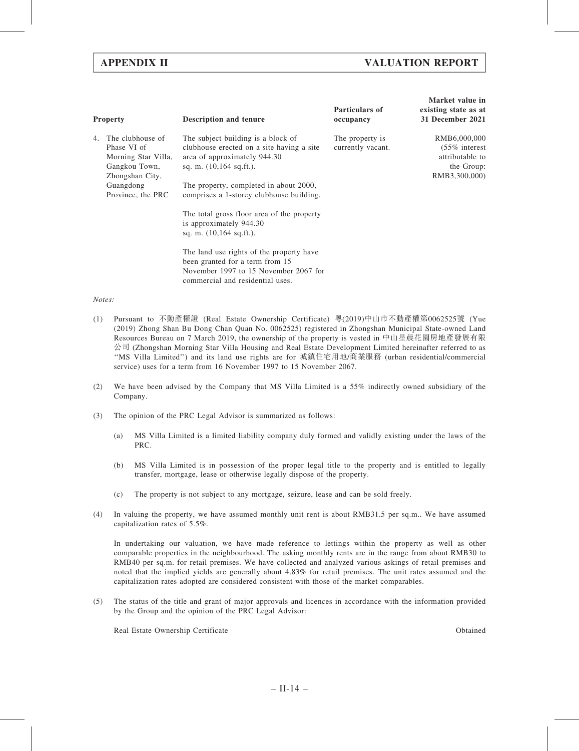| Property | Description and tenure | Particulars of occupancy | Market value in existing state as at 31 December 2021 |
|---|---|---|---|
| 4. The clubhouse of Phase VI of Morning Star Villa, Gangkou Town, Zhongshan City, Guangdong Province, the PRC | The subject building is a block of clubhouse erected on a site having a site area of approximately 944.30 sq. m. (10,164 sq.ft.).<br><br>The property, completed in about 2000, comprises a 1-storey clubhouse building.<br><br>The total gross floor area of the property is approximately 944.30 sq. m. (10,164 sq.ft.).<br><br>The land use rights of the property have been granted for a term from 15 November 1997 to 15 November 2067 for commercial and residential uses. | The property is currently vacant. | RMB6,000,000 (55% interest attributable to the Group: RMB3,300,000) |

*Notes:*

(1) Pursuant to 不動產權證 (Real Estate Ownership Certificate) 粵(2019)中山市不動產權第0062525號 (Yue (2019) Zhong Shan Bu Dong Chan Quan No. 0062525) registered in Zhongshan Municipal State-owned Land Resources Bureau on 7 March 2019, the ownership of the property is vested in 中山星晨花園房地產發展有限公司 (Zhongshan Morning Star Villa Housing and Real Estate Development Limited hereinafter referred to as "MS Villa Limited") and its land use rights are for 城鎮住宅用地/商業服務 (urban residential/commercial service) uses for a term from 16 November 1997 to 15 November 2067.

(2) We have been advised by the Company that MS Villa Limited is a 55% indirectly owned subsidiary of the Company.

(3) The opinion of the PRC Legal Advisor is summarized as follows:

   (a) MS Villa Limited is a limited liability company duly formed and validly existing under the laws of the PRC.

   (b) MS Villa Limited is in possession of the proper legal title to the property and is entitled to legally transfer, mortgage, lease or otherwise legally dispose of the property.

   (c) The property is not subject to any mortgage, seizure, lease and can be sold freely.

(4) In valuing the property, we have assumed monthly unit rent is about RMB31.5 per sq.m.. We have assumed capitalization rates of 5.5%.

   In undertaking our valuation, we have made reference to lettings within the property as well as other comparable properties in the neighbourhood. The asking monthly rents are in the range from about RMB30 to RMB40 per sq.m. for retail premises. We have collected and analyzed various askings of retail premises and noted that the implied yields are generally about 4.83% for retail premises. The unit rates assumed and the capitalization rates adopted are considered consistent with those of the market comparables.

(5) The status of the title and grant of major approvals and licences in accordance with the information provided by the Group and the opinion of the PRC Legal Advisor:

| | |
|---|---|
| Real Estate Ownership Certificate | Obtained |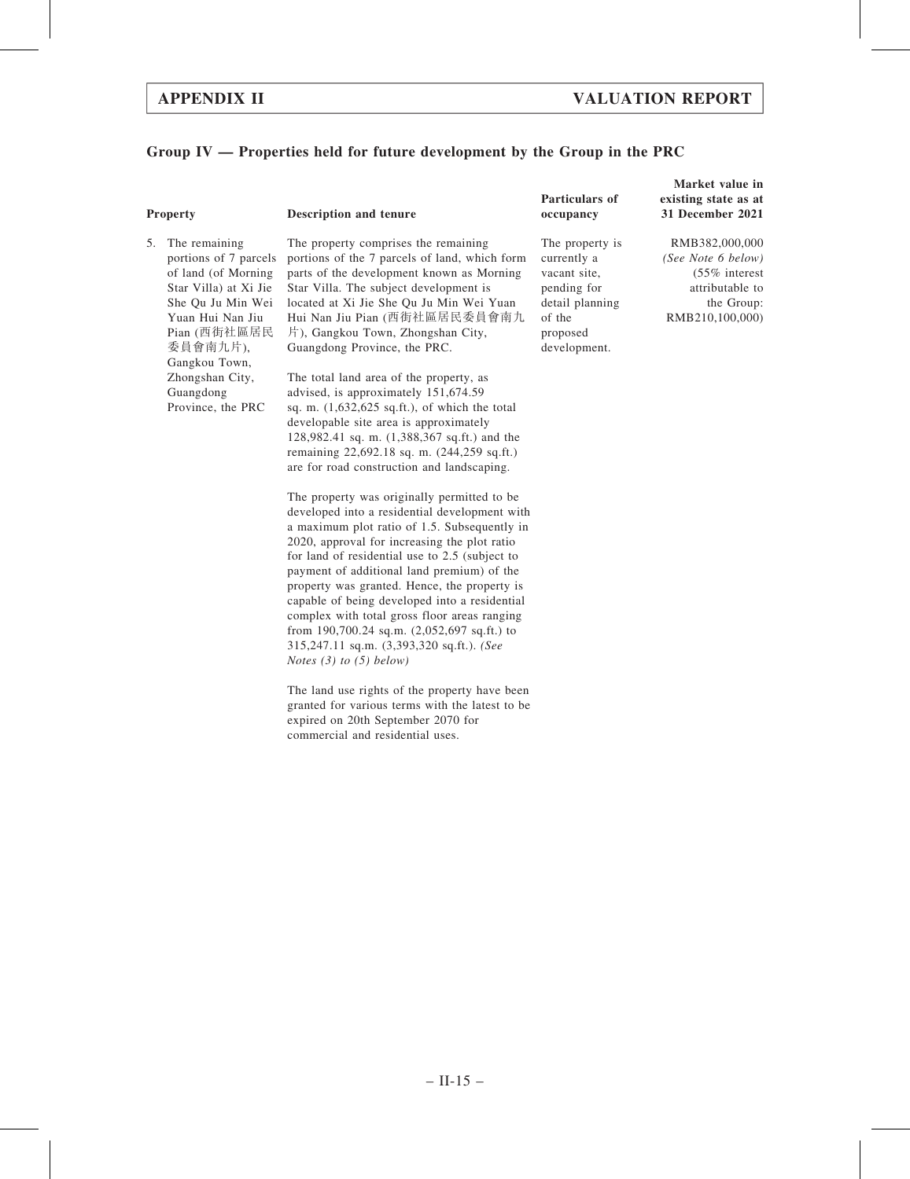## Group IV — Properties held for future development by the Group in the PRC

| Property | Description and tenure | Particulars of occupancy | Market value in existing state as at 31 December 2021 |
|---|---|---|---|
| 5. The remaining portions of 7 parcels of land (of Morning Star Villa) at Xi Jie She Qu Ju Min Wei Yuan Hui Nan Jiu Pian (西街社區居民委員會南九片), Gangkou Town, Zhongshan City, Guangdong Province, the PRC | The property comprises the remaining portions of the 7 parcels of land, which form parts of the development known as Morning Star Villa. The subject development is located at Xi Jie She Qu Ju Min Wei Yuan Hui Nan Jiu Pian (西街社區居民委員會南九片), Gangkou Town, Zhongshan City, Guangdong Province, the PRC.<br><br>The total land area of the property, as advised, is approximately 151,674.59 sq. m. (1,632,625 sq.ft.), of which the total developable site area is approximately 128,982.41 sq. m. (1,388,367 sq.ft.) and the remaining 22,692.18 sq. m. (244,259 sq.ft.) are for road construction and landscaping.<br><br>The property was originally permitted to be developed into a residential development with a maximum plot ratio of 1.5. Subsequently in 2020, approval for increasing the plot ratio for land of residential use to 2.5 (subject to payment of additional land premium) of the property was granted. Hence, the property is capable of being developed into a residential complex with total gross floor areas ranging from 190,700.24 sq.m. (2,052,697 sq.ft.) to 315,247.11 sq.m. (3,393,320 sq.ft.). *(See Notes (3) to (5) below)*<br><br>The land use rights of the property have been granted for various terms with the latest to be expired on 20th September 2070 for commercial and residential uses. | The property is currently a vacant site, pending for detail planning of the proposed development. | RMB382,000,000<br>*(See Note 6 below)*<br>(55% interest attributable to the Group: RMB210,100,000) |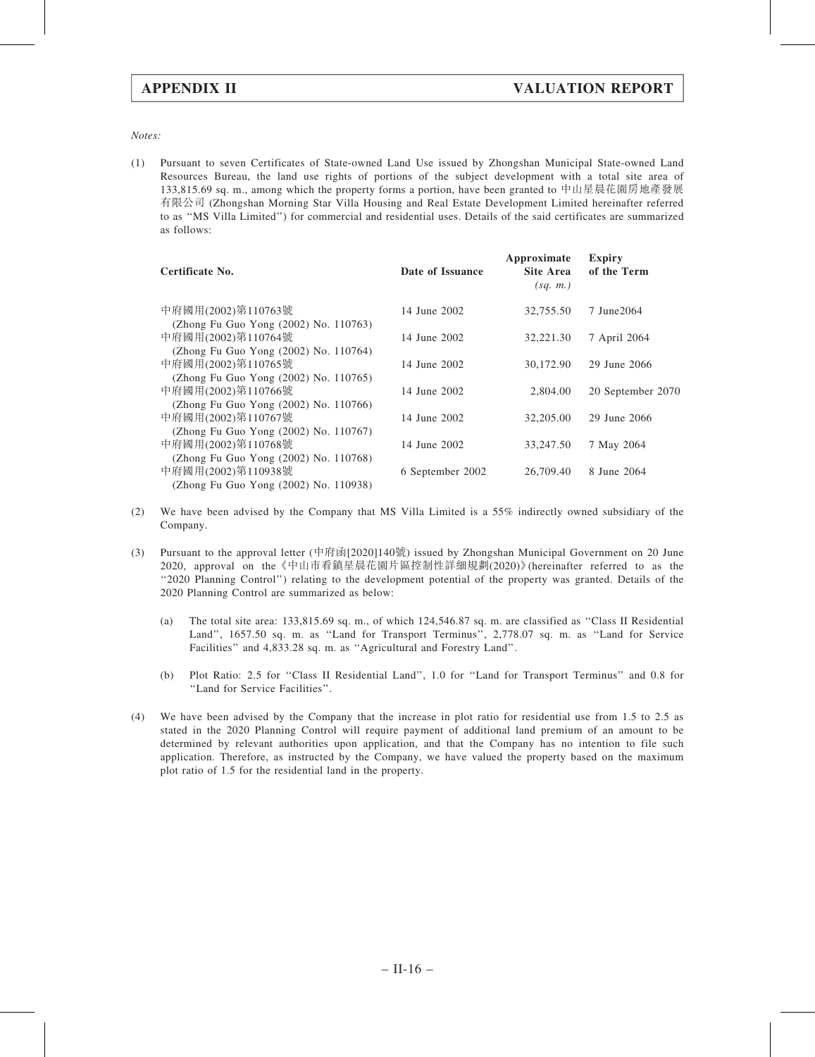*Notes:*

(1) Pursuant to seven Certificates of State-owned Land Use issued by Zhongshan Municipal State-owned Land Resources Bureau, the land use rights of portions of the subject development with a total site area of 133,815.69 sq. m., among which the property forms a portion, have been granted to 中山星晨花園房地產發展有限公司 (Zhongshan Morning Star Villa Housing and Real Estate Development Limited hereinafter referred to as "MS Villa Limited") for commercial and residential uses. Details of the said certificates are summarized as follows:

| Certificate No. | Date of Issuance | Approximate Site Area *(sq. m.)* | Expiry of the Term |
|---|---|---|---|
| 中府國用(2002)第110763號 (Zhong Fu Guo Yong (2002) No. 110763) | 14 June 2002 | 32,755.50 | 7 June2064 |
| 中府國用(2002)第110764號 (Zhong Fu Guo Yong (2002) No. 110764) | 14 June 2002 | 32,221.30 | 7 April 2064 |
| 中府國用(2002)第110765號 (Zhong Fu Guo Yong (2002) No. 110765) | 14 June 2002 | 30,172.90 | 29 June 2066 |
| 中府國用(2002)第110766號 (Zhong Fu Guo Yong (2002) No. 110766) | 14 June 2002 | 2,804.00 | 20 September 2070 |
| 中府國用(2002)第110767號 (Zhong Fu Guo Yong (2002) No. 110767) | 14 June 2002 | 32,205.00 | 29 June 2066 |
| 中府國用(2002)第110768號 (Zhong Fu Guo Yong (2002) No. 110768) | 14 June 2002 | 33,247.50 | 7 May 2064 |
| 中府國用(2002)第110938號 (Zhong Fu Guo Yong (2002) No. 110938) | 6 September 2002 | 26,709.40 | 8 June 2064 |

(2) We have been advised by the Company that MS Villa Limited is a 55% indirectly owned subsidiary of the Company.

(3) Pursuant to the approval letter (中府函[2020]140號) issued by Zhongshan Municipal Government on 20 June 2020, approval on the《中山市肴鎮星晨花園片區控制性詳細規劃(2020)》(hereinafter referred to as the "2020 Planning Control") relating to the development potential of the property was granted. Details of the 2020 Planning Control are summarized as below:

   (a) The total site area: 133,815.69 sq. m., of which 124,546.87 sq. m. are classified as "Class II Residential Land", 1657.50 sq. m. as "Land for Transport Terminus", 2,778.07 sq. m. as "Land for Service Facilities" and 4,833.28 sq. m. as "Agricultural and Forestry Land".

   (b) Plot Ratio: 2.5 for "Class II Residential Land", 1.0 for "Land for Transport Terminus" and 0.8 for "Land for Service Facilities".

(4) We have been advised by the Company that the increase in plot ratio for residential use from 1.5 to 2.5 as stated in the 2020 Planning Control will require payment of additional land premium of an amount to be determined by relevant authorities upon application, and that the Company has no intention to file such application. Therefore, as instructed by the Company, we have valued the property based on the maximum plot ratio of 1.5 for the residential land in the property.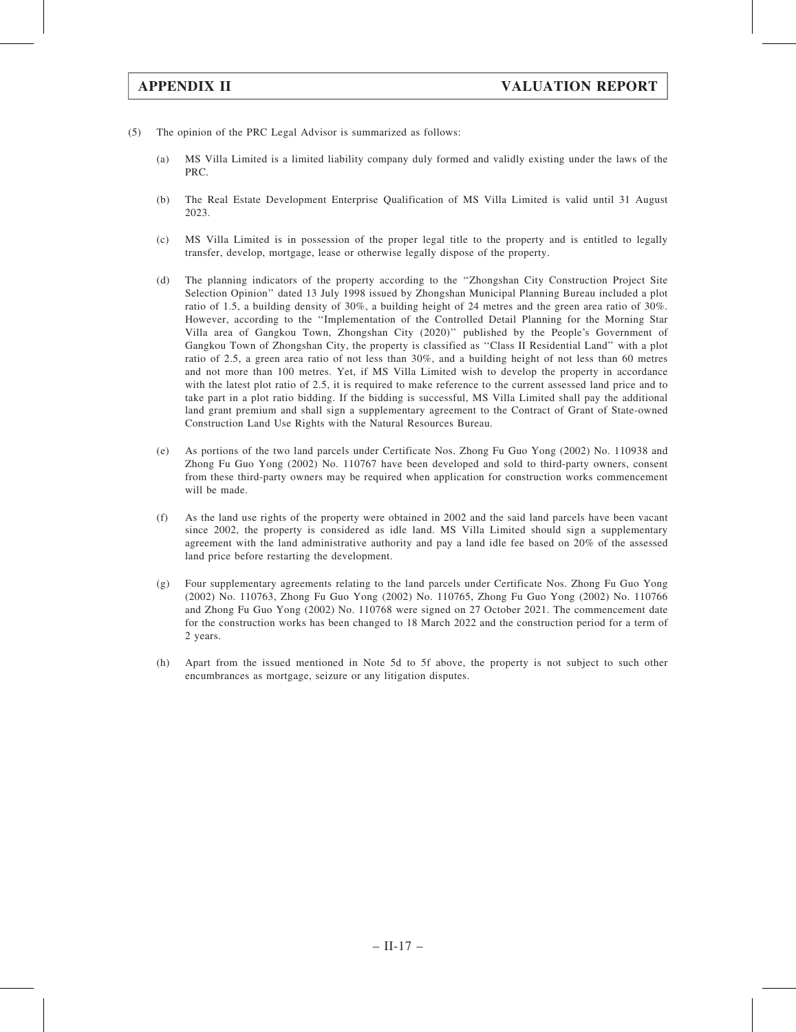(5) The opinion of the PRC Legal Advisor is summarized as follows:

(a) MS Villa Limited is a limited liability company duly formed and validly existing under the laws of the PRC.

(b) The Real Estate Development Enterprise Qualification of MS Villa Limited is valid until 31 August 2023.

(c) MS Villa Limited is in possession of the proper legal title to the property and is entitled to legally transfer, develop, mortgage, lease or otherwise legally dispose of the property.

(d) The planning indicators of the property according to the "Zhongshan City Construction Project Site Selection Opinion" dated 13 July 1998 issued by Zhongshan Municipal Planning Bureau included a plot ratio of 1.5, a building density of 30%, a building height of 24 metres and the green area ratio of 30%. However, according to the "Implementation of the Controlled Detail Planning for the Morning Star Villa area of Gangkou Town, Zhongshan City (2020)" published by the People's Government of Gangkou Town of Zhongshan City, the property is classified as "Class II Residential Land" with a plot ratio of 2.5, a green area ratio of not less than 30%, and a building height of not less than 60 metres and not more than 100 metres. Yet, if MS Villa Limited wish to develop the property in accordance with the latest plot ratio of 2.5, it is required to make reference to the current assessed land price and to take part in a plot ratio bidding. If the bidding is successful, MS Villa Limited shall pay the additional land grant premium and shall sign a supplementary agreement to the Contract of Grant of State-owned Construction Land Use Rights with the Natural Resources Bureau.

(e) As portions of the two land parcels under Certificate Nos. Zhong Fu Guo Yong (2002) No. 110938 and Zhong Fu Guo Yong (2002) No. 110767 have been developed and sold to third-party owners, consent from these third-party owners may be required when application for construction works commencement will be made.

(f) As the land use rights of the property were obtained in 2002 and the said land parcels have been vacant since 2002, the property is considered as idle land. MS Villa Limited should sign a supplementary agreement with the land administrative authority and pay a land idle fee based on 20% of the assessed land price before restarting the development.

(g) Four supplementary agreements relating to the land parcels under Certificate Nos. Zhong Fu Guo Yong (2002) No. 110763, Zhong Fu Guo Yong (2002) No. 110765, Zhong Fu Guo Yong (2002) No. 110766 and Zhong Fu Guo Yong (2002) No. 110768 were signed on 27 October 2021. The commencement date for the construction works has been changed to 18 March 2022 and the construction period for a term of 2 years.

(h) Apart from the issued mentioned in Note 5d to 5f above, the property is not subject to such other encumbrances as mortgage, seizure or any litigation disputes.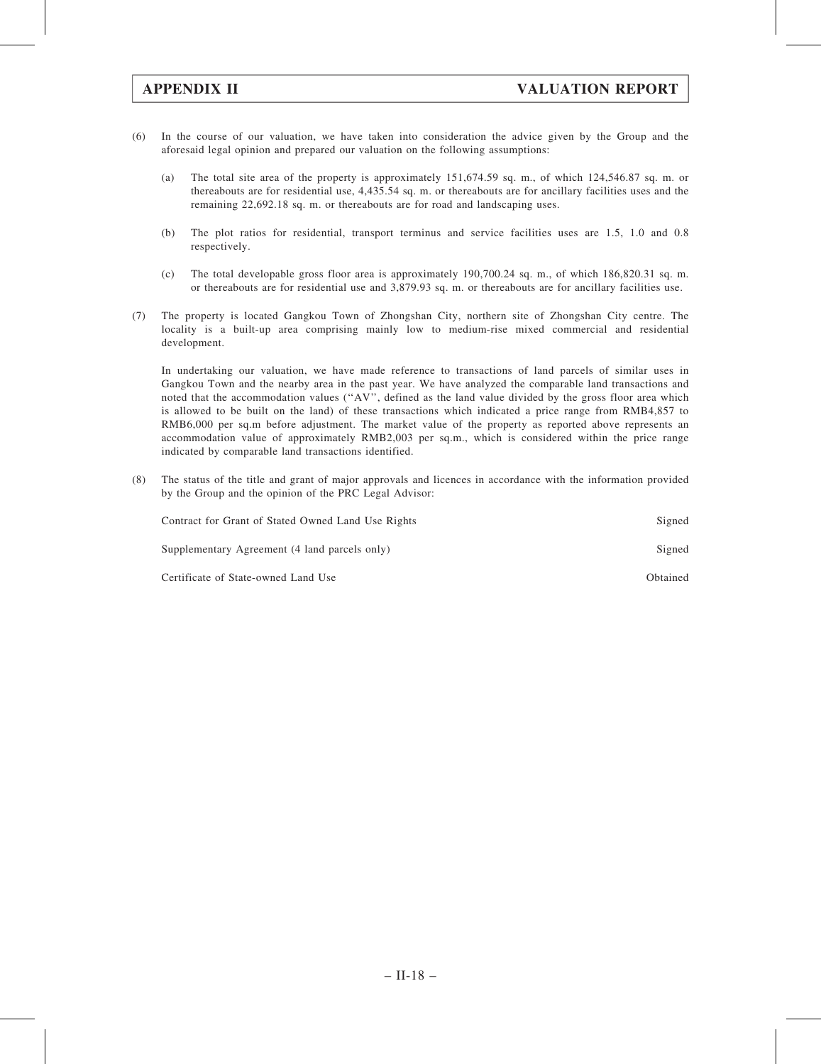(6) In the course of our valuation, we have taken into consideration the advice given by the Group and the aforesaid legal opinion and prepared our valuation on the following assumptions:

   (a) The total site area of the property is approximately 151,674.59 sq. m., of which 124,546.87 sq. m. or thereabouts are for residential use, 4,435.54 sq. m. or thereabouts are for ancillary facilities uses and the remaining 22,692.18 sq. m. or thereabouts are for road and landscaping uses.

   (b) The plot ratios for residential, transport terminus and service facilities uses are 1.5, 1.0 and 0.8 respectively.

   (c) The total developable gross floor area is approximately 190,700.24 sq. m., of which 186,820.31 sq. m. or thereabouts are for residential use and 3,879.93 sq. m. or thereabouts are for ancillary facilities use.

(7) The property is located Gangkou Town of Zhongshan City, northern site of Zhongshan City centre. The locality is a built-up area comprising mainly low to medium-rise mixed commercial and residential development.

   In undertaking our valuation, we have made reference to transactions of land parcels of similar uses in Gangkou Town and the nearby area in the past year. We have analyzed the comparable land transactions and noted that the accommodation values ("AV", defined as the land value divided by the gross floor area which is allowed to be built on the land) of these transactions which indicated a price range from RMB4,857 to RMB6,000 per sq.m before adjustment. The market value of the property as reported above represents an accommodation value of approximately RMB2,003 per sq.m., which is considered within the price range indicated by comparable land transactions identified.

(8) The status of the title and grant of major approvals and licences in accordance with the information provided by the Group and the opinion of the PRC Legal Advisor:

| | |
|---|---|
| Contract for Grant of Stated Owned Land Use Rights | Signed |
| Supplementary Agreement (4 land parcels only) | Signed |
| Certificate of State-owned Land Use | Obtained |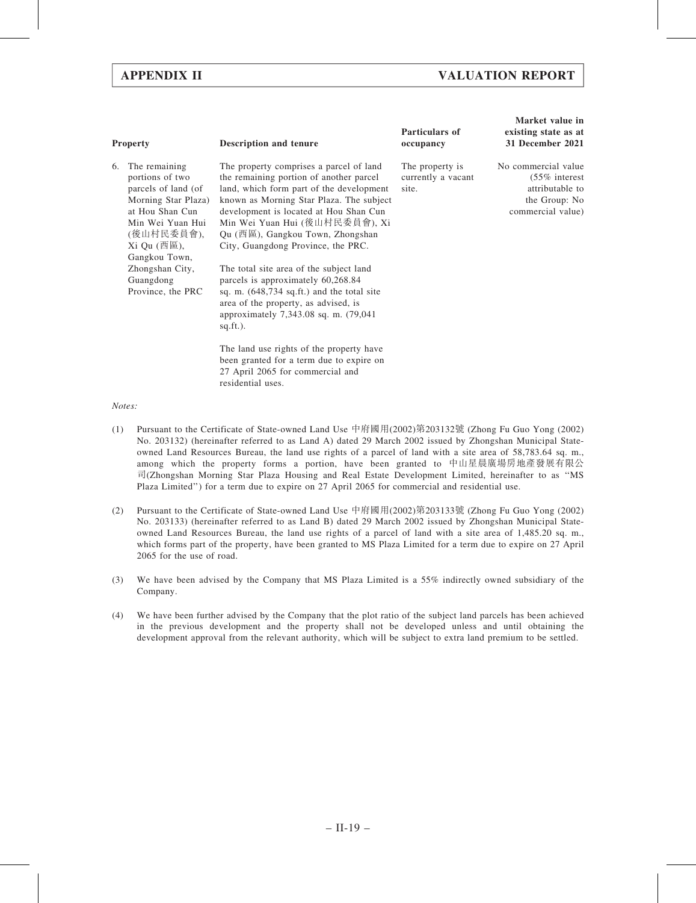| Property | Description and tenure | Particulars of occupancy | Market value in existing state as at 31 December 2021 |
|---|---|---|---|
| 6. The remaining portions of two parcels of land (of Morning Star Plaza) at Hou Shan Cun Min Wei Yuan Hui (後山村民委員會), Xi Qu (西區), Gangkou Town, Zhongshan City, Guangdong Province, the PRC | The property comprises a parcel of land the remaining portion of another parcel land, which form part of the development known as Morning Star Plaza. The subject development is located at Hou Shan Cun Min Wei Yuan Hui (後山村民委員會), Xi Qu (西區), Gangkou Town, Zhongshan City, Guangdong Province, the PRC.<br><br>The total site area of the subject land parcels is approximately 60,268.84 sq. m. (648,734 sq.ft.) and the total site area of the property, as advised, is approximately 7,343.08 sq. m. (79,041 sq.ft.).<br><br>The land use rights of the property have been granted for a term due to expire on 27 April 2065 for commercial and residential uses. | The property is currently a vacant site. | No commercial value<br>(55% interest attributable to the Group: No commercial value) |

*Notes:*

(1) Pursuant to the Certificate of State-owned Land Use 中府國用(2002)第203132號 (Zhong Fu Guo Yong (2002) No. 203132) (hereinafter referred to as Land A) dated 29 March 2002 issued by Zhongshan Municipal State-owned Land Resources Bureau, the land use rights of a parcel of land with a site area of 58,783.64 sq. m., among which the property forms a portion, have been granted to 中山星晨廣場房地產發展有限公司(Zhongshan Morning Star Plaza Housing and Real Estate Development Limited, hereinafter to as "MS Plaza Limited") for a term due to expire on 27 April 2065 for commercial and residential use.

(2) Pursuant to the Certificate of State-owned Land Use 中府國用(2002)第203133號 (Zhong Fu Guo Yong (2002) No. 203133) (hereinafter referred to as Land B) dated 29 March 2002 issued by Zhongshan Municipal State-owned Land Resources Bureau, the land use rights of a parcel of land with a site area of 1,485.20 sq. m., which forms part of the property, have been granted to MS Plaza Limited for a term due to expire on 27 April 2065 for the use of road.

(3) We have been advised by the Company that MS Plaza Limited is a 55% indirectly owned subsidiary of the Company.

(4) We have been further advised by the Company that the plot ratio of the subject land parcels has been achieved in the previous development and the property shall not be developed unless and until obtaining the development approval from the relevant authority, which will be subject to extra land premium to be settled.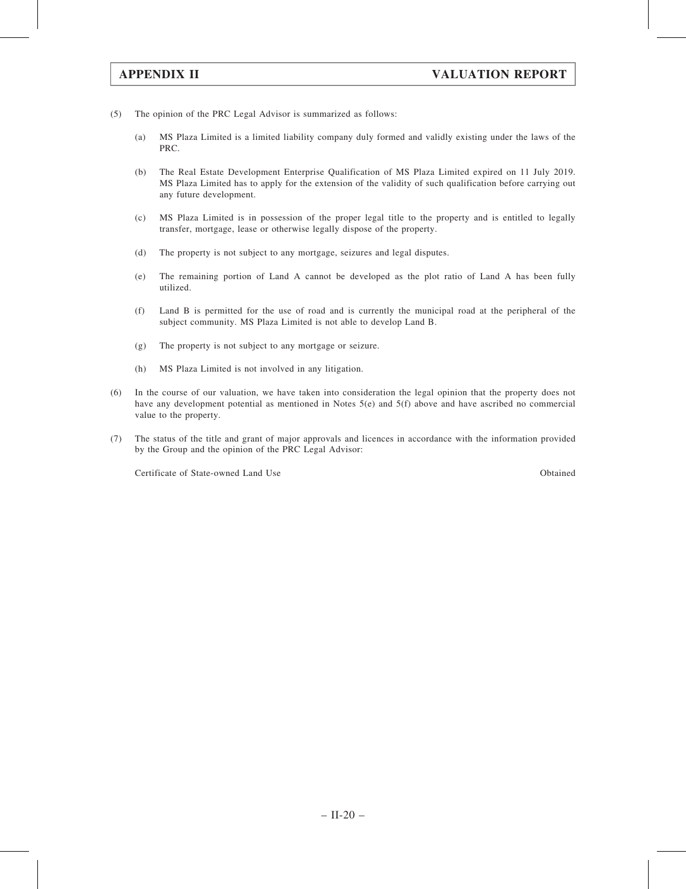(5) The opinion of the PRC Legal Advisor is summarized as follows:

   (a) MS Plaza Limited is a limited liability company duly formed and validly existing under the laws of the PRC.

   (b) The Real Estate Development Enterprise Qualification of MS Plaza Limited expired on 11 July 2019. MS Plaza Limited has to apply for the extension of the validity of such qualification before carrying out any future development.

   (c) MS Plaza Limited is in possession of the proper legal title to the property and is entitled to legally transfer, mortgage, lease or otherwise legally dispose of the property.

   (d) The property is not subject to any mortgage, seizures and legal disputes.

   (e) The remaining portion of Land A cannot be developed as the plot ratio of Land A has been fully utilized.

   (f) Land B is permitted for the use of road and is currently the municipal road at the peripheral of the subject community. MS Plaza Limited is not able to develop Land B.

   (g) The property is not subject to any mortgage or seizure.

   (h) MS Plaza Limited is not involved in any litigation.

(6) In the course of our valuation, we have taken into consideration the legal opinion that the property does not have any development potential as mentioned in Notes 5(e) and 5(f) above and have ascribed no commercial value to the property.

(7) The status of the title and grant of major approvals and licences in accordance with the information provided by the Group and the opinion of the PRC Legal Advisor:

| | |
|---|---|
| Certificate of State-owned Land Use | Obtained |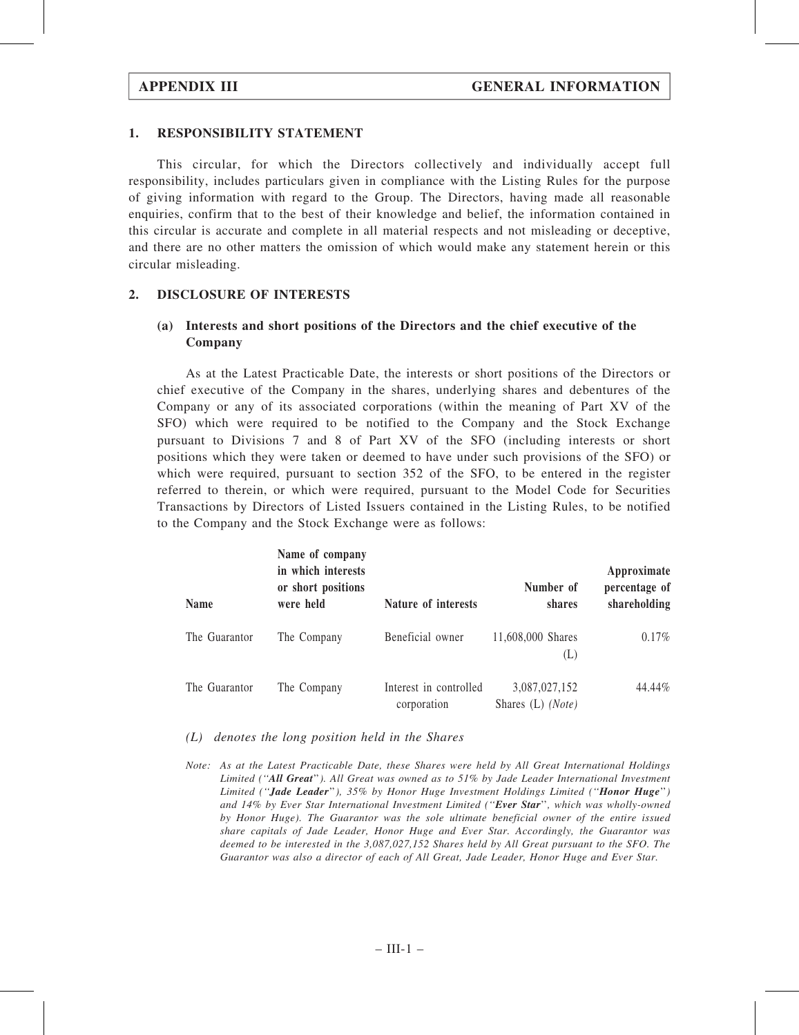## 1. RESPONSIBILITY STATEMENT

This circular, for which the Directors collectively and individually accept full responsibility, includes particulars given in compliance with the Listing Rules for the purpose of giving information with regard to the Group. The Directors, having made all reasonable enquiries, confirm that to the best of their knowledge and belief, the information contained in this circular is accurate and complete in all material respects and not misleading or deceptive, and there are no other matters the omission of which would make any statement herein or this circular misleading.

## 2. DISCLOSURE OF INTERESTS

### (a) Interests and short positions of the Directors and the chief executive of the Company

As at the Latest Practicable Date, the interests or short positions of the Directors or chief executive of the Company in the shares, underlying shares and debentures of the Company or any of its associated corporations (within the meaning of Part XV of the SFO) which were required to be notified to the Company and the Stock Exchange pursuant to Divisions 7 and 8 of Part XV of the SFO (including interests or short positions which they were taken or deemed to have under such provisions of the SFO) or which were required, pursuant to section 352 of the SFO, to be entered in the register referred to therein, or which were required, pursuant to the Model Code for Securities Transactions by Directors of Listed Issuers contained in the Listing Rules, to be notified to the Company and the Stock Exchange were as follows:

| Name | Name of company in which interests or short positions were held | Nature of interests | Number of shares | Approximate percentage of shareholding |
|---|---|---|---|---|
| The Guarantor | The Company | Beneficial owner | 11,608,000 Shares (L) | 0.17% |
| The Guarantor | The Company | Interest in controlled corporation | 3,087,027,152 Shares (L) *(Note)* | 44.44% |

*(L) denotes the long position held in the Shares*

*Note: As at the Latest Practicable Date, these Shares were held by All Great International Holdings Limited ("**All Great**"). All Great was owned as to 51% by Jade Leader International Investment Limited ("**Jade Leader**"), 35% by Honor Huge Investment Holdings Limited ("**Honor Huge**") and 14% by Ever Star International Investment Limited ("**Ever Star**", which was wholly-owned by Honor Huge). The Guarantor was the sole ultimate beneficial owner of the entire issued share capitals of Jade Leader, Honor Huge and Ever Star. Accordingly, the Guarantor was deemed to be interested in the 3,087,027,152 Shares held by All Great pursuant to the SFO. The Guarantor was also a director of each of All Great, Jade Leader, Honor Huge and Ever Star.*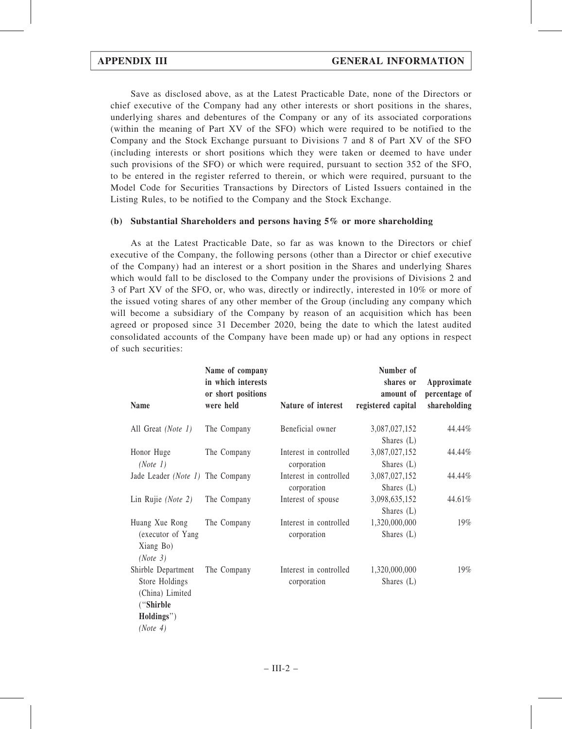Save as disclosed above, as at the Latest Practicable Date, none of the Directors or chief executive of the Company had any other interests or short positions in the shares, underlying shares and debentures of the Company or any of its associated corporations (within the meaning of Part XV of the SFO) which were required to be notified to the Company and the Stock Exchange pursuant to Divisions 7 and 8 of Part XV of the SFO (including interests or short positions which they were taken or deemed to have under such provisions of the SFO) or which were required, pursuant to section 352 of the SFO, to be entered in the register referred to therein, or which were required, pursuant to the Model Code for Securities Transactions by Directors of Listed Issuers contained in the Listing Rules, to be notified to the Company and the Stock Exchange.

### (b) Substantial Shareholders and persons having 5% or more shareholding

As at the Latest Practicable Date, so far as was known to the Directors or chief executive of the Company, the following persons (other than a Director or chief executive of the Company) had an interest or a short position in the Shares and underlying Shares which would fall to be disclosed to the Company under the provisions of Divisions 2 and 3 of Part XV of the SFO, or, who was, directly or indirectly, interested in 10% or more of the issued voting shares of any other member of the Group (including any company which will become a subsidiary of the Company by reason of an acquisition which has been agreed or proposed since 31 December 2020, being the date to which the latest audited consolidated accounts of the Company have been made up) or had any options in respect of such securities:

| Name | Name of company in which interests or short positions were held | Nature of interest | Number of shares or amount of registered capital | Approximate percentage of shareholding |
|---|---|---|---|---|
| All Great *(Note 1)* | The Company | Beneficial owner | 3,087,027,152 Shares (L) | 44.44% |
| Honor Huge *(Note 1)* | The Company | Interest in controlled corporation | 3,087,027,152 Shares (L) | 44.44% |
| Jade Leader *(Note 1)* | The Company | Interest in controlled corporation | 3,087,027,152 Shares (L) | 44.44% |
| Lin Rujie *(Note 2)* | The Company | Interest of spouse | 3,098,635,152 Shares (L) | 44.61% |
| Huang Xue Rong (executor of Yang Xiang Bo) *(Note 3)* | The Company | Interest in controlled corporation | 1,320,000,000 Shares (L) | 19% |
| Shirble Department Store Holdings (China) Limited ("**Shirble Holdings**") *(Note 4)* | The Company | Interest in controlled corporation | 1,320,000,000 Shares (L) | 19% |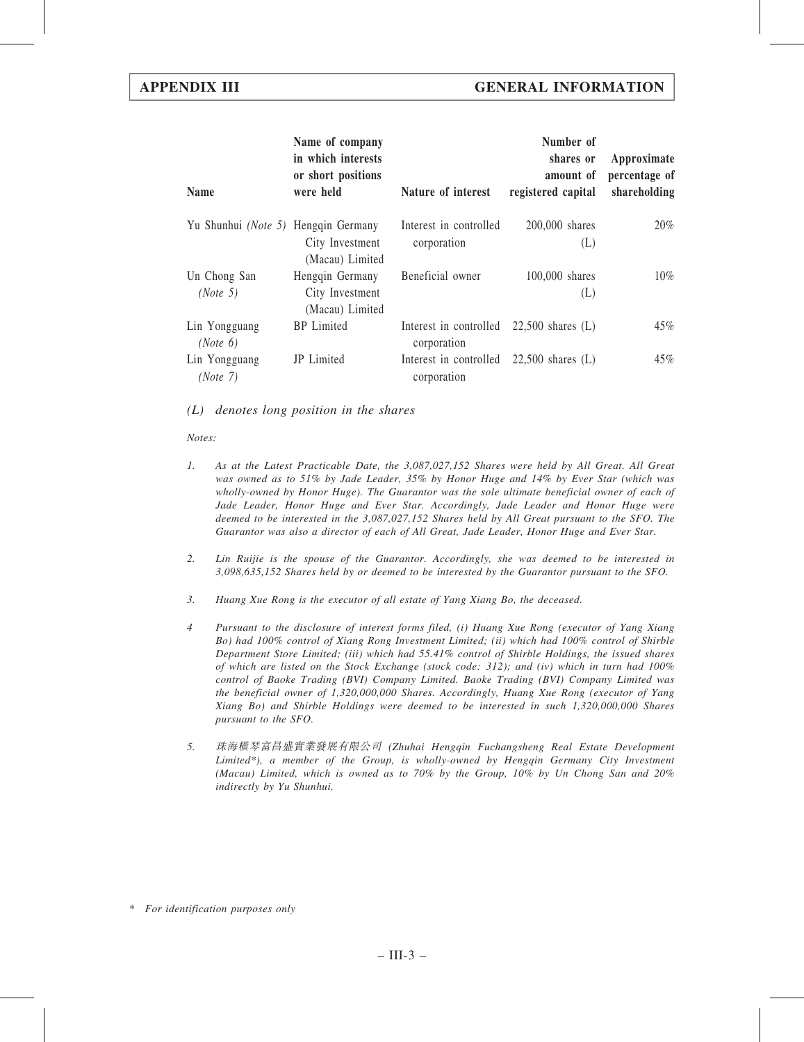| Name | Name of company in which interests or short positions were held | Nature of interest | Number of shares or amount of registered capital | Approximate percentage of shareholding |
|---|---|---|---|---|
| Yu Shunhui *(Note 5)* | Hengqin Germany City Investment (Macau) Limited | Interest in controlled corporation | 200,000 shares (L) | 20% |
| Un Chong San *(Note 5)* | Hengqin Germany City Investment (Macau) Limited | Beneficial owner | 100,000 shares (L) | 10% |
| Lin Yongguang *(Note 6)* | BP Limited | Interest in controlled corporation | 22,500 shares (L) | 45% |
| Lin Yongguang *(Note 7)* | JP Limited | Interest in controlled corporation | 22,500 shares (L) | 45% |

*(L) denotes long position in the shares*

*Notes:*

1. *As at the Latest Practicable Date, the 3,087,027,152 Shares were held by All Great. All Great was owned as to 51% by Jade Leader, 35% by Honor Huge and 14% by Ever Star (which was wholly-owned by Honor Huge). The Guarantor was the sole ultimate beneficial owner of each of Jade Leader, Honor Huge and Ever Star. Accordingly, Jade Leader and Honor Huge were deemed to be interested in the 3,087,027,152 Shares held by All Great pursuant to the SFO. The Guarantor was also a director of each of All Great, Jade Leader, Honor Huge and Ever Star.*

2. *Lin Ruijie is the spouse of the Guarantor. Accordingly, she was deemed to be interested in 3,098,635,152 Shares held by or deemed to be interested by the Guarantor pursuant to the SFO.*

3. *Huang Xue Rong is the executor of all estate of Yang Xiang Bo, the deceased.*

4. *Pursuant to the disclosure of interest forms filed, (i) Huang Xue Rong (executor of Yang Xiang Bo) had 100% control of Xiang Rong Investment Limited; (ii) which had 100% control of Shirble Department Store Limited; (iii) which had 55.41% control of Shirble Holdings, the issued shares of which are listed on the Stock Exchange (stock code: 312); and (iv) which in turn had 100% control of Baoke Trading (BVI) Company Limited. Baoke Trading (BVI) Company Limited was the beneficial owner of 1,320,000,000 Shares. Accordingly, Huang Xue Rong (executor of Yang Xiang Bo) and Shirble Holdings were deemed to be interested in such 1,320,000,000 Shares pursuant to the SFO.*

5. *珠海橫琴富昌盛實業發展有限公司 (Zhuhai Hengqin Fuchangsheng Real Estate Development Limited\*), a member of the Group, is wholly-owned by Hengqin Germany City Investment (Macau) Limited, which is owned as to 70% by the Group, 10% by Un Chong San and 20% indirectly by Yu Shunhui.*

\* *For identification purposes only*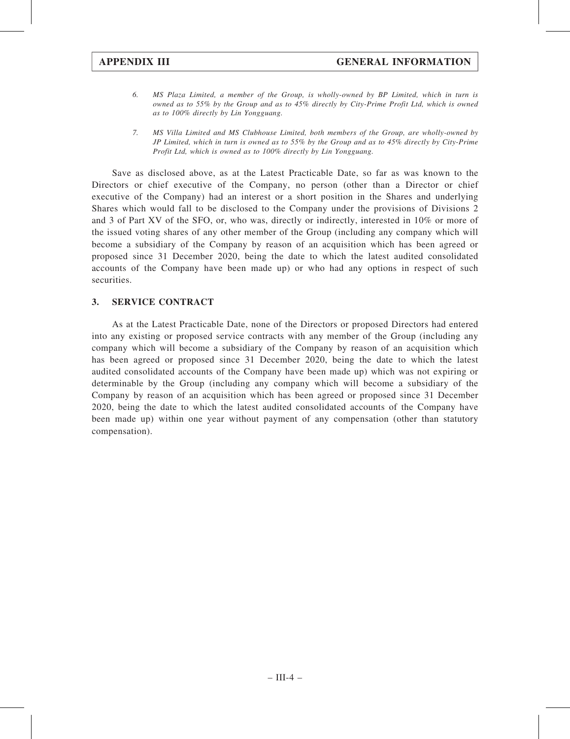*6. MS Plaza Limited, a member of the Group, is wholly-owned by BP Limited, which in turn is owned as to 55% by the Group and as to 45% directly by City-Prime Profit Ltd, which is owned as to 100% directly by Lin Yongguang.*

*7. MS Villa Limited and MS Clubhouse Limited, both members of the Group, are wholly-owned by JP Limited, which in turn is owned as to 55% by the Group and as to 45% directly by City-Prime Profit Ltd, which is owned as to 100% directly by Lin Yongguang.*

Save as disclosed above, as at the Latest Practicable Date, so far as was known to the Directors or chief executive of the Company, no person (other than a Director or chief executive of the Company) had an interest or a short position in the Shares and underlying Shares which would fall to be disclosed to the Company under the provisions of Divisions 2 and 3 of Part XV of the SFO, or, who was, directly or indirectly, interested in 10% or more of the issued voting shares of any other member of the Group (including any company which will become a subsidiary of the Company by reason of an acquisition which has been agreed or proposed since 31 December 2020, being the date to which the latest audited consolidated accounts of the Company have been made up) or who had any options in respect of such securities.

## 3. SERVICE CONTRACT

As at the Latest Practicable Date, none of the Directors or proposed Directors had entered into any existing or proposed service contracts with any member of the Group (including any company which will become a subsidiary of the Company by reason of an acquisition which has been agreed or proposed since 31 December 2020, being the date to which the latest audited consolidated accounts of the Company have been made up) which was not expiring or determinable by the Group (including any company which will become a subsidiary of the Company by reason of an acquisition which has been agreed or proposed since 31 December 2020, being the date to which the latest audited consolidated accounts of the Company have been made up) within one year without payment of any compensation (other than statutory compensation).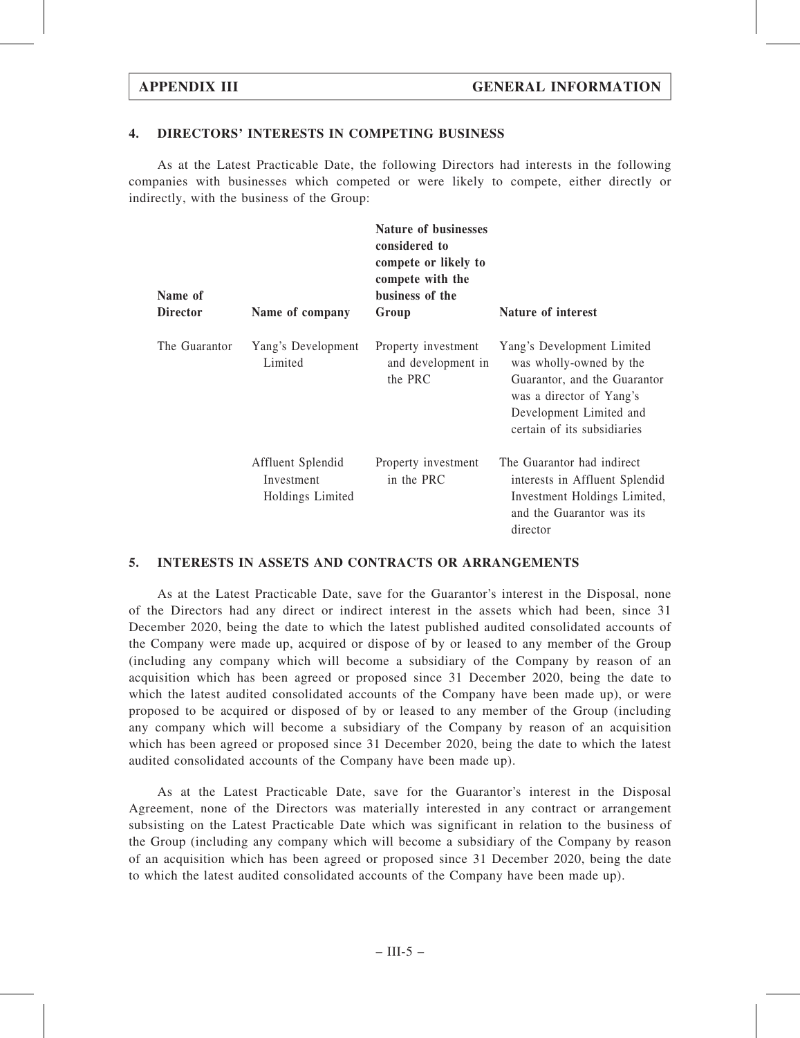## 4. DIRECTORS' INTERESTS IN COMPETING BUSINESS

As at the Latest Practicable Date, the following Directors had interests in the following companies with businesses which competed or were likely to compete, either directly or indirectly, with the business of the Group:

| Name of Director | Name of company | Nature of businesses considered to compete or likely to compete with the business of the Group | Nature of interest |
|---|---|---|---|
| The Guarantor | Yang's Development Limited | Property investment and development in the PRC | Yang's Development Limited was wholly-owned by the Guarantor, and the Guarantor was a director of Yang's Development Limited and certain of its subsidiaries |
| | Affluent Splendid Investment Holdings Limited | Property investment in the PRC | The Guarantor had indirect interests in Affluent Splendid Investment Holdings Limited, and the Guarantor was its director |

## 5. INTERESTS IN ASSETS AND CONTRACTS OR ARRANGEMENTS

As at the Latest Practicable Date, save for the Guarantor's interest in the Disposal, none of the Directors had any direct or indirect interest in the assets which had been, since 31 December 2020, being the date to which the latest published audited consolidated accounts of the Company were made up, acquired or dispose of by or leased to any member of the Group (including any company which will become a subsidiary of the Company by reason of an acquisition which has been agreed or proposed since 31 December 2020, being the date to which the latest audited consolidated accounts of the Company have been made up), or were proposed to be acquired or disposed of by or leased to any member of the Group (including any company which will become a subsidiary of the Company by reason of an acquisition which has been agreed or proposed since 31 December 2020, being the date to which the latest audited consolidated accounts of the Company have been made up).

As at the Latest Practicable Date, save for the Guarantor's interest in the Disposal Agreement, none of the Directors was materially interested in any contract or arrangement subsisting on the Latest Practicable Date which was significant in relation to the business of the Group (including any company which will become a subsidiary of the Company by reason of an acquisition which has been agreed or proposed since 31 December 2020, being the date to which the latest audited consolidated accounts of the Company have been made up).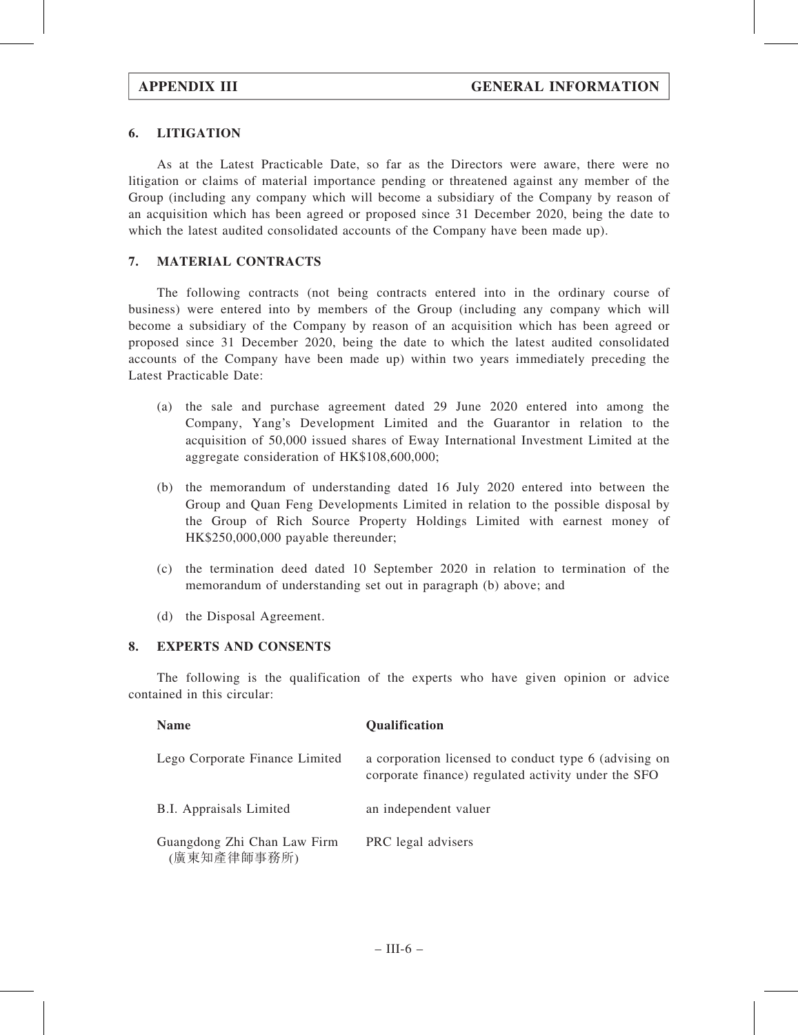## 6. LITIGATION

As at the Latest Practicable Date, so far as the Directors were aware, there were no litigation or claims of material importance pending or threatened against any member of the Group (including any company which will become a subsidiary of the Company by reason of an acquisition which has been agreed or proposed since 31 December 2020, being the date to which the latest audited consolidated accounts of the Company have been made up).

## 7. MATERIAL CONTRACTS

The following contracts (not being contracts entered into in the ordinary course of business) were entered into by members of the Group (including any company which will become a subsidiary of the Company by reason of an acquisition which has been agreed or proposed since 31 December 2020, being the date to which the latest audited consolidated accounts of the Company have been made up) within two years immediately preceding the Latest Practicable Date:

(a) the sale and purchase agreement dated 29 June 2020 entered into among the Company, Yang's Development Limited and the Guarantor in relation to the acquisition of 50,000 issued shares of Eway International Investment Limited at the aggregate consideration of HK$108,600,000;

(b) the memorandum of understanding dated 16 July 2020 entered into between the Group and Quan Feng Developments Limited in relation to the possible disposal by the Group of Rich Source Property Holdings Limited with earnest money of HK$250,000,000 payable thereunder;

(c) the termination deed dated 10 September 2020 in relation to termination of the memorandum of understanding set out in paragraph (b) above; and

(d) the Disposal Agreement.

## 8. EXPERTS AND CONSENTS

The following is the qualification of the experts who have given opinion or advice contained in this circular:

| Name | Qualification |
|---|---|
| Lego Corporate Finance Limited | a corporation licensed to conduct type 6 (advising on corporate finance) regulated activity under the SFO |
| B.I. Appraisals Limited | an independent valuer |
| Guangdong Zhi Chan Law Firm (廣東知產律師事務所) | PRC legal advisers |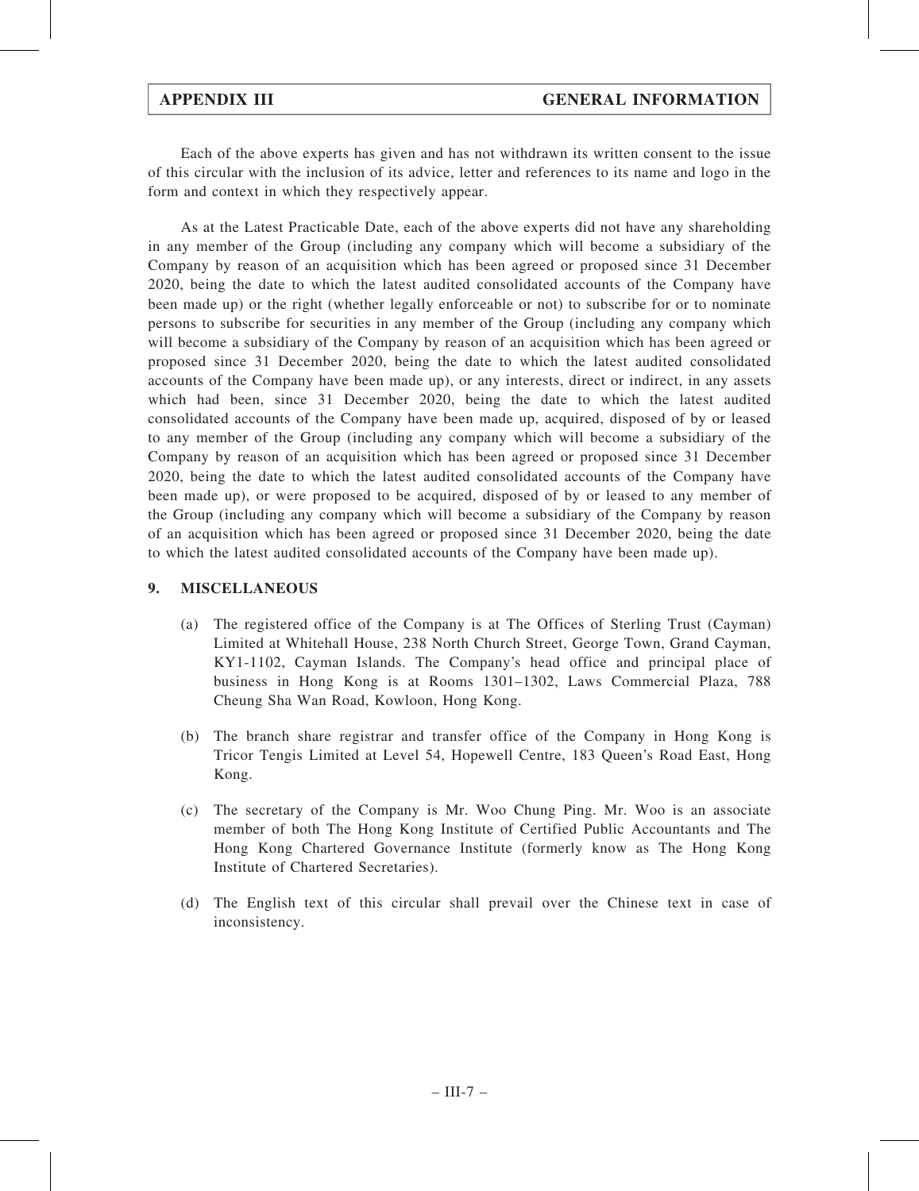Each of the above experts has given and has not withdrawn its written consent to the issue of this circular with the inclusion of its advice, letter and references to its name and logo in the form and context in which they respectively appear.

As at the Latest Practicable Date, each of the above experts did not have any shareholding in any member of the Group (including any company which will become a subsidiary of the Company by reason of an acquisition which has been agreed or proposed since 31 December 2020, being the date to which the latest audited consolidated accounts of the Company have been made up) or the right (whether legally enforceable or not) to subscribe for or to nominate persons to subscribe for securities in any member of the Group (including any company which will become a subsidiary of the Company by reason of an acquisition which has been agreed or proposed since 31 December 2020, being the date to which the latest audited consolidated accounts of the Company have been made up), or any interests, direct or indirect, in any assets which had been, since 31 December 2020, being the date to which the latest audited consolidated accounts of the Company have been made up, acquired, disposed of by or leased to any member of the Group (including any company which will become a subsidiary of the Company by reason of an acquisition which has been agreed or proposed since 31 December 2020, being the date to which the latest audited consolidated accounts of the Company have been made up), or were proposed to be acquired, disposed of by or leased to any member of the Group (including any company which will become a subsidiary of the Company by reason of an acquisition which has been agreed or proposed since 31 December 2020, being the date to which the latest audited consolidated accounts of the Company have been made up).

## 9. MISCELLANEOUS

(a) The registered office of the Company is at The Offices of Sterling Trust (Cayman) Limited at Whitehall House, 238 North Church Street, George Town, Grand Cayman, KY1-1102, Cayman Islands. The Company's head office and principal place of business in Hong Kong is at Rooms 1301–1302, Laws Commercial Plaza, 788 Cheung Sha Wan Road, Kowloon, Hong Kong.

(b) The branch share registrar and transfer office of the Company in Hong Kong is Tricor Tengis Limited at Level 54, Hopewell Centre, 183 Queen's Road East, Hong Kong.

(c) The secretary of the Company is Mr. Woo Chung Ping. Mr. Woo is an associate member of both The Hong Kong Institute of Certified Public Accountants and The Hong Kong Chartered Governance Institute (formerly know as The Hong Kong Institute of Chartered Secretaries).

(d) The English text of this circular shall prevail over the Chinese text in case of inconsistency.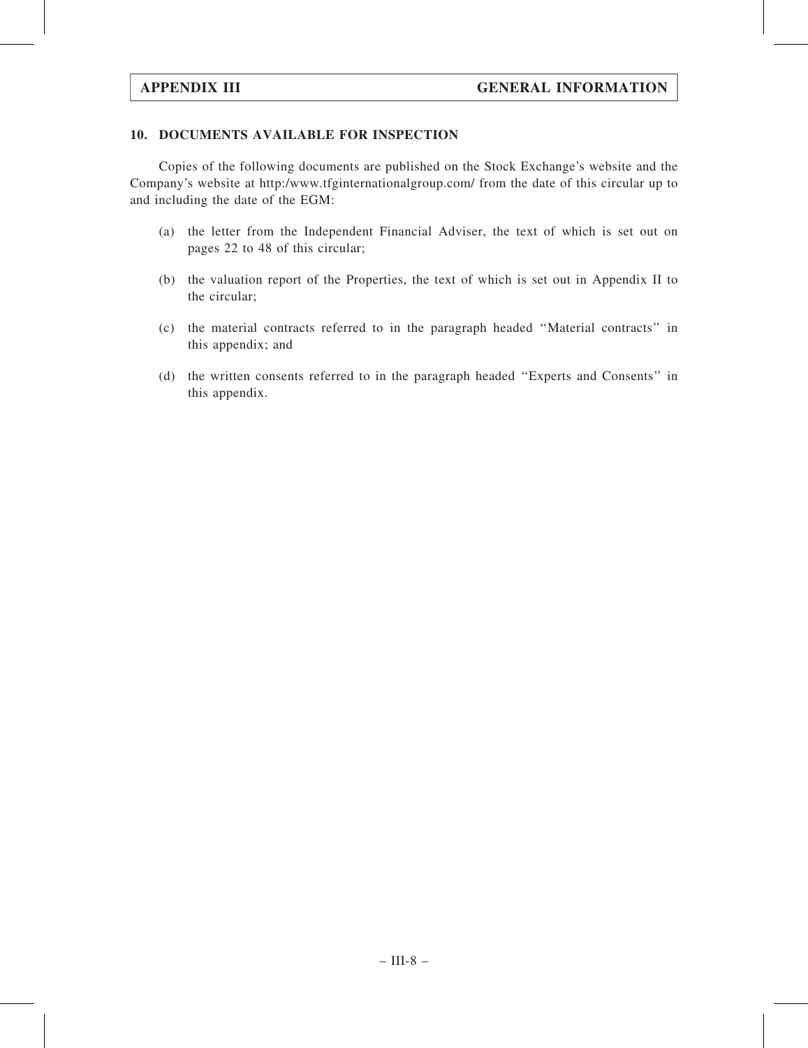## 10. DOCUMENTS AVAILABLE FOR INSPECTION

Copies of the following documents are published on the Stock Exchange's website and the Company's website at http:/www.tfginternationalgroup.com/ from the date of this circular up to and including the date of the EGM:

(a) the letter from the Independent Financial Adviser, the text of which is set out on pages 22 to 48 of this circular;

(b) the valuation report of the Properties, the text of which is set out in Appendix II to the circular;

(c) the material contracts referred to in the paragraph headed ''Material contracts'' in this appendix; and

(d) the written consents referred to in the paragraph headed ''Experts and Consents'' in this appendix.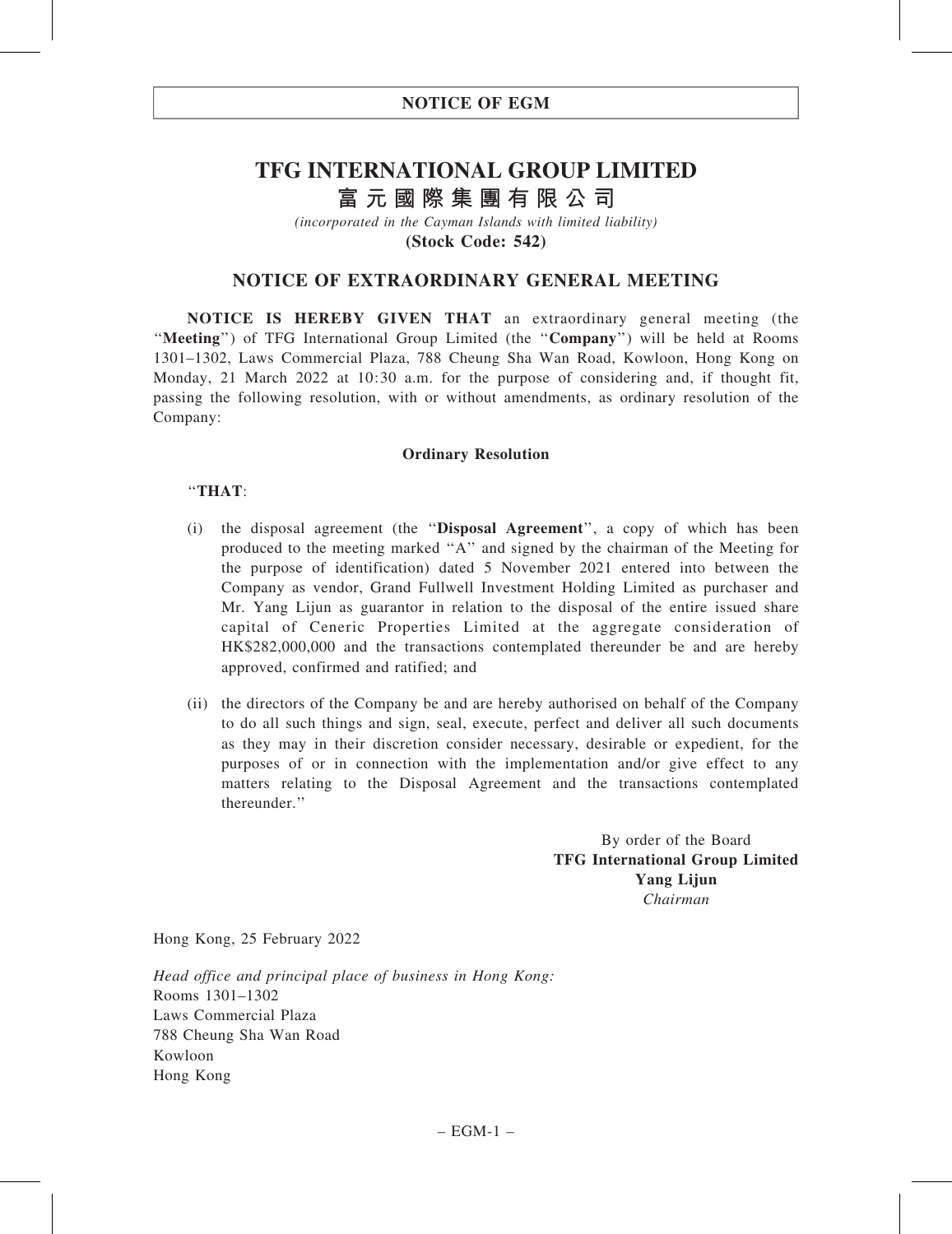**NOTICE OF EGM**

# TFG INTERNATIONAL GROUP LIMITED
# 富元國際集團有限公司

*(incorporated in the Cayman Islands with limited liability)*
**(Stock Code: 542)**

## NOTICE OF EXTRAORDINARY GENERAL MEETING

**NOTICE IS HEREBY GIVEN THAT** an extraordinary general meeting (the ''**Meeting**'') of TFG International Group Limited (the ''**Company**'') will be held at Rooms 1301–1302, Laws Commercial Plaza, 788 Cheung Sha Wan Road, Kowloon, Hong Kong on Monday, 21 March 2022 at 10:30 a.m. for the purpose of considering and, if thought fit, passing the following resolution, with or without amendments, as ordinary resolution of the Company:

**Ordinary Resolution**

''**THAT**:

(i) the disposal agreement (the ''**Disposal Agreement**'', a copy of which has been produced to the meeting marked ''A'' and signed by the chairman of the Meeting for the purpose of identification) dated 5 November 2021 entered into between the Company as vendor, Grand Fullwell Investment Holding Limited as purchaser and Mr. Yang Lijun as guarantor in relation to the disposal of the entire issued share capital of Ceneric Properties Limited at the aggregate consideration of HK$282,000,000 and the transactions contemplated thereunder be and are hereby approved, confirmed and ratified; and

(ii) the directors of the Company be and are hereby authorised on behalf of the Company to do all such things and sign, seal, execute, perfect and deliver all such documents as they may in their discretion consider necessary, desirable or expedient, for the purposes of or in connection with the implementation and/or give effect to any matters relating to the Disposal Agreement and the transactions contemplated thereunder.''

By order of the Board
**TFG International Group Limited**
**Yang Lijun**
*Chairman*

Hong Kong, 25 February 2022

*Head office and principal place of business in Hong Kong:*
Rooms 1301–1302
Laws Commercial Plaza
788 Cheung Sha Wan Road
Kowloon
Hong Kong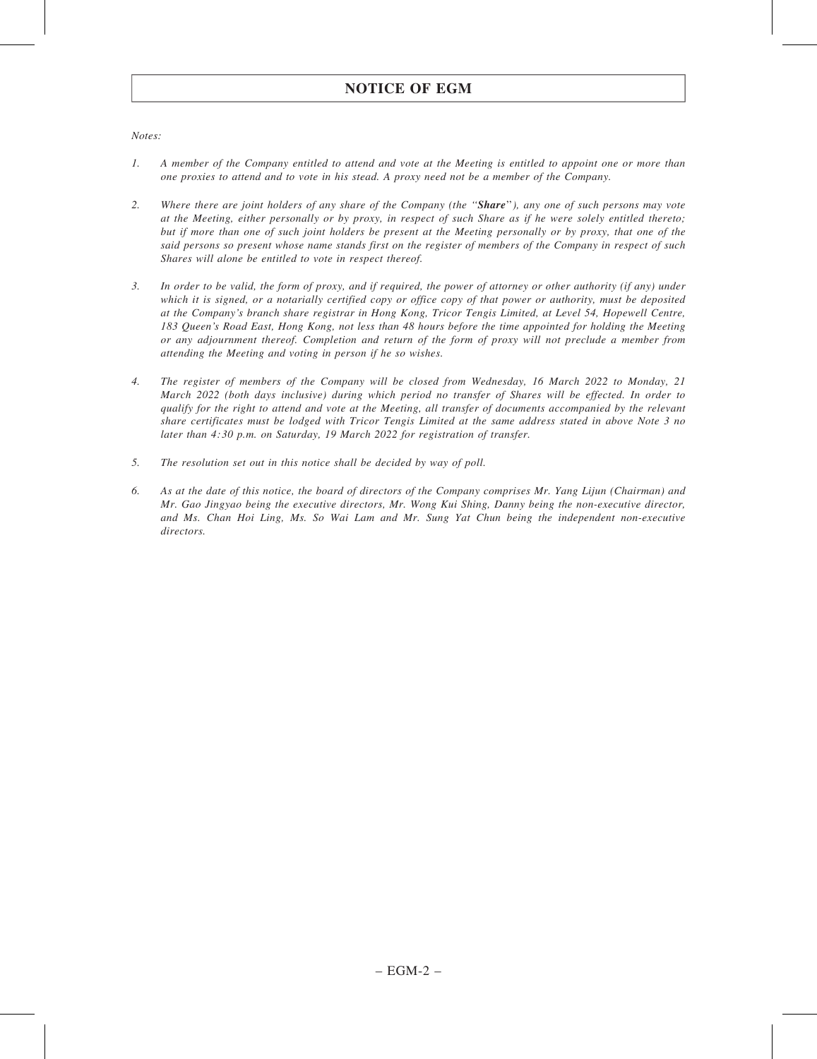# NOTICE OF EGM

*Notes:*

1. *A member of the Company entitled to attend and vote at the Meeting is entitled to appoint one or more than one proxies to attend and to vote in his stead. A proxy need not be a member of the Company.*

2. *Where there are joint holders of any share of the Company (the "**Share**"), any one of such persons may vote at the Meeting, either personally or by proxy, in respect of such Share as if he were solely entitled thereto; but if more than one of such joint holders be present at the Meeting personally or by proxy, that one of the said persons so present whose name stands first on the register of members of the Company in respect of such Shares will alone be entitled to vote in respect thereof.*

3. *In order to be valid, the form of proxy, and if required, the power of attorney or other authority (if any) under which it is signed, or a notarially certified copy or office copy of that power or authority, must be deposited at the Company's branch share registrar in Hong Kong, Tricor Tengis Limited, at Level 54, Hopewell Centre, 183 Queen's Road East, Hong Kong, not less than 48 hours before the time appointed for holding the Meeting or any adjournment thereof. Completion and return of the form of proxy will not preclude a member from attending the Meeting and voting in person if he so wishes.*

4. *The register of members of the Company will be closed from Wednesday, 16 March 2022 to Monday, 21 March 2022 (both days inclusive) during which period no transfer of Shares will be effected. In order to qualify for the right to attend and vote at the Meeting, all transfer of documents accompanied by the relevant share certificates must be lodged with Tricor Tengis Limited at the same address stated in above Note 3 no later than 4:30 p.m. on Saturday, 19 March 2022 for registration of transfer.*

5. *The resolution set out in this notice shall be decided by way of poll.*

6. *As at the date of this notice, the board of directors of the Company comprises Mr. Yang Lijun (Chairman) and Mr. Gao Jingyao being the executive directors, Mr. Wong Kui Shing, Danny being the non-executive director, and Ms. Chan Hoi Ling, Ms. So Wai Lam and Mr. Sung Yat Chun being the independent non-executive directors.*